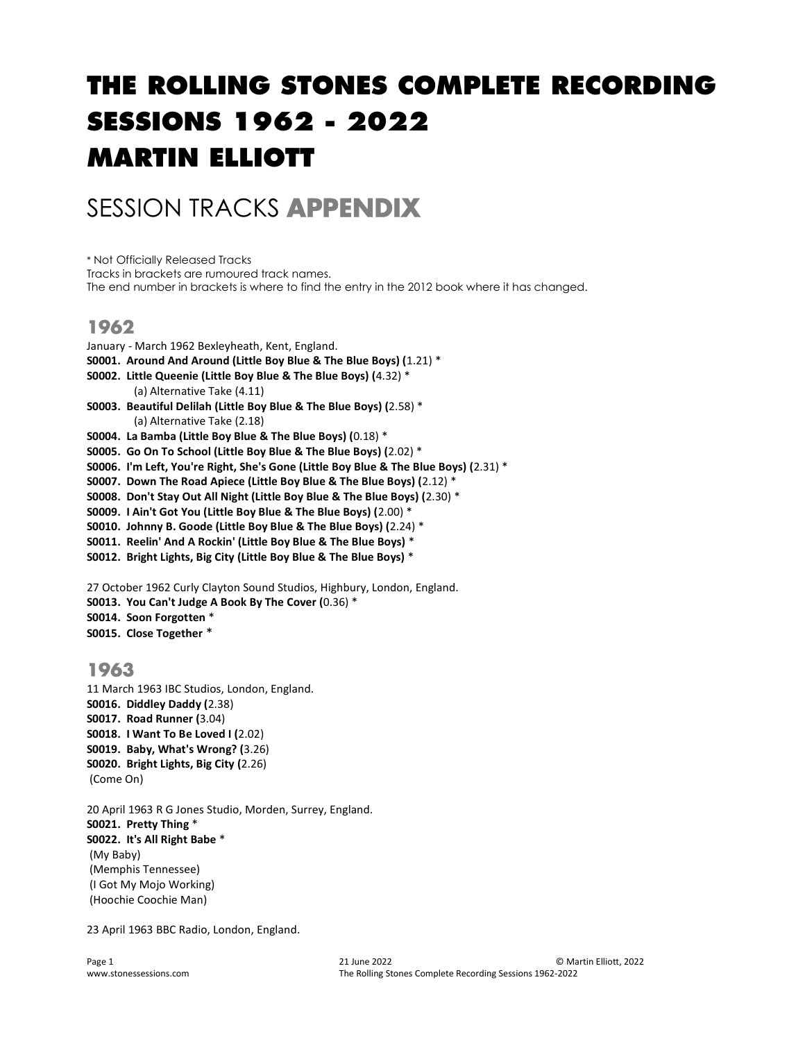# THE ROLLING STONES COMPLETE RECORDING SESSIONS 1962 - 2022
# MARTIN ELLIOTT

## SESSION TRACKS **APPENDIX**

* Not Officially Released Tracks
Tracks in brackets are rumoured track names.
The end number in brackets is where to find the entry in the 2012 book where it has changed.

### 1962

January - March 1962 Bexleyheath, Kent, England.
**S0001. Around And Around (Little Boy Blue & The Blue Boys) (**1.21) *
**S0002. Little Queenie (Little Boy Blue & The Blue Boys) (**4.32) *
(a) Alternative Take (4.11)
**S0003. Beautiful Delilah (Little Boy Blue & The Blue Boys) (**2.58) *
(a) Alternative Take (2.18)
**S0004. La Bamba (Little Boy Blue & The Blue Boys) (**0.18) *
**S0005. Go On To School (Little Boy Blue & The Blue Boys) (**2.02) *
**S0006. I'm Left, You're Right, She's Gone (Little Boy Blue & The Blue Boys) (**2.31) *
**S0007. Down The Road Apiece (Little Boy Blue & The Blue Boys) (**2.12) *
**S0008. Don't Stay Out All Night (Little Boy Blue & The Blue Boys) (**2.30) *
**S0009. I Ain't Got You (Little Boy Blue & The Blue Boys) (**2.00) *
**S0010. Johnny B. Goode (Little Boy Blue & The Blue Boys) (**2.24) *
**S0011. Reelin' And A Rockin' (Little Boy Blue & The Blue Boys)** *
**S0012. Bright Lights, Big City (Little Boy Blue & The Blue Boys)** *

27 October 1962 Curly Clayton Sound Studios, Highbury, London, England.
**S0013. You Can't Judge A Book By The Cover (**0.36) *
**S0014. Soon Forgotten** *
**S0015. Close Together** *

### 1963

11 March 1963 IBC Studios, London, England.
**S0016. Diddley Daddy (**2.38)
**S0017. Road Runner (**3.04)
**S0018. I Want To Be Loved I (**2.02)
**S0019. Baby, What's Wrong? (**3.26)
**S0020. Bright Lights, Big City (**2.26)
(Come On)

20 April 1963 R G Jones Studio, Morden, Surrey, England.
**S0021. Pretty Thing** *
**S0022. It's All Right Babe** *
(My Baby)
(Memphis Tennessee)
(I Got My Mojo Working)
(Hoochie Coochie Man)

23 April 1963 BBC Radio, London, England.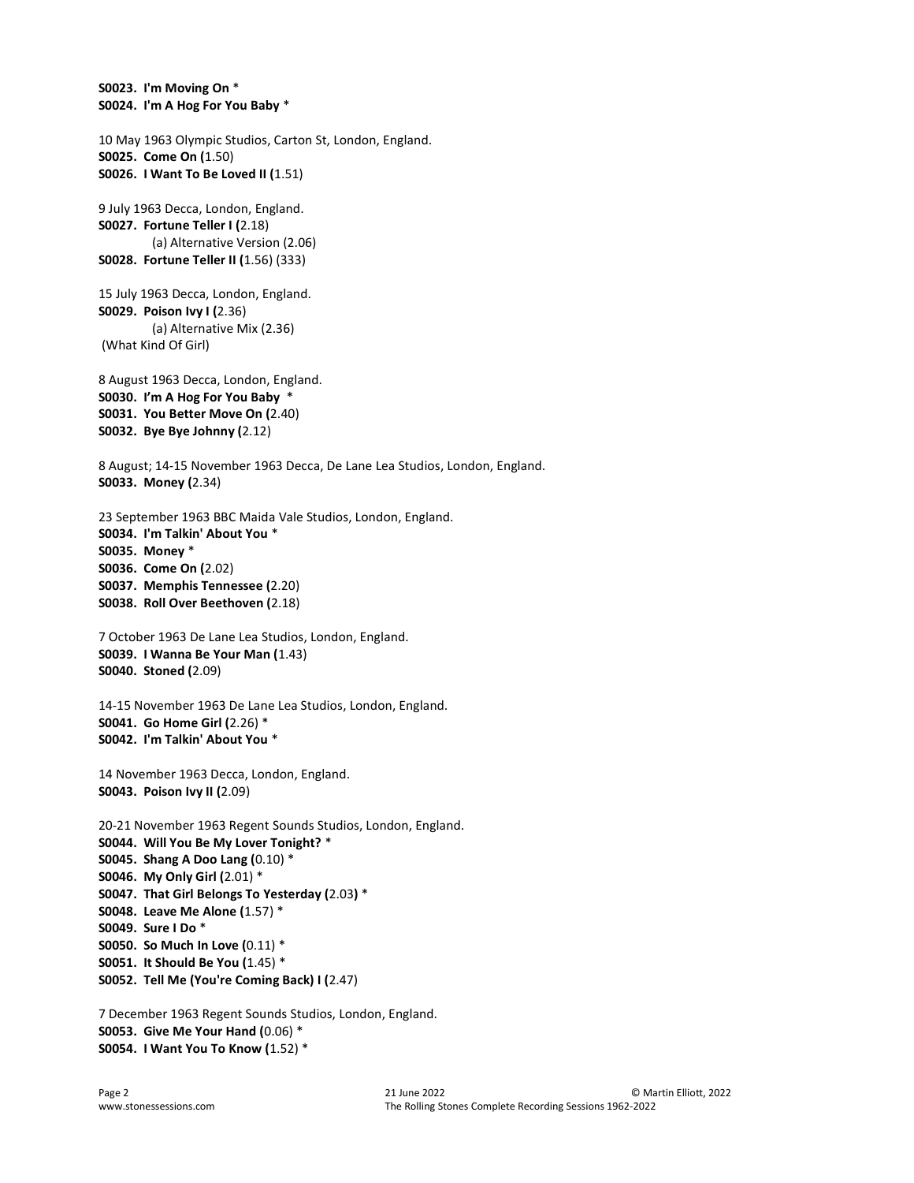**S0023. I'm Moving On** *
**S0024. I'm A Hog For You Baby** *

10 May 1963 Olympic Studios, Carton St, London, England.
**S0025. Come On (**1.50)
**S0026. I Want To Be Loved II (**1.51)

9 July 1963 Decca, London, England.
**S0027. Fortune Teller I (**2.18)
(a) Alternative Version (2.06)
**S0028. Fortune Teller II (**1.56) (333)

15 July 1963 Decca, London, England.
**S0029. Poison Ivy I (**2.36)
(a) Alternative Mix (2.36)
(What Kind Of Girl)

8 August 1963 Decca, London, England.
**S0030. I'm A Hog For You Baby** *
**S0031. You Better Move On (**2.40)
**S0032. Bye Bye Johnny (**2.12)

8 August; 14-15 November 1963 Decca, De Lane Lea Studios, London, England.
**S0033. Money (**2.34)

23 September 1963 BBC Maida Vale Studios, London, England.
**S0034. I'm Talkin' About You** *
**S0035. Money** *
**S0036. Come On (**2.02)
**S0037. Memphis Tennessee (**2.20)
**S0038. Roll Over Beethoven (**2.18)

7 October 1963 De Lane Lea Studios, London, England.
**S0039. I Wanna Be Your Man (**1.43)
**S0040. Stoned (**2.09)

14-15 November 1963 De Lane Lea Studios, London, England.
**S0041. Go Home Girl (**2.26) *
**S0042. I'm Talkin' About You** *

14 November 1963 Decca, London, England.
**S0043. Poison Ivy II (**2.09)

20-21 November 1963 Regent Sounds Studios, London, England.
**S0044. Will You Be My Lover Tonight?** *
**S0045. Shang A Doo Lang (**0.10) *
**S0046. My Only Girl (**2.01) *
**S0047. That Girl Belongs To Yesterday (**2.03**)** *
**S0048. Leave Me Alone (**1.57) *
**S0049. Sure I Do** *
**S0050. So Much In Love (**0.11) *
**S0051. It Should Be You (**1.45) *
**S0052. Tell Me (You're Coming Back) I (**2.47)

7 December 1963 Regent Sounds Studios, London, England.
**S0053. Give Me Your Hand (**0.06) *
**S0054. I Want You To Know (**1.52) *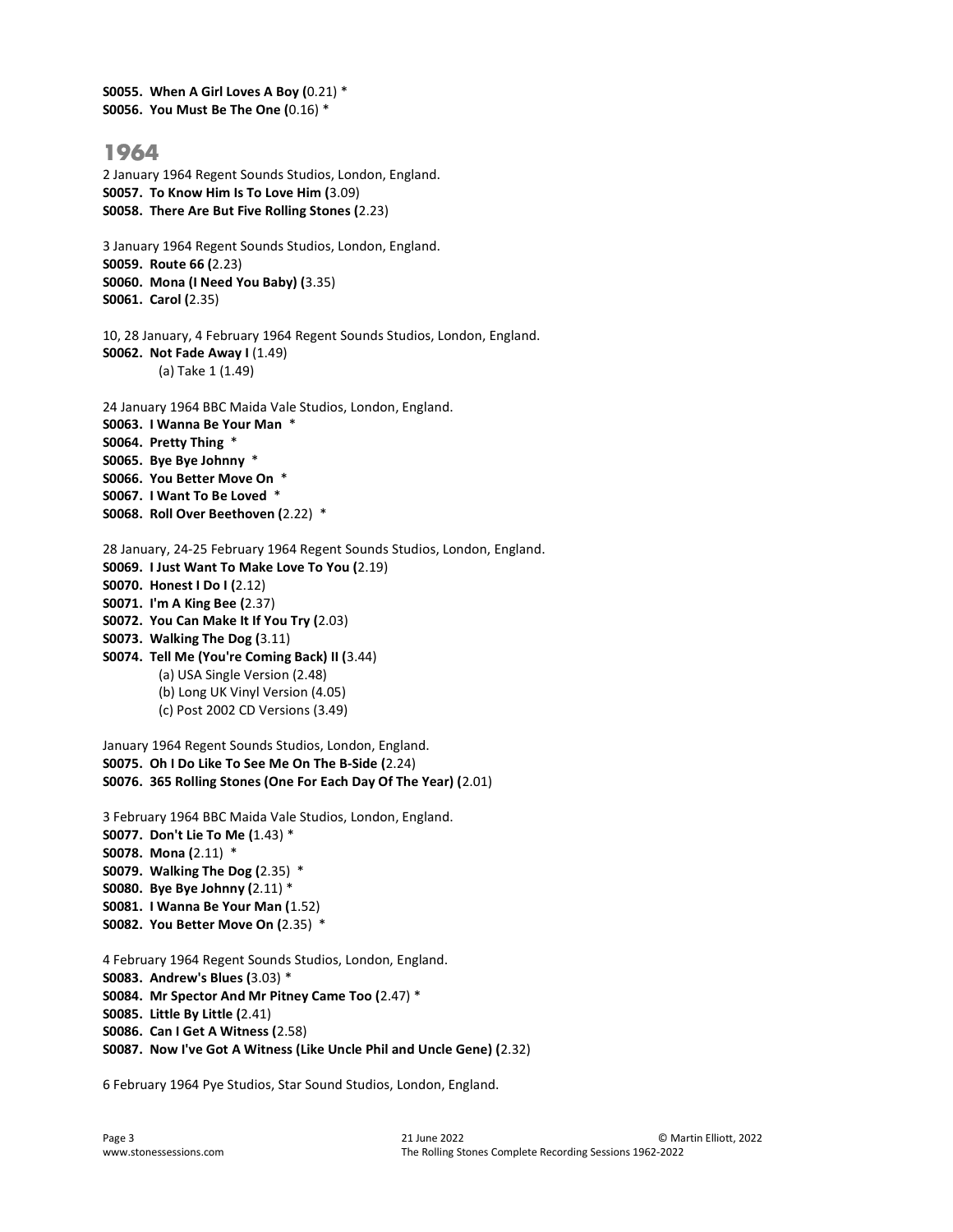**S0055. When A Girl Loves A Boy (**0.21) *
**S0056. You Must Be The One (**0.16) *

## 1964

2 January 1964 Regent Sounds Studios, London, England.
**S0057. To Know Him Is To Love Him (**3.09)
**S0058. There Are But Five Rolling Stones (**2.23)

3 January 1964 Regent Sounds Studios, London, England.
**S0059. Route 66 (**2.23)
**S0060. Mona (I Need You Baby) (**3.35)
**S0061. Carol (**2.35)

10, 28 January, 4 February 1964 Regent Sounds Studios, London, England.
**S0062. Not Fade Away I** (1.49)
(a) Take 1 (1.49)

24 January 1964 BBC Maida Vale Studios, London, England.
**S0063. I Wanna Be Your Man** *
**S0064. Pretty Thing** *
**S0065. Bye Bye Johnny** *
**S0066. You Better Move On** *
**S0067. I Want To Be Loved** *
**S0068. Roll Over Beethoven (**2.22) *

28 January, 24-25 February 1964 Regent Sounds Studios, London, England.
**S0069. I Just Want To Make Love To You (**2.19)
**S0070. Honest I Do I (**2.12)
**S0071. I'm A King Bee (**2.37)
**S0072. You Can Make It If You Try (**2.03)
**S0073. Walking The Dog (**3.11)
**S0074. Tell Me (You're Coming Back) II (**3.44)
(a) USA Single Version (2.48)
(b) Long UK Vinyl Version (4.05)
(c) Post 2002 CD Versions (3.49)

January 1964 Regent Sounds Studios, London, England.
**S0075. Oh I Do Like To See Me On The B-Side (**2.24)
**S0076. 365 Rolling Stones (One For Each Day Of The Year) (**2.01)

3 February 1964 BBC Maida Vale Studios, London, England.
**S0077. Don't Lie To Me (**1.43) *
**S0078. Mona (**2.11) *
**S0079. Walking The Dog (**2.35) *
**S0080. Bye Bye Johnny (**2.11) *
**S0081. I Wanna Be Your Man (**1.52)
**S0082. You Better Move On (**2.35) *

4 February 1964 Regent Sounds Studios, London, England.
**S0083. Andrew's Blues (**3.03) *
**S0084. Mr Spector And Mr Pitney Came Too (**2.47) *
**S0085. Little By Little (**2.41)
**S0086. Can I Get A Witness (**2.58)
**S0087. Now I've Got A Witness (Like Uncle Phil and Uncle Gene) (**2.32)

6 February 1964 Pye Studios, Star Sound Studios, London, England.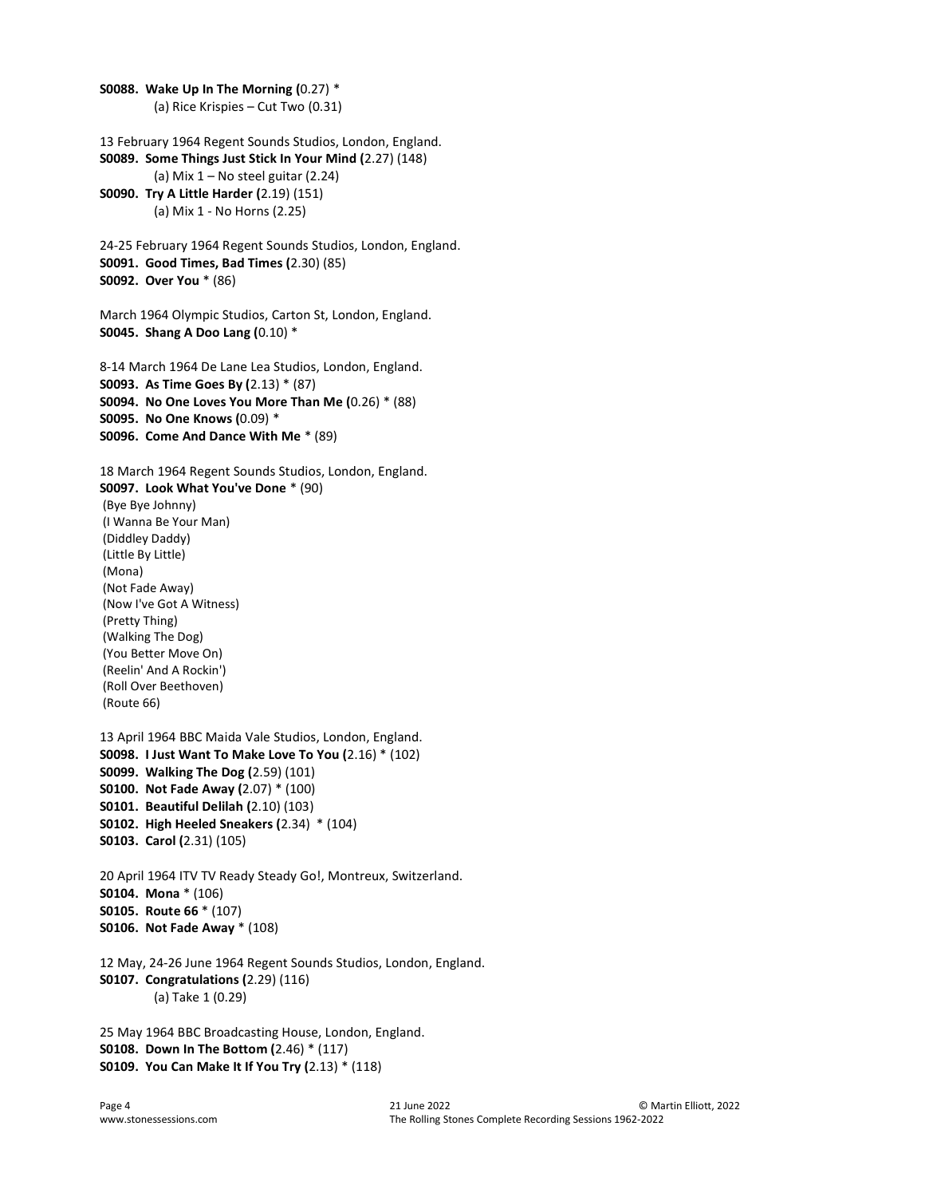**S0088. Wake Up In The Morning (**0.27) *
(a) Rice Krispies – Cut Two (0.31)

13 February 1964 Regent Sounds Studios, London, England.
**S0089. Some Things Just Stick In Your Mind (**2.27) (148)
(a) Mix 1 – No steel guitar (2.24)
**S0090. Try A Little Harder (**2.19) (151)
(a) Mix 1 - No Horns (2.25)

24-25 February 1964 Regent Sounds Studios, London, England.
**S0091. Good Times, Bad Times (**2.30) (85)
**S0092. Over You** * (86)

March 1964 Olympic Studios, Carton St, London, England.
**S0045. Shang A Doo Lang (**0.10) *

8-14 March 1964 De Lane Lea Studios, London, England.
**S0093. As Time Goes By (**2.13) * (87)
**S0094. No One Loves You More Than Me (**0.26) * (88)
**S0095. No One Knows (**0.09) *
**S0096. Come And Dance With Me** * (89)

18 March 1964 Regent Sounds Studios, London, England.
**S0097. Look What You've Done** * (90)
(Bye Bye Johnny)
(I Wanna Be Your Man)
(Diddley Daddy)
(Little By Little)
(Mona)
(Not Fade Away)
(Now I've Got A Witness)
(Pretty Thing)
(Walking The Dog)
(You Better Move On)
(Reelin' And A Rockin')
(Roll Over Beethoven)
(Route 66)

13 April 1964 BBC Maida Vale Studios, London, England.
**S0098. I Just Want To Make Love To You (**2.16) * (102)
**S0099. Walking The Dog (**2.59) (101)
**S0100. Not Fade Away (**2.07) * (100)
**S0101. Beautiful Delilah (**2.10) (103)
**S0102. High Heeled Sneakers (**2.34) * (104)
**S0103. Carol (**2.31) (105)

20 April 1964 ITV TV Ready Steady Go!, Montreux, Switzerland.
**S0104. Mona** * (106)
**S0105. Route 66** * (107)
**S0106. Not Fade Away** * (108)

12 May, 24-26 June 1964 Regent Sounds Studios, London, England.
**S0107. Congratulations (**2.29) (116)
(a) Take 1 (0.29)

25 May 1964 BBC Broadcasting House, London, England.
**S0108. Down In The Bottom (**2.46) * (117)
**S0109. You Can Make It If You Try (**2.13) * (118)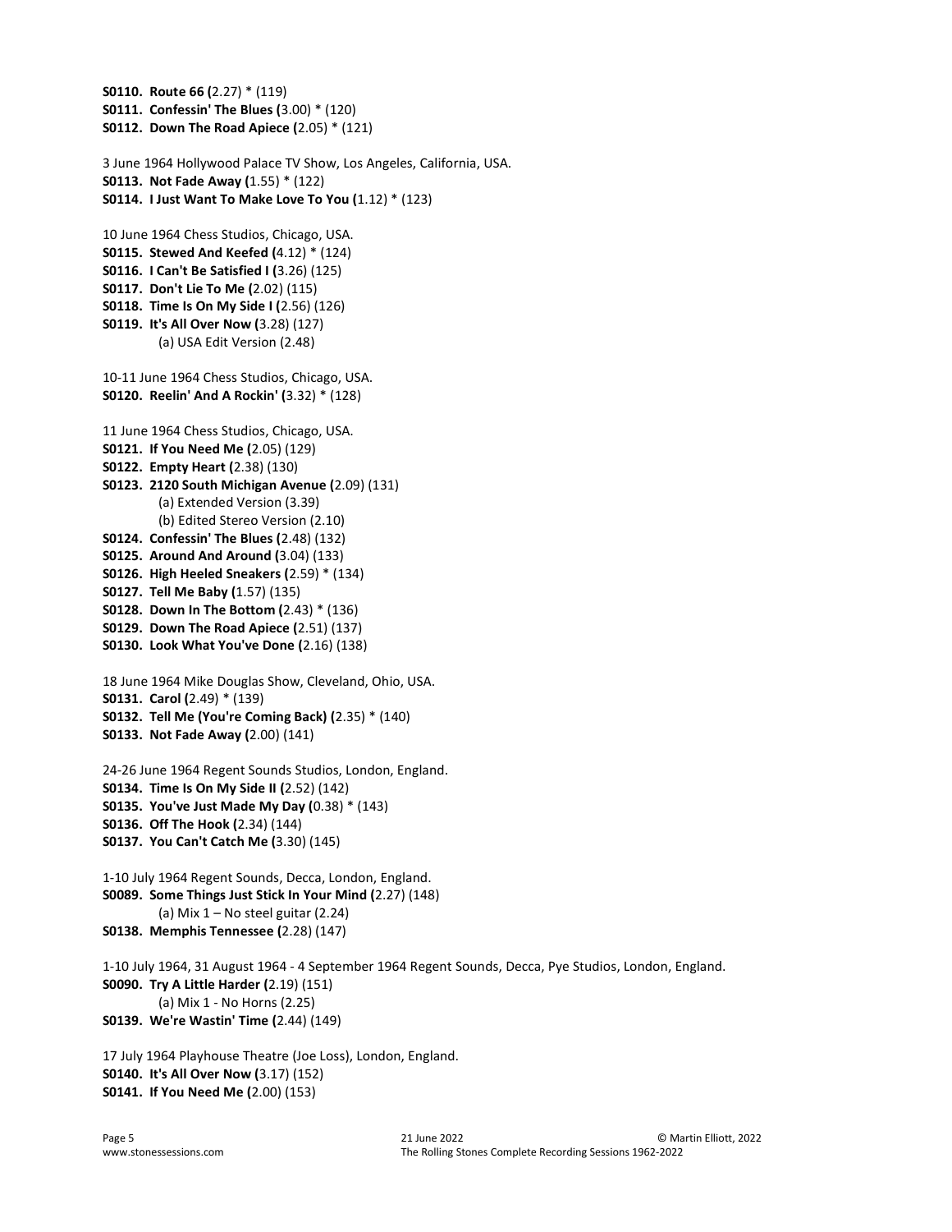**S0110. Route 66 (**2.27) * (119)
**S0111. Confessin' The Blues (**3.00) * (120)
**S0112. Down The Road Apiece (**2.05) * (121)

3 June 1964 Hollywood Palace TV Show, Los Angeles, California, USA.
**S0113. Not Fade Away (**1.55) * (122)
**S0114. I Just Want To Make Love To You (**1.12) * (123)

10 June 1964 Chess Studios, Chicago, USA.
**S0115. Stewed And Keefed (**4.12) * (124)
**S0116. I Can't Be Satisfied I (**3.26) (125)
**S0117. Don't Lie To Me (**2.02) (115)
**S0118. Time Is On My Side I (**2.56) (126)
**S0119. It's All Over Now (**3.28) (127)
(a) USA Edit Version (2.48)

10-11 June 1964 Chess Studios, Chicago, USA.
**S0120. Reelin' And A Rockin' (**3.32) * (128)

11 June 1964 Chess Studios, Chicago, USA.
**S0121. If You Need Me (**2.05) (129)
**S0122. Empty Heart (**2.38) (130)
**S0123. 2120 South Michigan Avenue (**2.09) (131)
(a) Extended Version (3.39)
(b) Edited Stereo Version (2.10)
**S0124. Confessin' The Blues (**2.48) (132)
**S0125. Around And Around (**3.04) (133)
**S0126. High Heeled Sneakers (**2.59) * (134)
**S0127. Tell Me Baby (**1.57) (135)
**S0128. Down In The Bottom (**2.43) * (136)
**S0129. Down The Road Apiece (**2.51) (137)
**S0130. Look What You've Done (**2.16) (138)

18 June 1964 Mike Douglas Show, Cleveland, Ohio, USA.
**S0131. Carol (**2.49) * (139)
**S0132. Tell Me (You're Coming Back) (**2.35) * (140)
**S0133. Not Fade Away (**2.00) (141)

24-26 June 1964 Regent Sounds Studios, London, England.
**S0134. Time Is On My Side II (**2.52) (142)
**S0135. You've Just Made My Day (**0.38) * (143)
**S0136. Off The Hook (**2.34) (144)
**S0137. You Can't Catch Me (**3.30) (145)

1-10 July 1964 Regent Sounds, Decca, London, England.
**S0089. Some Things Just Stick In Your Mind (**2.27) (148)
(a) Mix 1 – No steel guitar (2.24)
**S0138. Memphis Tennessee (**2.28) (147)

1-10 July 1964, 31 August 1964 - 4 September 1964 Regent Sounds, Decca, Pye Studios, London, England.
**S0090. Try A Little Harder (**2.19) (151)
(a) Mix 1 - No Horns (2.25)
**S0139. We're Wastin' Time (**2.44) (149)

17 July 1964 Playhouse Theatre (Joe Loss), London, England.
**S0140. It's All Over Now (**3.17) (152)
**S0141. If You Need Me (**2.00) (153)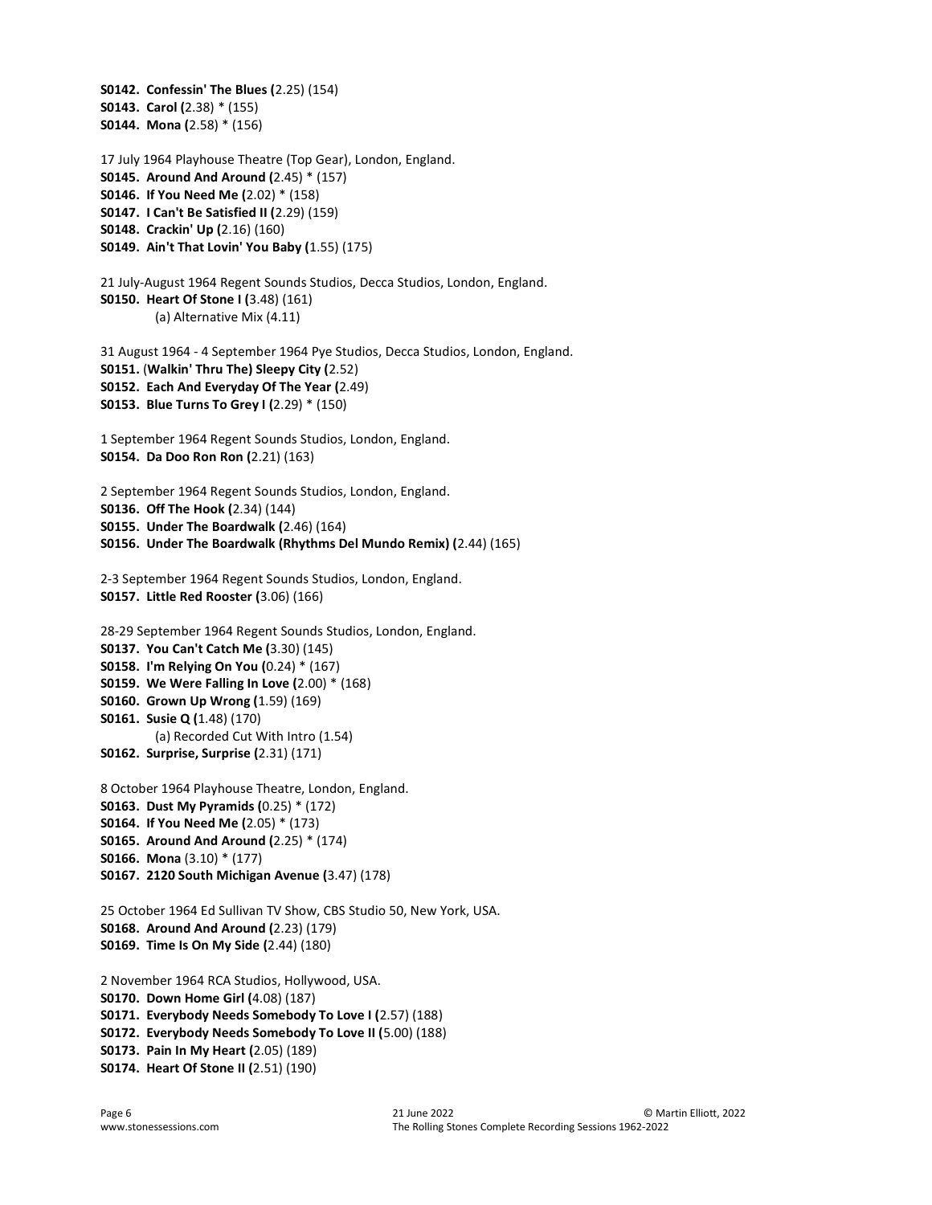**S0142. Confessin' The Blues (**2.25) (154)
**S0143. Carol (**2.38) * (155)
**S0144. Mona (**2.58) * (156)

17 July 1964 Playhouse Theatre (Top Gear), London, England.
**S0145. Around And Around (**2.45) * (157)
**S0146. If You Need Me (**2.02) * (158)
**S0147. I Can't Be Satisfied II (**2.29) (159)
**S0148. Crackin' Up (**2.16) (160)
**S0149. Ain't That Lovin' You Baby (**1.55) (175)

21 July-August 1964 Regent Sounds Studios, Decca Studios, London, England.
**S0150. Heart Of Stone I (**3.48) (161)
(a) Alternative Mix (4.11)

31 August 1964 - 4 September 1964 Pye Studios, Decca Studios, London, England.
**S0151.** (**Walkin' Thru The) Sleepy City (**2.52)
**S0152. Each And Everyday Of The Year (**2.49)
**S0153. Blue Turns To Grey I (**2.29) * (150)

1 September 1964 Regent Sounds Studios, London, England.
**S0154. Da Doo Ron Ron (**2.21) (163)

2 September 1964 Regent Sounds Studios, London, England.
**S0136. Off The Hook (**2.34) (144)
**S0155. Under The Boardwalk (**2.46) (164)
**S0156. Under The Boardwalk (Rhythms Del Mundo Remix) (**2.44) (165)

2-3 September 1964 Regent Sounds Studios, London, England.
**S0157. Little Red Rooster (**3.06) (166)

28-29 September 1964 Regent Sounds Studios, London, England.
**S0137. You Can't Catch Me (**3.30) (145)
**S0158. I'm Relying On You (**0.24) * (167)
**S0159. We Were Falling In Love (**2.00) * (168)
**S0160. Grown Up Wrong (**1.59) (169)
**S0161. Susie Q (**1.48) (170)
(a) Recorded Cut With Intro (1.54)
**S0162. Surprise, Surprise (**2.31) (171)

8 October 1964 Playhouse Theatre, London, England.
**S0163. Dust My Pyramids (**0.25) * (172)
**S0164. If You Need Me (**2.05) * (173)
**S0165. Around And Around (**2.25) * (174)
**S0166. Mona** (3.10) * (177)
**S0167. 2120 South Michigan Avenue (**3.47) (178)

25 October 1964 Ed Sullivan TV Show, CBS Studio 50, New York, USA.
**S0168. Around And Around (**2.23) (179)
**S0169. Time Is On My Side (**2.44) (180)

2 November 1964 RCA Studios, Hollywood, USA.
**S0170. Down Home Girl (**4.08) (187)
**S0171. Everybody Needs Somebody To Love I (**2.57) (188)
**S0172. Everybody Needs Somebody To Love II (**5.00) (188)
**S0173. Pain In My Heart (**2.05) (189)
**S0174. Heart Of Stone II (**2.51) (190)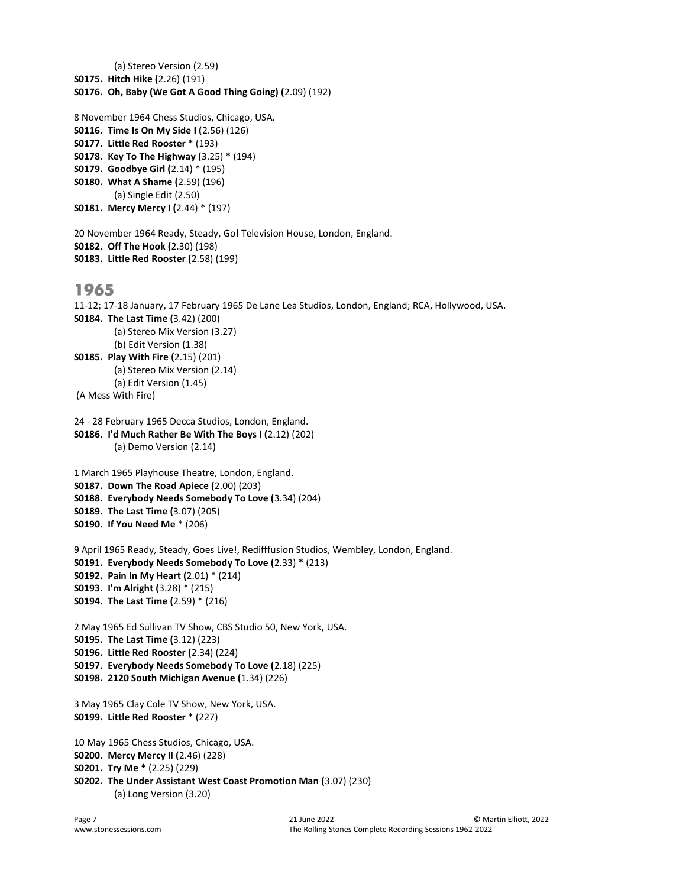(a) Stereo Version (2.59)

**S0175. Hitch Hike (**2.26) (191)

**S0176. Oh, Baby (We Got A Good Thing Going) (**2.09) (192)

8 November 1964 Chess Studios, Chicago, USA.

**S0116. Time Is On My Side I (**2.56) (126)

**S0177. Little Red Rooster** * (193)

**S0178. Key To The Highway (**3.25) * (194)

**S0179. Goodbye Girl (**2.14) * (195)

**S0180. What A Shame (**2.59) (196)

(a) Single Edit (2.50)

**S0181. Mercy Mercy I (**2.44) * (197)

20 November 1964 Ready, Steady, Go! Television House, London, England.

**S0182. Off The Hook (**2.30) (198)

**S0183. Little Red Rooster (**2.58) (199)

## 1965

11-12; 17-18 January, 17 February 1965 De Lane Lea Studios, London, England; RCA, Hollywood, USA.

**S0184. The Last Time (**3.42) (200)

(a) Stereo Mix Version (3.27)

(b) Edit Version (1.38)

**S0185. Play With Fire (**2.15) (201)

(a) Stereo Mix Version (2.14)

(a) Edit Version (1.45)

(A Mess With Fire)

24 - 28 February 1965 Decca Studios, London, England.

**S0186. I'd Much Rather Be With The Boys I (**2.12) (202)

(a) Demo Version (2.14)

1 March 1965 Playhouse Theatre, London, England.

**S0187. Down The Road Apiece (**2.00) (203)

**S0188. Everybody Needs Somebody To Love (**3.34) (204)

**S0189. The Last Time (**3.07) (205)

**S0190. If You Need Me** * (206)

9 April 1965 Ready, Steady, Goes Live!, Redifffusion Studios, Wembley, London, England.

**S0191. Everybody Needs Somebody To Love (**2.33) * (213)

**S0192. Pain In My Heart (**2.01) * (214)

**S0193. I'm Alright (**3.28) * (215)

**S0194. The Last Time (**2.59) * (216)

2 May 1965 Ed Sullivan TV Show, CBS Studio 50, New York, USA.

**S0195. The Last Time (**3.12) (223)

**S0196. Little Red Rooster (**2.34) (224)

**S0197. Everybody Needs Somebody To Love (**2.18) (225)

**S0198. 2120 South Michigan Avenue (**1.34) (226)

3 May 1965 Clay Cole TV Show, New York, USA.

**S0199. Little Red Rooster** * (227)

10 May 1965 Chess Studios, Chicago, USA.

**S0200. Mercy Mercy II (**2.46) (228)

**S0201. Try Me *** (2.25) (229)

**S0202. The Under Assistant West Coast Promotion Man (**3.07) (230)

(a) Long Version (3.20)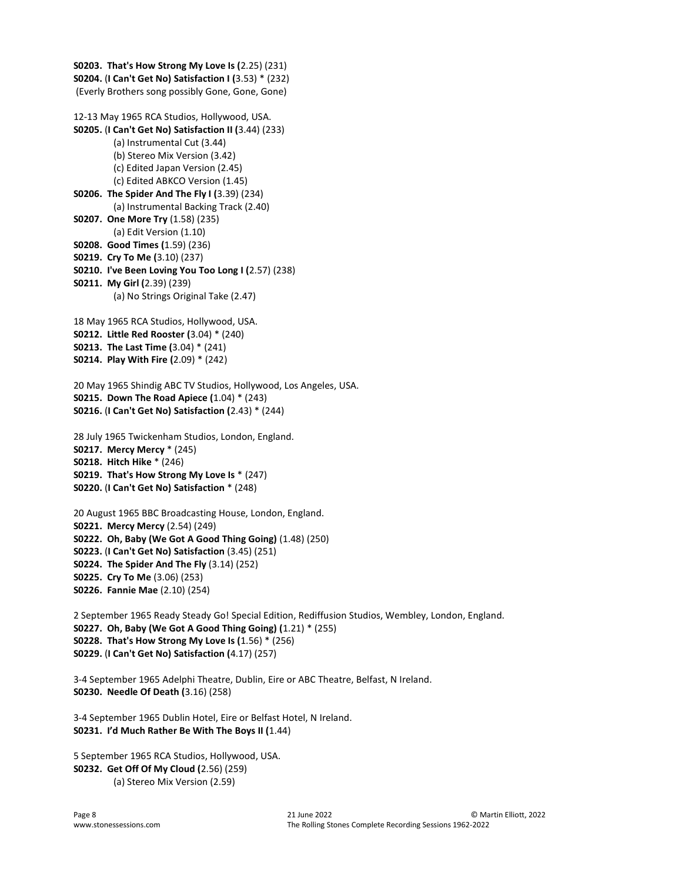**S0203. That's How Strong My Love Is (**2.25) (231)
**S0204.** (**I Can't Get No) Satisfaction I (**3.53) * (232)
(Everly Brothers song possibly Gone, Gone, Gone)

12-13 May 1965 RCA Studios, Hollywood, USA.
**S0205.** (**I Can't Get No) Satisfaction II (**3.44) (233)
(a) Instrumental Cut (3.44)
(b) Stereo Mix Version (3.42)
(c) Edited Japan Version (2.45)
(c) Edited ABKCO Version (1.45)
**S0206. The Spider And The Fly I (**3.39) (234)
(a) Instrumental Backing Track (2.40)
**S0207. One More Try** (1.58) (235)
(a) Edit Version (1.10)
**S0208. Good Times (**1.59) (236)
**S0219. Cry To Me (**3.10) (237)
**S0210. I've Been Loving You Too Long I (**2.57) (238)
**S0211. My Girl (**2.39) (239)
(a) No Strings Original Take (2.47)

18 May 1965 RCA Studios, Hollywood, USA.
**S0212. Little Red Rooster (**3.04) * (240)
**S0213. The Last Time (**3.04) * (241)
**S0214. Play With Fire (**2.09) * (242)

20 May 1965 Shindig ABC TV Studios, Hollywood, Los Angeles, USA.
**S0215. Down The Road Apiece (**1.04) * (243)
**S0216.** (**I Can't Get No) Satisfaction (**2.43) * (244)

28 July 1965 Twickenham Studios, London, England.
**S0217. Mercy Mercy** * (245)
**S0218. Hitch Hike** * (246)
**S0219. That's How Strong My Love Is** * (247)
**S0220.** (**I Can't Get No) Satisfaction** * (248)

20 August 1965 BBC Broadcasting House, London, England.
**S0221. Mercy Mercy** (2.54) (249)
**S0222. Oh, Baby (We Got A Good Thing Going)** (1.48) (250)
**S0223.** (**I Can't Get No) Satisfaction** (3.45) (251)
**S0224. The Spider And The Fly** (3.14) (252)
**S0225. Cry To Me** (3.06) (253)
**S0226. Fannie Mae** (2.10) (254)

2 September 1965 Ready Steady Go! Special Edition, Rediffusion Studios, Wembley, London, England.
**S0227. Oh, Baby (We Got A Good Thing Going) (**1.21) * (255)
**S0228. That's How Strong My Love Is (**1.56) * (256)
**S0229.** (**I Can't Get No) Satisfaction (**4.17) (257)

3-4 September 1965 Adelphi Theatre, Dublin, Eire or ABC Theatre, Belfast, N Ireland.
**S0230. Needle Of Death (**3.16) (258)

3-4 September 1965 Dublin Hotel, Eire or Belfast Hotel, N Ireland.
**S0231. I'd Much Rather Be With The Boys II (**1.44)

5 September 1965 RCA Studios, Hollywood, USA.
**S0232. Get Off Of My Cloud (**2.56) (259)
(a) Stereo Mix Version (2.59)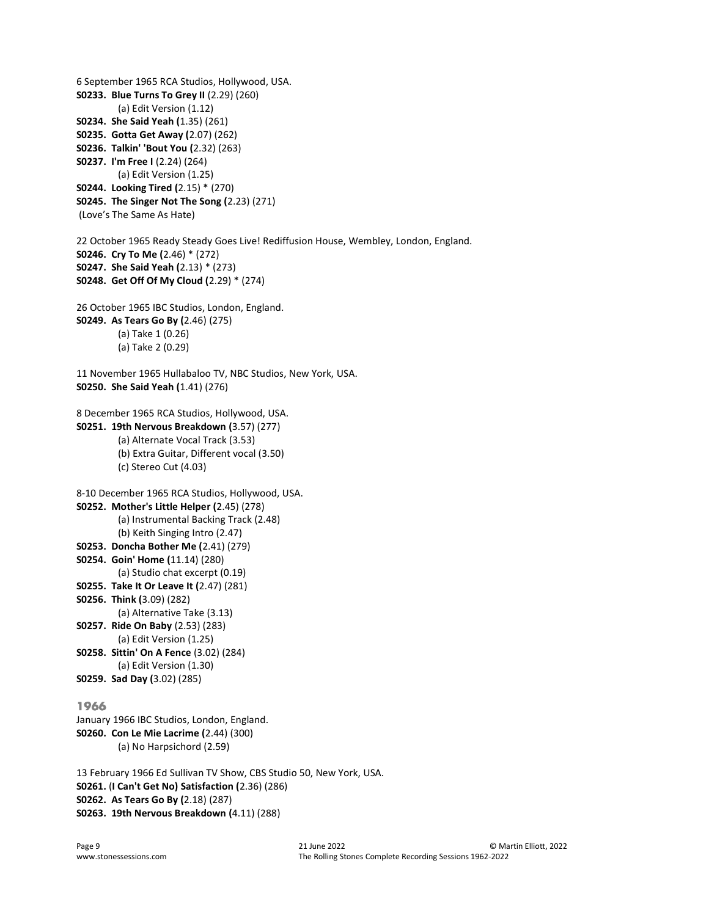6 September 1965 RCA Studios, Hollywood, USA.

**S0233. Blue Turns To Grey II** (2.29) (260)
    (a) Edit Version (1.12)
**S0234. She Said Yeah (**1.35) (261)
**S0235. Gotta Get Away (**2.07) (262)
**S0236. Talkin' 'Bout You (**2.32) (263)
**S0237. I'm Free I** (2.24) (264)
    (a) Edit Version (1.25)
**S0244. Looking Tired (**2.15) * (270)
**S0245. The Singer Not The Song (**2.23) (271)
(Love's The Same As Hate)

22 October 1965 Ready Steady Goes Live! Rediffusion House, Wembley, London, England.

**S0246. Cry To Me (**2.46) * (272)
**S0247. She Said Yeah (**2.13) * (273)
**S0248. Get Off Of My Cloud (**2.29) * (274)

26 October 1965 IBC Studios, London, England.

**S0249. As Tears Go By (**2.46) (275)
    (a) Take 1 (0.26)
    (a) Take 2 (0.29)

11 November 1965 Hullabaloo TV, NBC Studios, New York, USA.

**S0250. She Said Yeah (**1.41) (276)

8 December 1965 RCA Studios, Hollywood, USA.

**S0251. 19th Nervous Breakdown (**3.57) (277)
    (a) Alternate Vocal Track (3.53)
    (b) Extra Guitar, Different vocal (3.50)
    (c) Stereo Cut (4.03)

8-10 December 1965 RCA Studios, Hollywood, USA.

**S0252. Mother's Little Helper (**2.45) (278)
    (a) Instrumental Backing Track (2.48)
    (b) Keith Singing Intro (2.47)
**S0253. Doncha Bother Me (**2.41) (279)
**S0254. Goin' Home (**11.14) (280)
    (a) Studio chat excerpt (0.19)
**S0255. Take It Or Leave It (**2.47) (281)
**S0256. Think (**3.09) (282)
    (a) Alternative Take (3.13)
**S0257. Ride On Baby** (2.53) (283)
    (a) Edit Version (1.25)
**S0258. Sittin' On A Fence** (3.02) (284)
    (a) Edit Version (1.30)
**S0259. Sad Day (**3.02) (285)

## 1966

January 1966 IBC Studios, London, England.

**S0260. Con Le Mie Lacrime (**2.44) (300)
    (a) No Harpsichord (2.59)

13 February 1966 Ed Sullivan TV Show, CBS Studio 50, New York, USA.

**S0261.** (**I Can't Get No) Satisfaction (**2.36) (286)
**S0262. As Tears Go By (**2.18) (287)
**S0263. 19th Nervous Breakdown (**4.11) (288)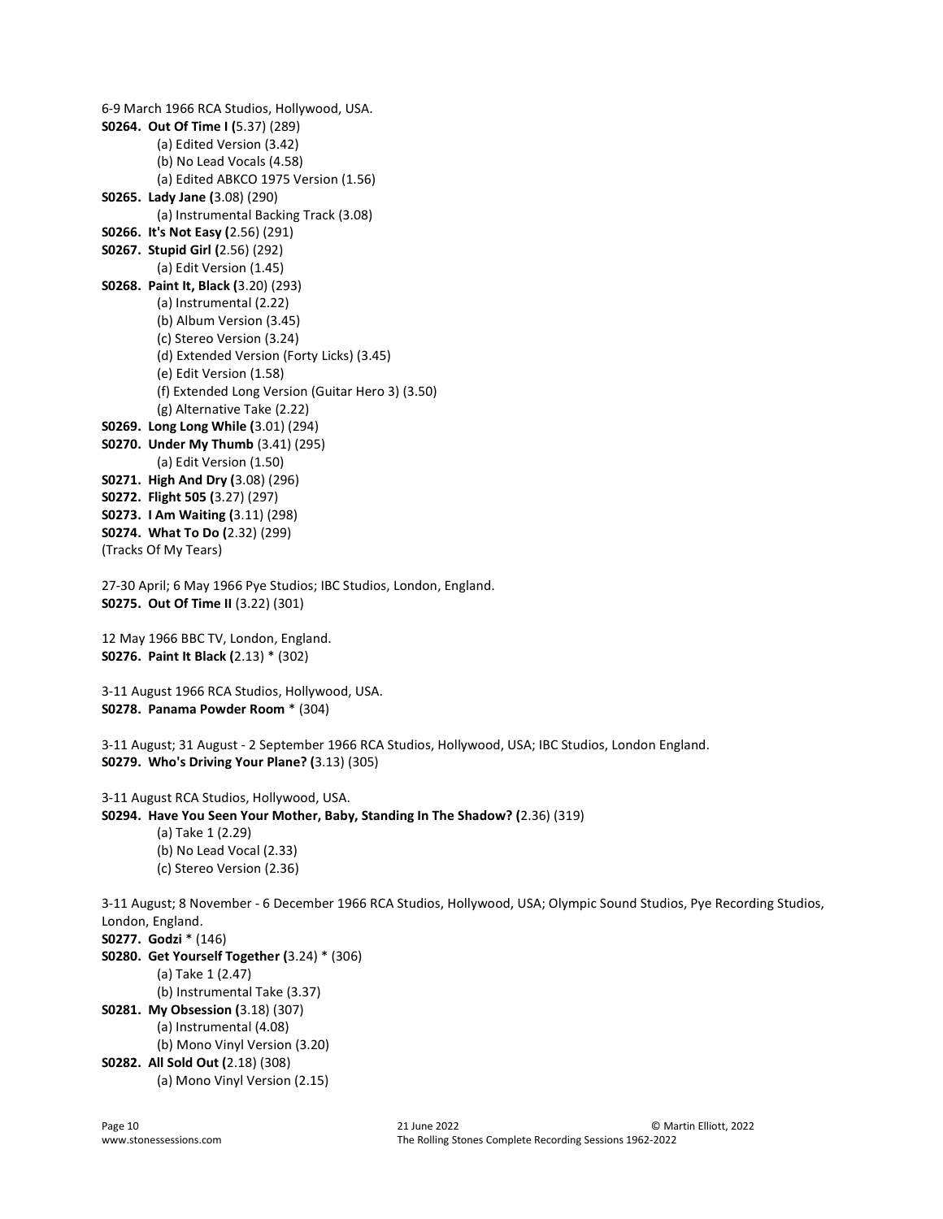6-9 March 1966 RCA Studios, Hollywood, USA.

**S0264. Out Of Time I (**5.37) (289)
- (a) Edited Version (3.42)
- (b) No Lead Vocals (4.58)
- (a) Edited ABKCO 1975 Version (1.56)

**S0265. Lady Jane (**3.08) (290)
- (a) Instrumental Backing Track (3.08)

**S0266. It's Not Easy (**2.56) (291)

**S0267. Stupid Girl (**2.56) (292)
- (a) Edit Version (1.45)

**S0268. Paint It, Black (**3.20) (293)
- (a) Instrumental (2.22)
- (b) Album Version (3.45)
- (c) Stereo Version (3.24)
- (d) Extended Version (Forty Licks) (3.45)
- (e) Edit Version (1.58)
- (f) Extended Long Version (Guitar Hero 3) (3.50)
- (g) Alternative Take (2.22)

**S0269. Long Long While (**3.01) (294)

**S0270. Under My Thumb** (3.41) (295)
- (a) Edit Version (1.50)

**S0271. High And Dry (**3.08) (296)

**S0272. Flight 505 (**3.27) (297)

**S0273. I Am Waiting (**3.11) (298)

**S0274. What To Do (**2.32) (299)

(Tracks Of My Tears)

27-30 April; 6 May 1966 Pye Studios; IBC Studios, London, England.

**S0275. Out Of Time II** (3.22) (301)

12 May 1966 BBC TV, London, England.

**S0276. Paint It Black (**2.13) * (302)

3-11 August 1966 RCA Studios, Hollywood, USA.

**S0278. Panama Powder Room** * (304)

3-11 August; 31 August - 2 September 1966 RCA Studios, Hollywood, USA; IBC Studios, London England.

**S0279. Who's Driving Your Plane? (**3.13) (305)

3-11 August RCA Studios, Hollywood, USA.

**S0294. Have You Seen Your Mother, Baby, Standing In The Shadow? (**2.36) (319)
- (a) Take 1 (2.29)
- (b) No Lead Vocal (2.33)
- (c) Stereo Version (2.36)

3-11 August; 8 November - 6 December 1966 RCA Studios, Hollywood, USA; Olympic Sound Studios, Pye Recording Studios, London, England.

**S0277. Godzi** * (146)

**S0280. Get Yourself Together (**3.24) * (306)
- (a) Take 1 (2.47)
- (b) Instrumental Take (3.37)

**S0281. My Obsession (**3.18) (307)
- (a) Instrumental (4.08)
- (b) Mono Vinyl Version (3.20)

**S0282. All Sold Out (**2.18) (308)
- (a) Mono Vinyl Version (2.15)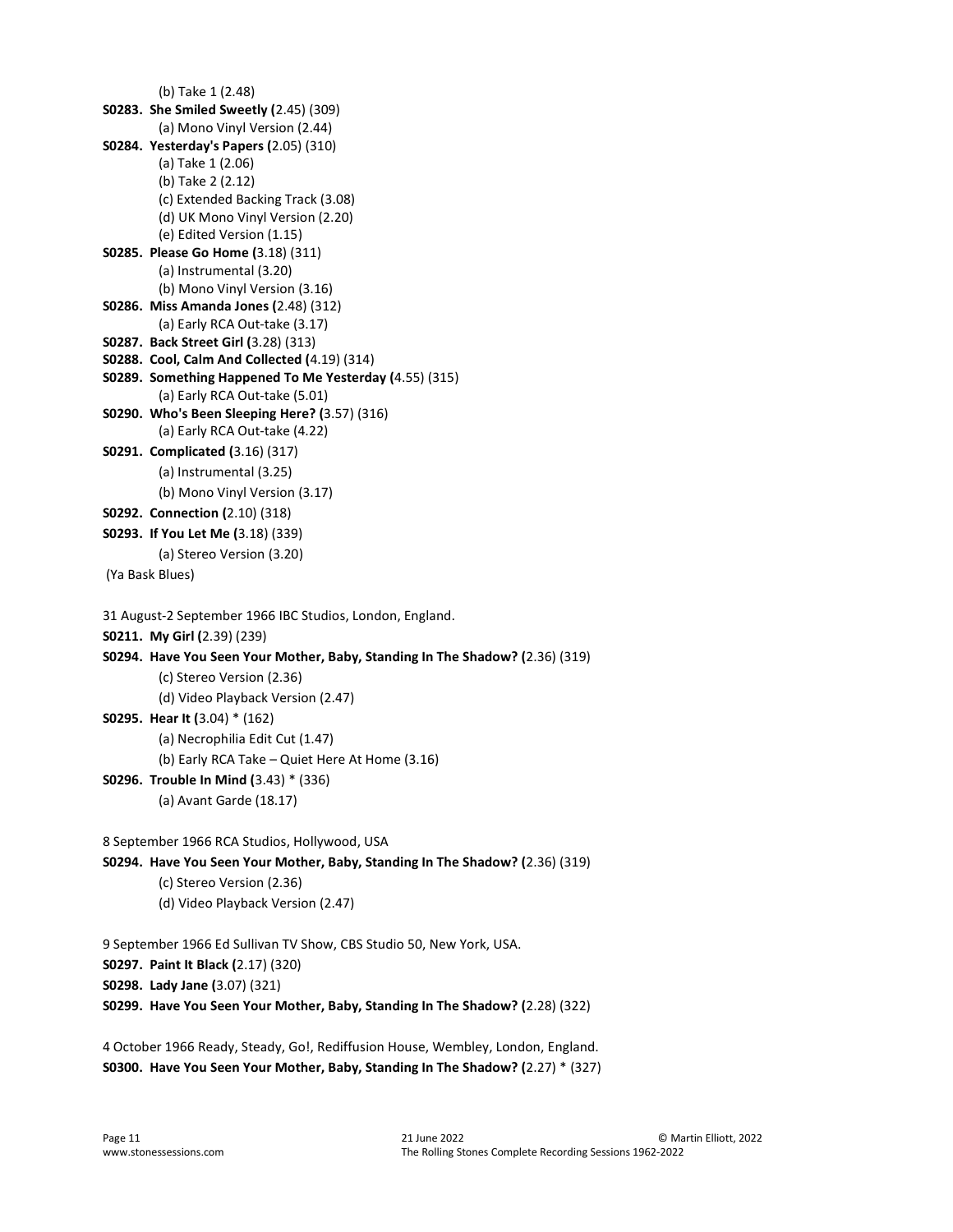(b) Take 1 (2.48)

**S0283. She Smiled Sweetly (**2.45) (309)

(a) Mono Vinyl Version (2.44)

**S0284. Yesterday's Papers (**2.05) (310)

(a) Take 1 (2.06)

(b) Take 2 (2.12)

(c) Extended Backing Track (3.08)

(d) UK Mono Vinyl Version (2.20)

(e) Edited Version (1.15)

**S0285. Please Go Home (**3.18) (311)

(a) Instrumental (3.20)

(b) Mono Vinyl Version (3.16)

**S0286. Miss Amanda Jones (**2.48) (312)

(a) Early RCA Out-take (3.17)

**S0287. Back Street Girl (**3.28) (313)

**S0288. Cool, Calm And Collected (**4.19) (314)

**S0289. Something Happened To Me Yesterday (**4.55) (315)

(a) Early RCA Out-take (5.01)

**S0290. Who's Been Sleeping Here? (**3.57) (316)

(a) Early RCA Out-take (4.22)

**S0291. Complicated (**3.16) (317)

(a) Instrumental (3.25)

(b) Mono Vinyl Version (3.17)

**S0292. Connection (**2.10) (318)

**S0293. If You Let Me (**3.18) (339)

(a) Stereo Version (3.20)

(Ya Bask Blues)

31 August-2 September 1966 IBC Studios, London, England.

**S0211. My Girl (**2.39) (239)

**S0294. Have You Seen Your Mother, Baby, Standing In The Shadow? (**2.36) (319)

(c) Stereo Version (2.36)

(d) Video Playback Version (2.47)

**S0295. Hear It (**3.04) * (162)

(a) Necrophilia Edit Cut (1.47)

(b) Early RCA Take – Quiet Here At Home (3.16)

**S0296. Trouble In Mind (**3.43) * (336)

(a) Avant Garde (18.17)

8 September 1966 RCA Studios, Hollywood, USA

**S0294. Have You Seen Your Mother, Baby, Standing In The Shadow? (**2.36) (319)

(c) Stereo Version (2.36)

(d) Video Playback Version (2.47)

9 September 1966 Ed Sullivan TV Show, CBS Studio 50, New York, USA.

**S0297. Paint It Black (**2.17) (320)

**S0298. Lady Jane (**3.07) (321)

**S0299. Have You Seen Your Mother, Baby, Standing In The Shadow? (**2.28) (322)

4 October 1966 Ready, Steady, Go!, Rediffusion House, Wembley, London, England.

**S0300. Have You Seen Your Mother, Baby, Standing In The Shadow? (**2.27) * (327)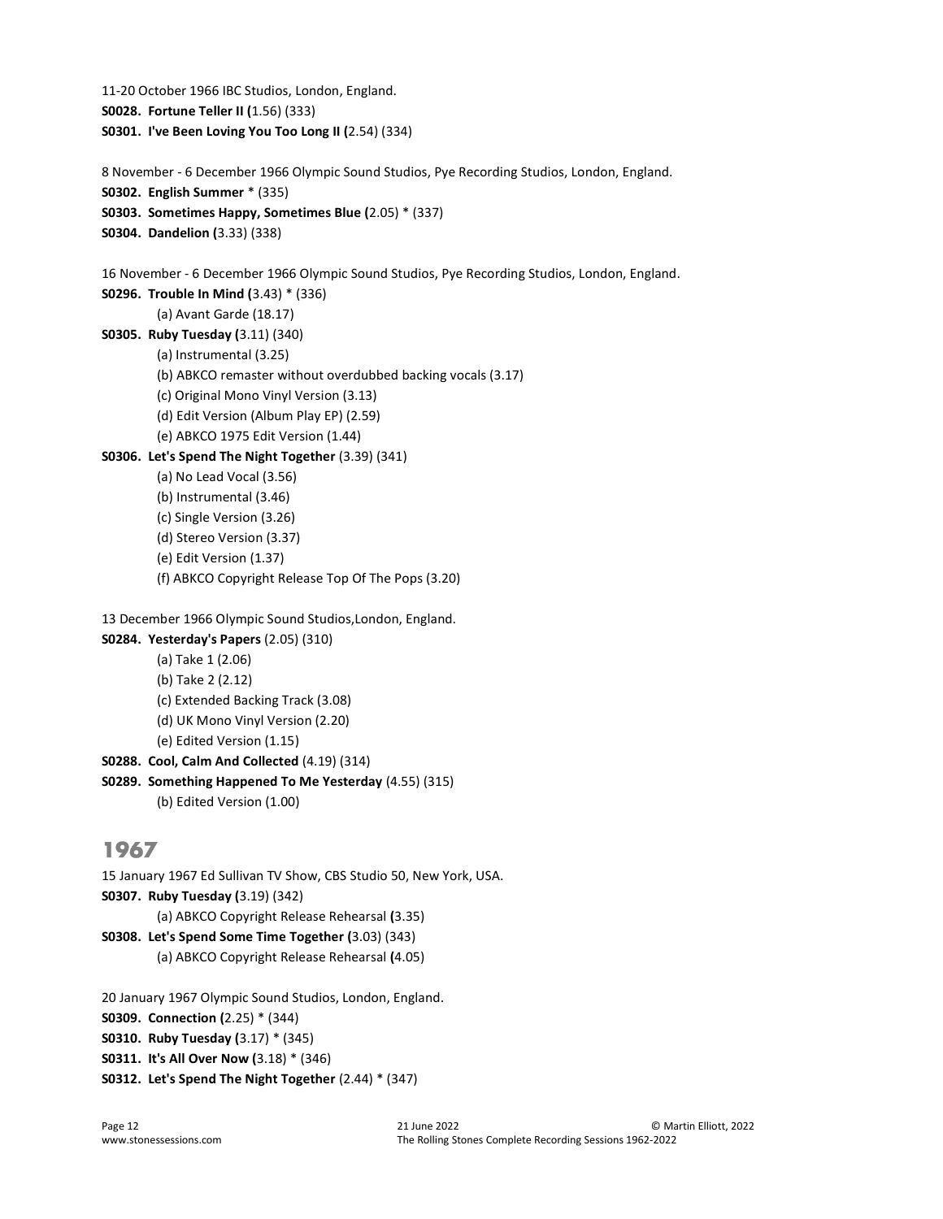11-20 October 1966 IBC Studios, London, England.

**S0028. Fortune Teller II (**1.56) (333)

**S0301. I've Been Loving You Too Long II (**2.54) (334)

8 November - 6 December 1966 Olympic Sound Studios, Pye Recording Studios, London, England.

**S0302. English Summer** * (335)

**S0303. Sometimes Happy, Sometimes Blue (**2.05) * (337)

**S0304. Dandelion (**3.33) (338)

16 November - 6 December 1966 Olympic Sound Studios, Pye Recording Studios, London, England.

**S0296. Trouble In Mind (**3.43) * (336)

(a) Avant Garde (18.17)

**S0305. Ruby Tuesday (**3.11) (340)

(a) Instrumental (3.25)

(b) ABKCO remaster without overdubbed backing vocals (3.17)

(c) Original Mono Vinyl Version (3.13)

(d) Edit Version (Album Play EP) (2.59)

(e) ABKCO 1975 Edit Version (1.44)

**S0306. Let's Spend The Night Together** (3.39) (341)

(a) No Lead Vocal (3.56)

(b) Instrumental (3.46)

(c) Single Version (3.26)

(d) Stereo Version (3.37)

(e) Edit Version (1.37)

(f) ABKCO Copyright Release Top Of The Pops (3.20)

13 December 1966 Olympic Sound Studios,London, England.

**S0284. Yesterday's Papers** (2.05) (310)

(a) Take 1 (2.06)

(b) Take 2 (2.12)

(c) Extended Backing Track (3.08)

(d) UK Mono Vinyl Version (2.20)

(e) Edited Version (1.15)

**S0288. Cool, Calm And Collected** (4.19) (314)

**S0289. Something Happened To Me Yesterday** (4.55) (315)

(b) Edited Version (1.00)

## 1967

15 January 1967 Ed Sullivan TV Show, CBS Studio 50, New York, USA.

**S0307. Ruby Tuesday (**3.19) (342)

(a) ABKCO Copyright Release Rehearsal **(**3.35)

**S0308. Let's Spend Some Time Together (**3.03) (343)

(a) ABKCO Copyright Release Rehearsal **(**4.05)

20 January 1967 Olympic Sound Studios, London, England.

**S0309. Connection (**2.25) * (344)

**S0310. Ruby Tuesday (**3.17) * (345)

**S0311. It's All Over Now (**3.18) * (346)

**S0312. Let's Spend The Night Together** (2.44) * (347)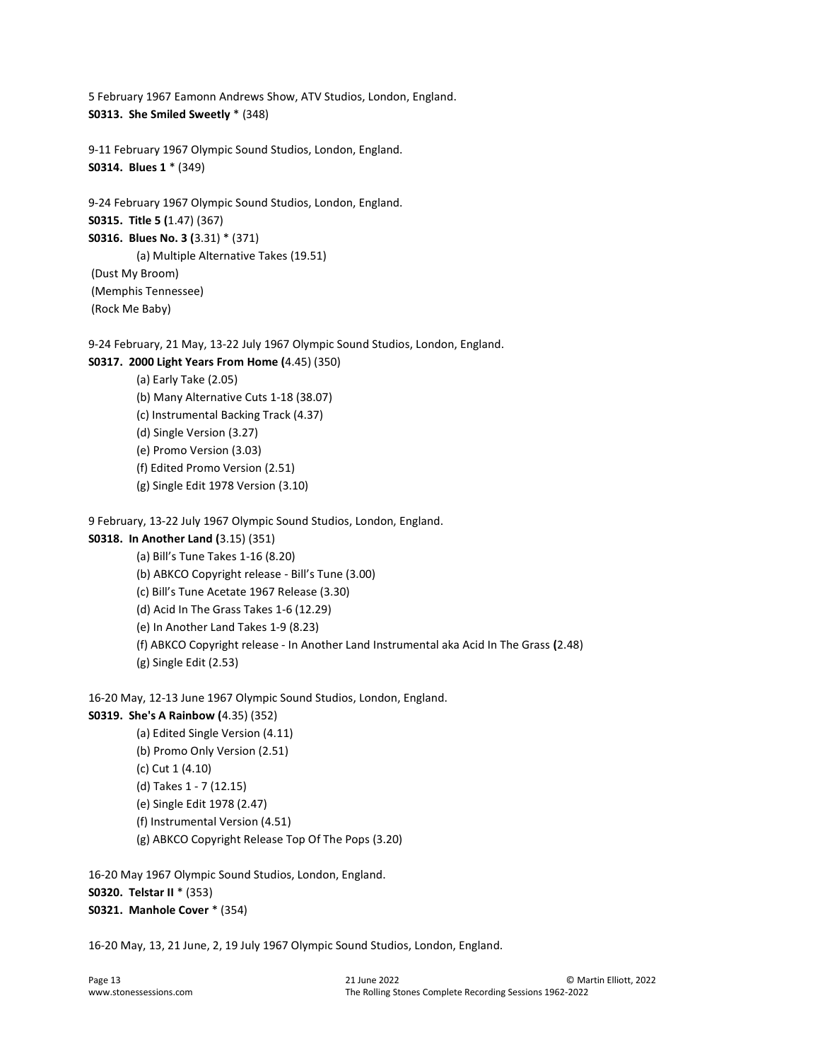5 February 1967 Eamonn Andrews Show, ATV Studios, London, England.
**S0313. She Smiled Sweetly** * (348)

9-11 February 1967 Olympic Sound Studios, London, England.
**S0314. Blues 1** * (349)

9-24 February 1967 Olympic Sound Studios, London, England.
**S0315. Title 5 (**1.47) (367)
**S0316. Blues No. 3 (**3.31) * (371)
(a) Multiple Alternative Takes (19.51)
(Dust My Broom)
(Memphis Tennessee)
(Rock Me Baby)

9-24 February, 21 May, 13-22 July 1967 Olympic Sound Studios, London, England.
**S0317. 2000 Light Years From Home (**4.45) (350)
(a) Early Take (2.05)
(b) Many Alternative Cuts 1-18 (38.07)
(c) Instrumental Backing Track (4.37)
(d) Single Version (3.27)
(e) Promo Version (3.03)
(f) Edited Promo Version (2.51)
(g) Single Edit 1978 Version (3.10)

9 February, 13-22 July 1967 Olympic Sound Studios, London, England.
**S0318. In Another Land (**3.15) (351)
(a) Bill's Tune Takes 1-16 (8.20)
(b) ABKCO Copyright release - Bill's Tune (3.00)
(c) Bill's Tune Acetate 1967 Release (3.30)
(d) Acid In The Grass Takes 1-6 (12.29)
(e) In Another Land Takes 1-9 (8.23)
(f) ABKCO Copyright release - In Another Land Instrumental aka Acid In The Grass **(**2.48)
(g) Single Edit (2.53)

16-20 May, 12-13 June 1967 Olympic Sound Studios, London, England.
**S0319. She's A Rainbow (**4.35) (352)
(a) Edited Single Version (4.11)
(b) Promo Only Version (2.51)
(c) Cut 1 (4.10)
(d) Takes 1 - 7 (12.15)
(e) Single Edit 1978 (2.47)
(f) Instrumental Version (4.51)
(g) ABKCO Copyright Release Top Of The Pops (3.20)

16-20 May 1967 Olympic Sound Studios, London, England.
**S0320. Telstar II** * (353)
**S0321. Manhole Cover** * (354)

16-20 May, 13, 21 June, 2, 19 July 1967 Olympic Sound Studios, London, England.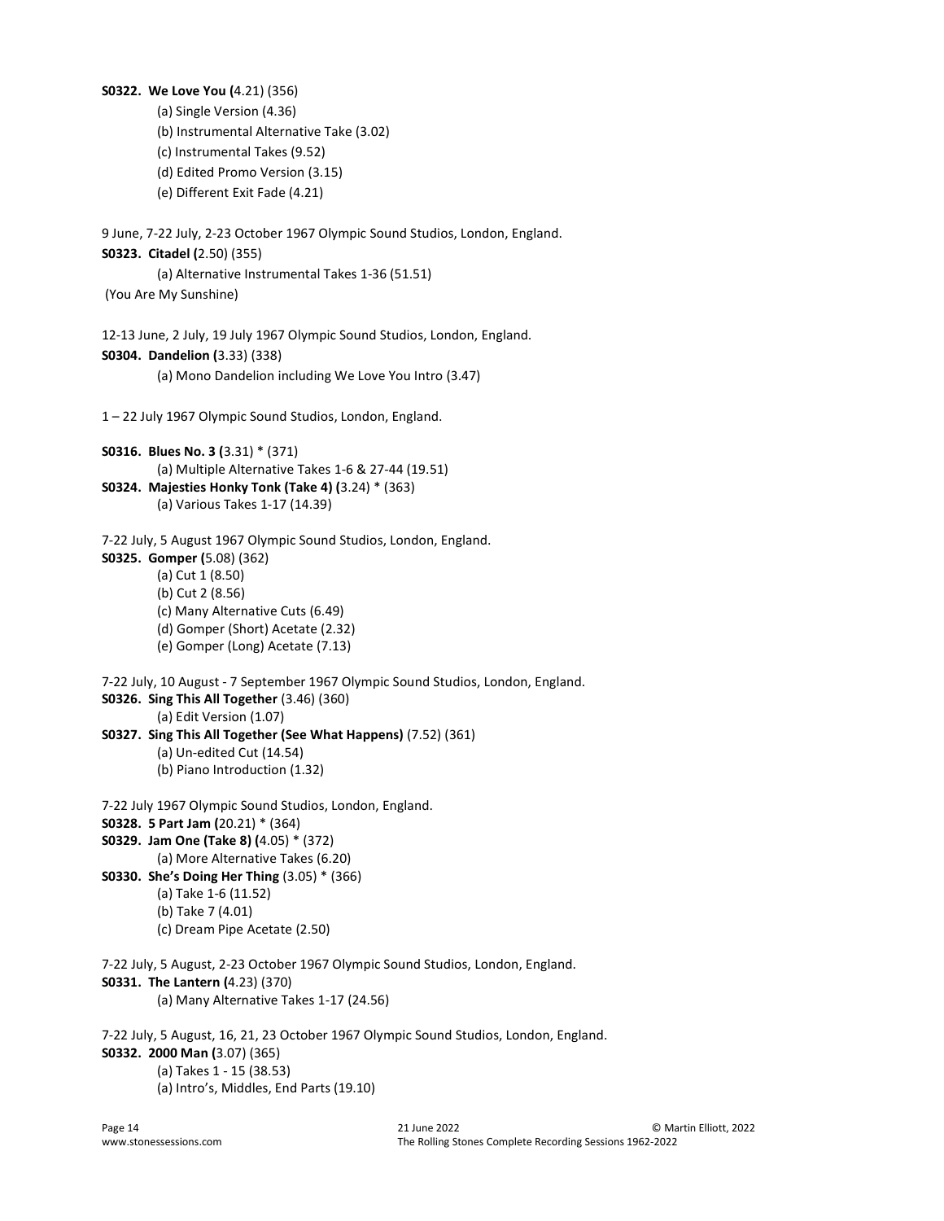**S0322. We Love You (**4.21) (356)

(a) Single Version (4.36)
(b) Instrumental Alternative Take (3.02)
(c) Instrumental Takes (9.52)
(d) Edited Promo Version (3.15)
(e) Different Exit Fade (4.21)

9 June, 7-22 July, 2-23 October 1967 Olympic Sound Studios, London, England.

**S0323. Citadel (**2.50) (355)

(a) Alternative Instrumental Takes 1-36 (51.51)

(You Are My Sunshine)

12-13 June, 2 July, 19 July 1967 Olympic Sound Studios, London, England.

**S0304. Dandelion (**3.33) (338)

(a) Mono Dandelion including We Love You Intro (3.47)

1 – 22 July 1967 Olympic Sound Studios, London, England.

**S0316. Blues No. 3 (**3.31) * (371)

(a) Multiple Alternative Takes 1-6 & 27-44 (19.51)

**S0324. Majesties Honky Tonk (Take 4) (**3.24) * (363)

(a) Various Takes 1-17 (14.39)

7-22 July, 5 August 1967 Olympic Sound Studios, London, England.

**S0325. Gomper (**5.08) (362)

(a) Cut 1 (8.50)
(b) Cut 2 (8.56)
(c) Many Alternative Cuts (6.49)
(d) Gomper (Short) Acetate (2.32)
(e) Gomper (Long) Acetate (7.13)

7-22 July, 10 August - 7 September 1967 Olympic Sound Studios, London, England.

**S0326. Sing This All Together** (3.46) (360)

(a) Edit Version (1.07)

**S0327. Sing This All Together (See What Happens)** (7.52) (361)

(a) Un-edited Cut (14.54)
(b) Piano Introduction (1.32)

7-22 July 1967 Olympic Sound Studios, London, England.

**S0328. 5 Part Jam (**20.21) * (364)

**S0329. Jam One (Take 8) (**4.05) * (372)

(a) More Alternative Takes (6.20)

**S0330. She's Doing Her Thing** (3.05) * (366)

(a) Take 1-6 (11.52)
(b) Take 7 (4.01)
(c) Dream Pipe Acetate (2.50)

7-22 July, 5 August, 2-23 October 1967 Olympic Sound Studios, London, England.

**S0331. The Lantern (**4.23) (370)

(a) Many Alternative Takes 1-17 (24.56)

7-22 July, 5 August, 16, 21, 23 October 1967 Olympic Sound Studios, London, England.

**S0332. 2000 Man (**3.07) (365)

(a) Takes 1 - 15 (38.53)
(a) Intro's, Middles, End Parts (19.10)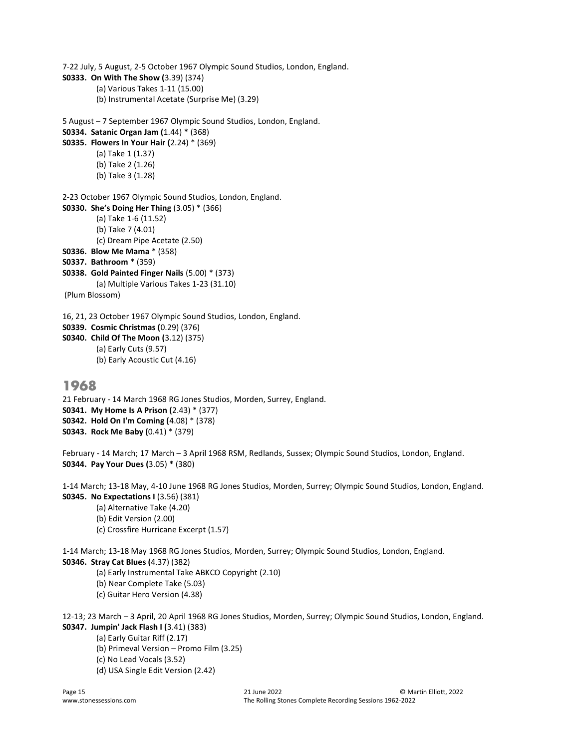7-22 July, 5 August, 2-5 October 1967 Olympic Sound Studios, London, England.

**S0333. On With The Show (**3.39) (374)

- (a) Various Takes 1-11 (15.00)
- (b) Instrumental Acetate (Surprise Me) (3.29)

5 August – 7 September 1967 Olympic Sound Studios, London, England.

**S0334. Satanic Organ Jam (**1.44) * (368)

**S0335. Flowers In Your Hair (**2.24) * (369)

- (a) Take 1 (1.37)
- (b) Take 2 (1.26)
- (b) Take 3 (1.28)

2-23 October 1967 Olympic Sound Studios, London, England.

**S0330. She's Doing Her Thing** (3.05) * (366)

- (a) Take 1-6 (11.52)
- (b) Take 7 (4.01)
- (c) Dream Pipe Acetate (2.50)

**S0336. Blow Me Mama** * (358)

**S0337. Bathroom** * (359)

**S0338. Gold Painted Finger Nails** (5.00) * (373)

- (a) Multiple Various Takes 1-23 (31.10)

(Plum Blossom)

16, 21, 23 October 1967 Olympic Sound Studios, London, England.

**S0339. Cosmic Christmas (**0.29) (376)

**S0340. Child Of The Moon (**3.12) (375)

- (a) Early Cuts (9.57)
- (b) Early Acoustic Cut (4.16)

## 1968

21 February - 14 March 1968 RG Jones Studios, Morden, Surrey, England.

**S0341. My Home Is A Prison (**2.43) * (377)

**S0342. Hold On I'm Coming (**4.08) * (378)

**S0343. Rock Me Baby (**0.41) * (379)

February - 14 March; 17 March – 3 April 1968 RSM, Redlands, Sussex; Olympic Sound Studios, London, England.

**S0344. Pay Your Dues (**3.05) * (380)

1-14 March; 13-18 May, 4-10 June 1968 RG Jones Studios, Morden, Surrey; Olympic Sound Studios, London, England.

**S0345. No Expectations I** (3.56) (381)

- (a) Alternative Take (4.20)
- (b) Edit Version (2.00)
- (c) Crossfire Hurricane Excerpt (1.57)

1-14 March; 13-18 May 1968 RG Jones Studios, Morden, Surrey; Olympic Sound Studios, London, England.

**S0346. Stray Cat Blues (**4.37) (382)

- (a) Early Instrumental Take ABKCO Copyright (2.10)
- (b) Near Complete Take (5.03)
- (c) Guitar Hero Version (4.38)

12-13; 23 March – 3 April, 20 April 1968 RG Jones Studios, Morden, Surrey; Olympic Sound Studios, London, England.

**S0347. Jumpin' Jack Flash I (**3.41) (383)

- (a) Early Guitar Riff (2.17)
- (b) Primeval Version – Promo Film (3.25)
- (c) No Lead Vocals (3.52)
- (d) USA Single Edit Version (2.42)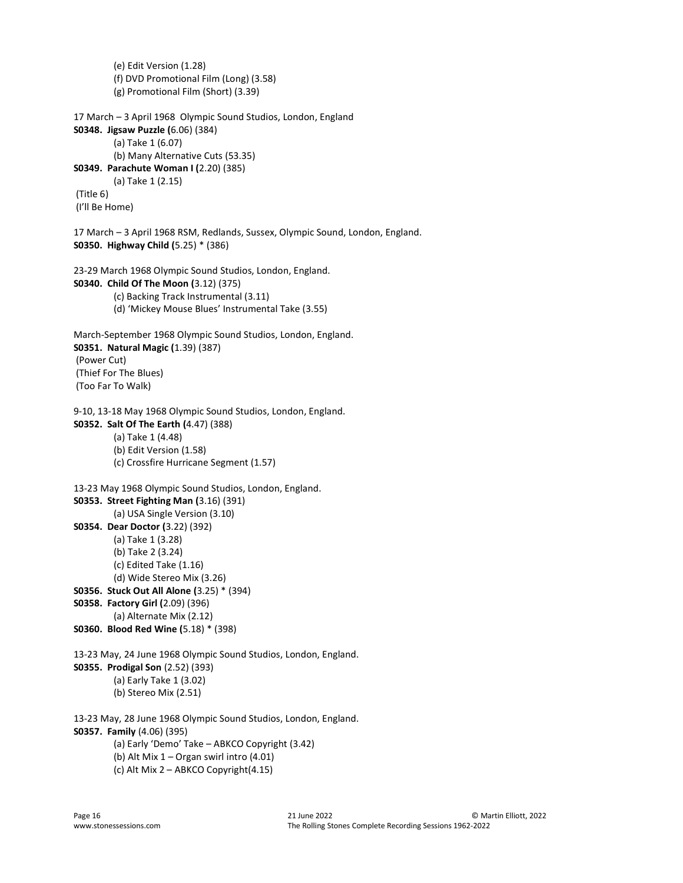(e) Edit Version (1.28)
(f) DVD Promotional Film (Long) (3.58)
(g) Promotional Film (Short) (3.39)

17 March – 3 April 1968 Olympic Sound Studios, London, England
**S0348. Jigsaw Puzzle (**6.06) (384)
(a) Take 1 (6.07)
(b) Many Alternative Cuts (53.35)
**S0349. Parachute Woman I (**2.20) (385)
(a) Take 1 (2.15)
(Title 6)
(I'll Be Home)

17 March – 3 April 1968 RSM, Redlands, Sussex, Olympic Sound, London, England.
**S0350. Highway Child (**5.25) * (386)

23-29 March 1968 Olympic Sound Studios, London, England.
**S0340. Child Of The Moon (**3.12) (375)
(c) Backing Track Instrumental (3.11)
(d) 'Mickey Mouse Blues' Instrumental Take (3.55)

March-September 1968 Olympic Sound Studios, London, England.
**S0351. Natural Magic (**1.39) (387)
(Power Cut)
(Thief For The Blues)
(Too Far To Walk)

9-10, 13-18 May 1968 Olympic Sound Studios, London, England.
**S0352. Salt Of The Earth (**4.47) (388)
(a) Take 1 (4.48)
(b) Edit Version (1.58)
(c) Crossfire Hurricane Segment (1.57)

13-23 May 1968 Olympic Sound Studios, London, England.
**S0353. Street Fighting Man (**3.16) (391)
(a) USA Single Version (3.10)
**S0354. Dear Doctor (**3.22) (392)
(a) Take 1 (3.28)
(b) Take 2 (3.24)
(c) Edited Take (1.16)
(d) Wide Stereo Mix (3.26)
**S0356. Stuck Out All Alone (**3.25) * (394)
**S0358. Factory Girl (**2.09) (396)
(a) Alternate Mix (2.12)
**S0360. Blood Red Wine (**5.18) * (398)

13-23 May, 24 June 1968 Olympic Sound Studios, London, England.
**S0355. Prodigal Son** (2.52) (393)
(a) Early Take 1 (3.02)
(b) Stereo Mix (2.51)

13-23 May, 28 June 1968 Olympic Sound Studios, London, England.
**S0357. Family** (4.06) (395)
(a) Early 'Demo' Take – ABKCO Copyright (3.42)
(b) Alt Mix 1 – Organ swirl intro (4.01)
(c) Alt Mix 2 – ABKCO Copyright(4.15)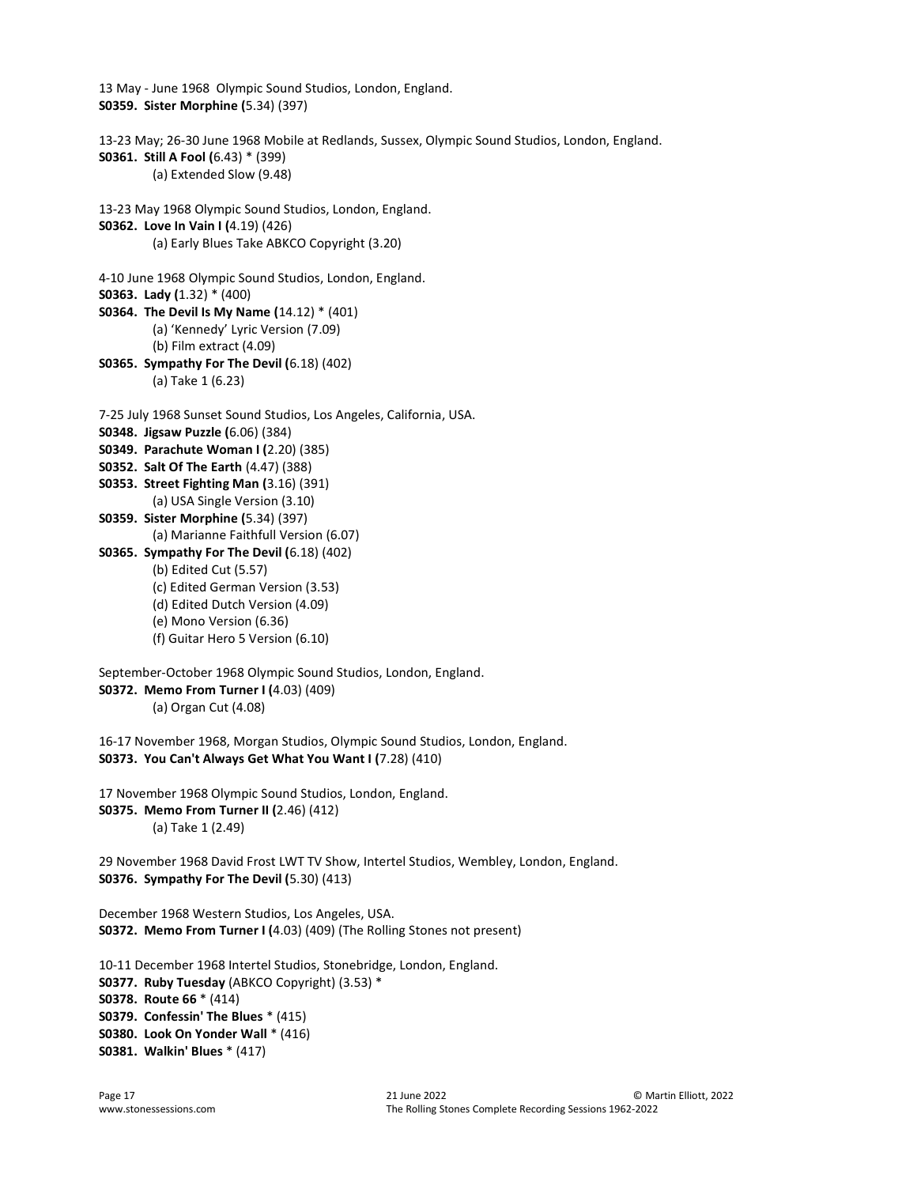13 May - June 1968 Olympic Sound Studios, London, England.
**S0359. Sister Morphine (**5.34) (397)

13-23 May; 26-30 June 1968 Mobile at Redlands, Sussex, Olympic Sound Studios, London, England.
**S0361. Still A Fool (**6.43) * (399)
(a) Extended Slow (9.48)

13-23 May 1968 Olympic Sound Studios, London, England.
**S0362. Love In Vain I (**4.19) (426)
(a) Early Blues Take ABKCO Copyright (3.20)

4-10 June 1968 Olympic Sound Studios, London, England.
**S0363. Lady (**1.32) * (400)
**S0364. The Devil Is My Name (**14.12) * (401)
(a) 'Kennedy' Lyric Version (7.09)
(b) Film extract (4.09)
**S0365. Sympathy For The Devil (**6.18) (402)
(a) Take 1 (6.23)

7-25 July 1968 Sunset Sound Studios, Los Angeles, California, USA.
**S0348. Jigsaw Puzzle (**6.06) (384)
**S0349. Parachute Woman I (**2.20) (385)
**S0352. Salt Of The Earth** (4.47) (388)
**S0353. Street Fighting Man (**3.16) (391)
(a) USA Single Version (3.10)
**S0359. Sister Morphine (**5.34) (397)
(a) Marianne Faithfull Version (6.07)
**S0365. Sympathy For The Devil (**6.18) (402)
(b) Edited Cut (5.57)
(c) Edited German Version (3.53)
(d) Edited Dutch Version (4.09)
(e) Mono Version (6.36)
(f) Guitar Hero 5 Version (6.10)

September-October 1968 Olympic Sound Studios, London, England.
**S0372. Memo From Turner I (**4.03) (409)
(a) Organ Cut (4.08)

16-17 November 1968, Morgan Studios, Olympic Sound Studios, London, England.
**S0373. You Can't Always Get What You Want I (**7.28) (410)

17 November 1968 Olympic Sound Studios, London, England.
**S0375. Memo From Turner II (**2.46) (412)
(a) Take 1 (2.49)

29 November 1968 David Frost LWT TV Show, Intertel Studios, Wembley, London, England.
**S0376. Sympathy For The Devil (**5.30) (413)

December 1968 Western Studios, Los Angeles, USA.
**S0372. Memo From Turner I (**4.03) (409) (The Rolling Stones not present)

10-11 December 1968 Intertel Studios, Stonebridge, London, England.
**S0377. Ruby Tuesday** (ABKCO Copyright) (3.53) *
**S0378. Route 66** * (414)
**S0379. Confessin' The Blues** * (415)
**S0380. Look On Yonder Wall** * (416)
**S0381. Walkin' Blues** * (417)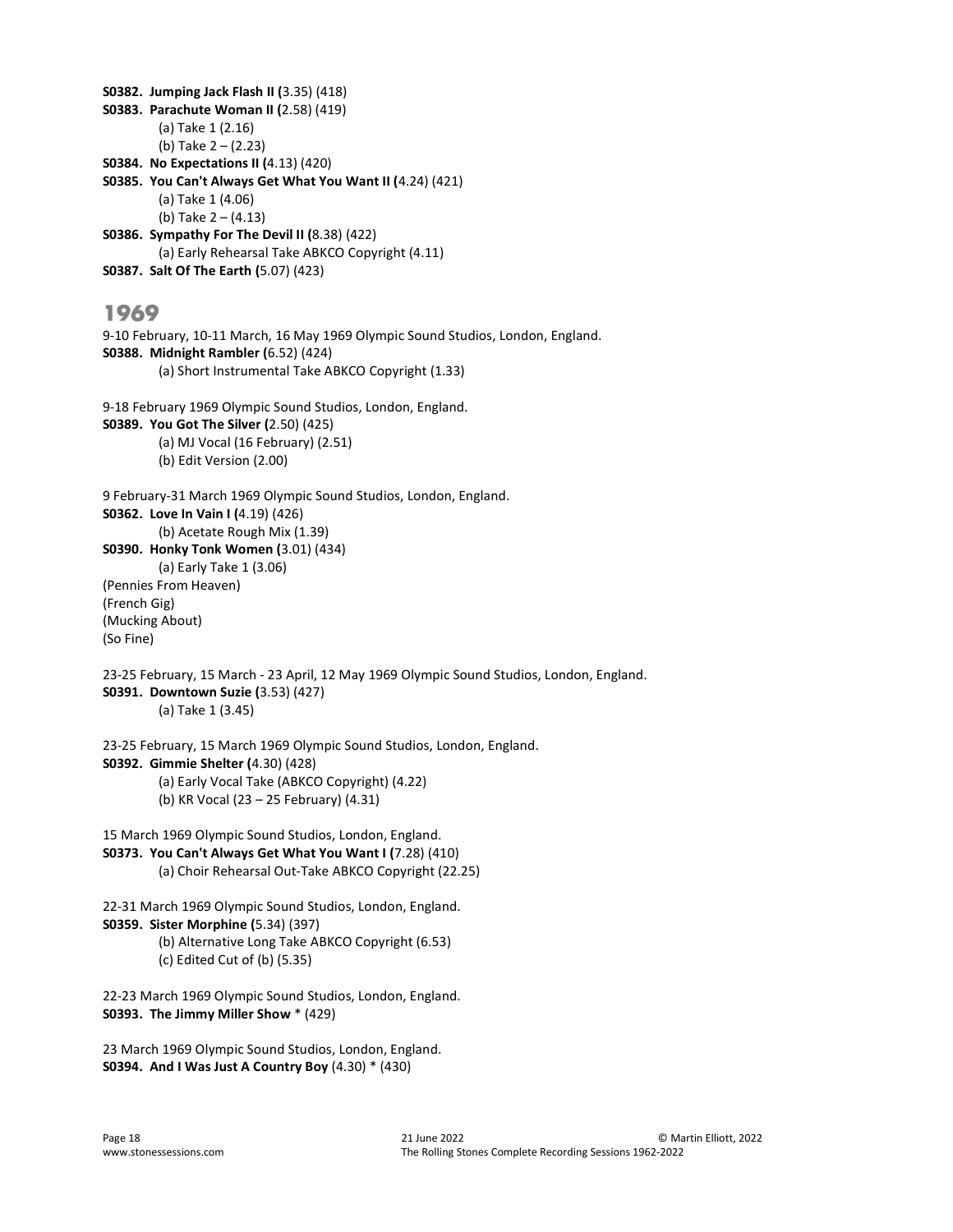**S0382. Jumping Jack Flash II (**3.35) (418)

**S0383. Parachute Woman II (**2.58) (419)

(a) Take 1 (2.16)

(b) Take 2 – (2.23)

**S0384. No Expectations II (**4.13) (420)

**S0385. You Can't Always Get What You Want II (**4.24) (421)

(a) Take 1 (4.06)

(b) Take 2 – (4.13)

**S0386. Sympathy For The Devil II (**8.38) (422)

(a) Early Rehearsal Take ABKCO Copyright (4.11)

**S0387. Salt Of The Earth (**5.07) (423)

## 1969

9-10 February, 10-11 March, 16 May 1969 Olympic Sound Studios, London, England.

**S0388. Midnight Rambler (**6.52) (424)

(a) Short Instrumental Take ABKCO Copyright (1.33)

9-18 February 1969 Olympic Sound Studios, London, England.

**S0389. You Got The Silver (**2.50) (425)

(a) MJ Vocal (16 February) (2.51)

(b) Edit Version (2.00)

9 February-31 March 1969 Olympic Sound Studios, London, England.

**S0362. Love In Vain I (**4.19) (426)

(b) Acetate Rough Mix (1.39)

**S0390. Honky Tonk Women (**3.01) (434)

(a) Early Take 1 (3.06)

(Pennies From Heaven)

(French Gig)

(Mucking About)

(So Fine)

23-25 February, 15 March - 23 April, 12 May 1969 Olympic Sound Studios, London, England.

**S0391. Downtown Suzie (**3.53) (427)

(a) Take 1 (3.45)

23-25 February, 15 March 1969 Olympic Sound Studios, London, England.

**S0392. Gimmie Shelter (**4.30) (428)

(a) Early Vocal Take (ABKCO Copyright) (4.22)

(b) KR Vocal (23 – 25 February) (4.31)

15 March 1969 Olympic Sound Studios, London, England.

**S0373. You Can't Always Get What You Want I (**7.28) (410)

(a) Choir Rehearsal Out-Take ABKCO Copyright (22.25)

22-31 March 1969 Olympic Sound Studios, London, England.

**S0359. Sister Morphine (**5.34) (397)

(b) Alternative Long Take ABKCO Copyright (6.53)

(c) Edited Cut of (b) (5.35)

22-23 March 1969 Olympic Sound Studios, London, England.

**S0393. The Jimmy Miller Show** * (429)

23 March 1969 Olympic Sound Studios, London, England.

**S0394. And I Was Just A Country Boy** (4.30) * (430)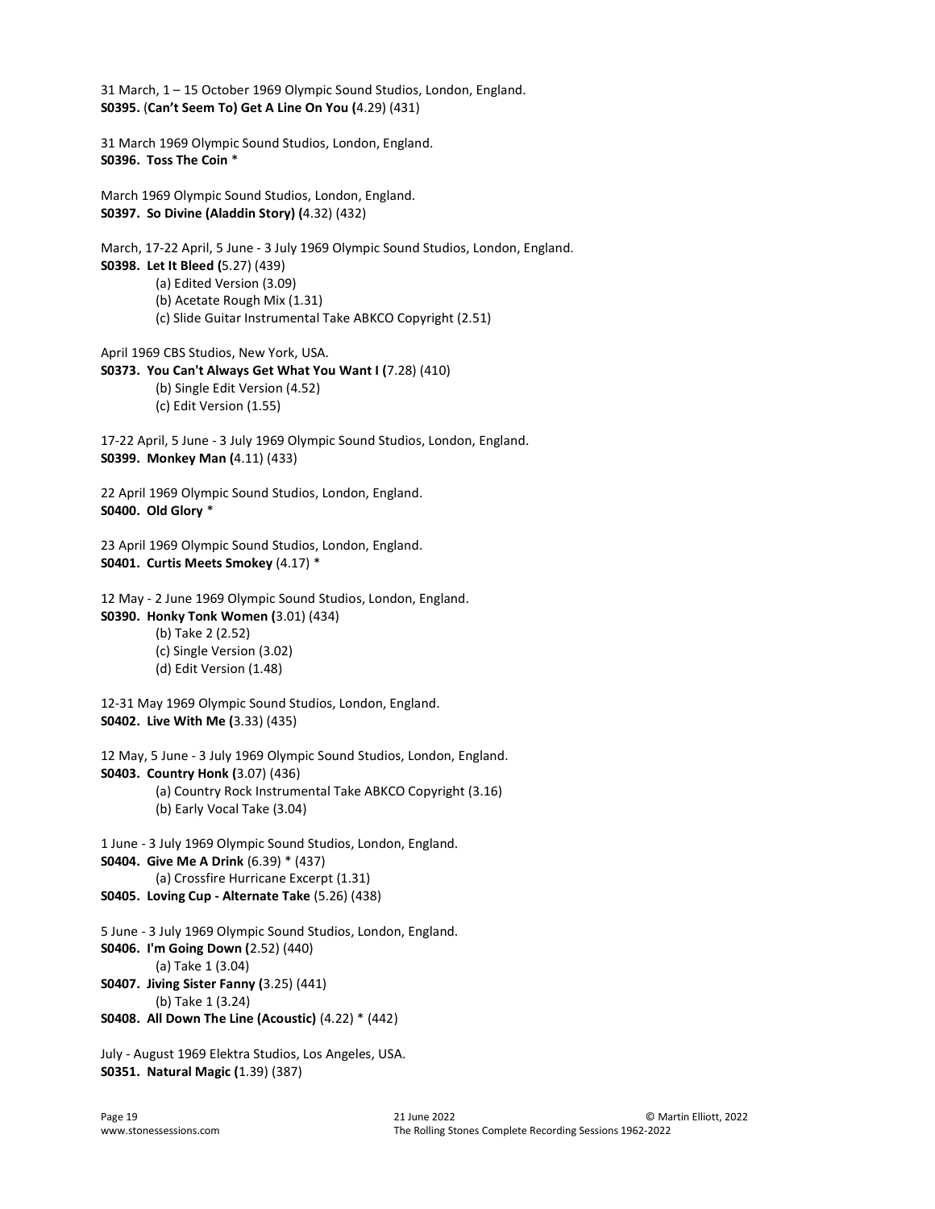31 March, 1 – 15 October 1969 Olympic Sound Studios, London, England.
**S0395. (Can't Seem To) Get A Line On You (**4.29) (431)

31 March 1969 Olympic Sound Studios, London, England.
**S0396. Toss The Coin** *

March 1969 Olympic Sound Studios, London, England.
**S0397. So Divine (Aladdin Story) (**4.32) (432)

March, 17-22 April, 5 June - 3 July 1969 Olympic Sound Studios, London, England.
**S0398. Let It Bleed (**5.27) (439)
(a) Edited Version (3.09)
(b) Acetate Rough Mix (1.31)
(c) Slide Guitar Instrumental Take ABKCO Copyright (2.51)

April 1969 CBS Studios, New York, USA.
**S0373. You Can't Always Get What You Want I (**7.28) (410)
(b) Single Edit Version (4.52)
(c) Edit Version (1.55)

17-22 April, 5 June - 3 July 1969 Olympic Sound Studios, London, England.
**S0399. Monkey Man (**4.11) (433)

22 April 1969 Olympic Sound Studios, London, England.
**S0400. Old Glory** *

23 April 1969 Olympic Sound Studios, London, England.
**S0401. Curtis Meets Smokey** (4.17) *

12 May - 2 June 1969 Olympic Sound Studios, London, England.
**S0390. Honky Tonk Women (**3.01) (434)
(b) Take 2 (2.52)
(c) Single Version (3.02)
(d) Edit Version (1.48)

12-31 May 1969 Olympic Sound Studios, London, England.
**S0402. Live With Me (**3.33) (435)

12 May, 5 June - 3 July 1969 Olympic Sound Studios, London, England.
**S0403. Country Honk (**3.07) (436)
(a) Country Rock Instrumental Take ABKCO Copyright (3.16)
(b) Early Vocal Take (3.04)

1 June - 3 July 1969 Olympic Sound Studios, London, England.
**S0404. Give Me A Drink** (6.39) * (437)
(a) Crossfire Hurricane Excerpt (1.31)
**S0405. Loving Cup - Alternate Take** (5.26) (438)

5 June - 3 July 1969 Olympic Sound Studios, London, England.
**S0406. I'm Going Down (**2.52) (440)
(a) Take 1 (3.04)
**S0407. Jiving Sister Fanny (**3.25) (441)
(b) Take 1 (3.24)
**S0408. All Down The Line (Acoustic)** (4.22) * (442)

July - August 1969 Elektra Studios, Los Angeles, USA.
**S0351. Natural Magic (**1.39) (387)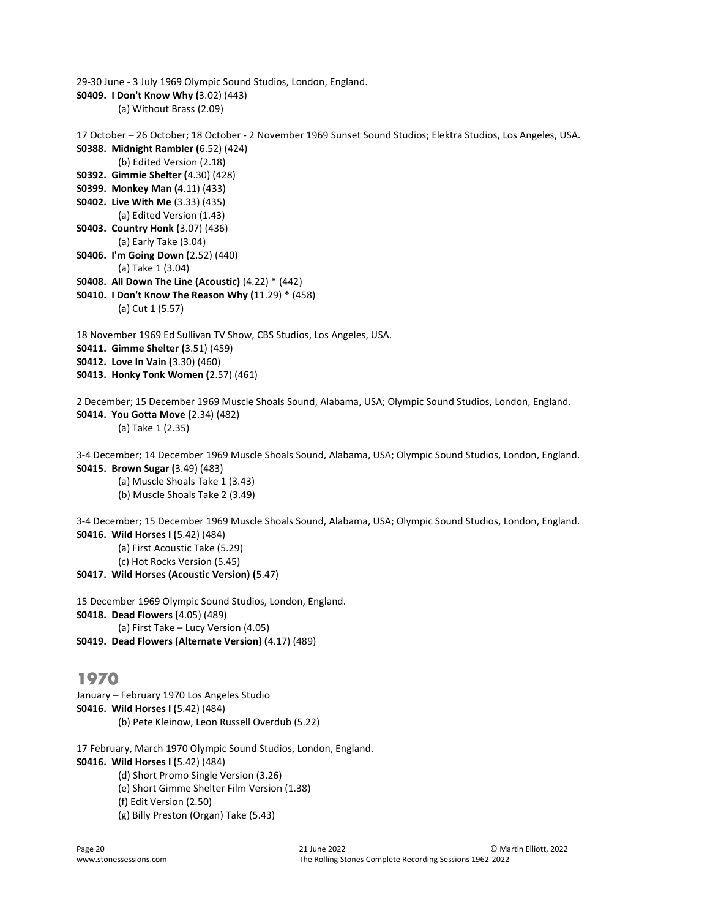29-30 June - 3 July 1969 Olympic Sound Studios, London, England.

**S0409. I Don't Know Why (**3.02) (443)
- (a) Without Brass (2.09)

17 October – 26 October; 18 October - 2 November 1969 Sunset Sound Studios; Elektra Studios, Los Angeles, USA.

**S0388. Midnight Rambler (**6.52) (424)
- (b) Edited Version (2.18)

**S0392. Gimmie Shelter (**4.30) (428)

**S0399. Monkey Man (**4.11) (433)

**S0402. Live With Me** (3.33) (435)
- (a) Edited Version (1.43)

**S0403. Country Honk (**3.07) (436)
- (a) Early Take (3.04)

**S0406. I'm Going Down (**2.52) (440)
- (a) Take 1 (3.04)

**S0408. All Down The Line (Acoustic)** (4.22) * (442)

**S0410. I Don't Know The Reason Why (**11.29) * (458)
- (a) Cut 1 (5.57)

18 November 1969 Ed Sullivan TV Show, CBS Studios, Los Angeles, USA.

**S0411. Gimme Shelter (**3.51) (459)

**S0412. Love In Vain (**3.30) (460)

**S0413. Honky Tonk Women (**2.57) (461)

2 December; 15 December 1969 Muscle Shoals Sound, Alabama, USA; Olympic Sound Studios, London, England.

**S0414. You Gotta Move (**2.34) (482)
- (a) Take 1 (2.35)

3-4 December; 14 December 1969 Muscle Shoals Sound, Alabama, USA; Olympic Sound Studios, London, England.

**S0415. Brown Sugar (**3.49) (483)
- (a) Muscle Shoals Take 1 (3.43)
- (b) Muscle Shoals Take 2 (3.49)

3-4 December; 15 December 1969 Muscle Shoals Sound, Alabama, USA; Olympic Sound Studios, London, England.

**S0416. Wild Horses I (**5.42) (484)
- (a) First Acoustic Take (5.29)
- (c) Hot Rocks Version (5.45)

**S0417. Wild Horses (Acoustic Version) (**5.47)

15 December 1969 Olympic Sound Studios, London, England.

**S0418. Dead Flowers (**4.05) (489)
- (a) First Take – Lucy Version (4.05)

**S0419. Dead Flowers (Alternate Version) (**4.17) (489)

## 1970

January – February 1970 Los Angeles Studio

**S0416. Wild Horses I (**5.42) (484)
- (b) Pete Kleinow, Leon Russell Overdub (5.22)

17 February, March 1970 Olympic Sound Studios, London, England.

**S0416. Wild Horses I (**5.42) (484)
- (d) Short Promo Single Version (3.26)
- (e) Short Gimme Shelter Film Version (1.38)
- (f) Edit Version (2.50)
- (g) Billy Preston (Organ) Take (5.43)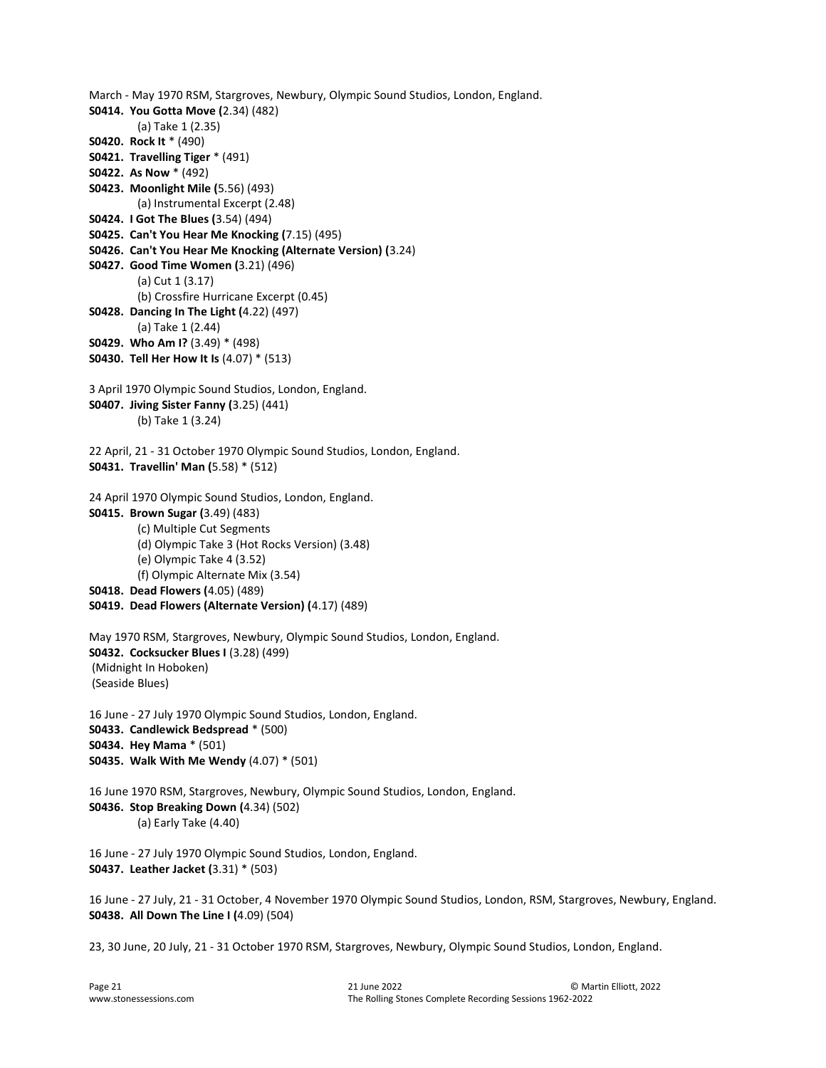March - May 1970 RSM, Stargroves, Newbury, Olympic Sound Studios, London, England.

**S0414. You Gotta Move (**2.34) (482)
 (a) Take 1 (2.35)

**S0420. Rock It** * (490)

**S0421. Travelling Tiger** * (491)

**S0422. As Now** * (492)

**S0423. Moonlight Mile (**5.56) (493)
 (a) Instrumental Excerpt (2.48)

**S0424. I Got The Blues (**3.54) (494)

**S0425. Can't You Hear Me Knocking (**7.15) (495)

**S0426. Can't You Hear Me Knocking (Alternate Version) (**3.24)

**S0427. Good Time Women (**3.21) (496)
 (a) Cut 1 (3.17)
 (b) Crossfire Hurricane Excerpt (0.45)

**S0428. Dancing In The Light (**4.22) (497)
 (a) Take 1 (2.44)

**S0429. Who Am I?** (3.49) * (498)

**S0430. Tell Her How It Is** (4.07) * (513)

3 April 1970 Olympic Sound Studios, London, England.

**S0407. Jiving Sister Fanny (**3.25) (441)
 (b) Take 1 (3.24)

22 April, 21 - 31 October 1970 Olympic Sound Studios, London, England.

**S0431. Travellin' Man (**5.58) * (512)

24 April 1970 Olympic Sound Studios, London, England.

**S0415. Brown Sugar (**3.49) (483)
 (c) Multiple Cut Segments
 (d) Olympic Take 3 (Hot Rocks Version) (3.48)
 (e) Olympic Take 4 (3.52)
 (f) Olympic Alternate Mix (3.54)

**S0418. Dead Flowers (**4.05) (489)

**S0419. Dead Flowers (Alternate Version) (**4.17) (489)

May 1970 RSM, Stargroves, Newbury, Olympic Sound Studios, London, England.

**S0432. Cocksucker Blues I** (3.28) (499)
(Midnight In Hoboken)
(Seaside Blues)

16 June - 27 July 1970 Olympic Sound Studios, London, England.

**S0433. Candlewick Bedspread** * (500)

**S0434. Hey Mama** * (501)

**S0435. Walk With Me Wendy** (4.07) * (501)

16 June 1970 RSM, Stargroves, Newbury, Olympic Sound Studios, London, England.

**S0436. Stop Breaking Down (**4.34) (502)
 (a) Early Take (4.40)

16 June - 27 July 1970 Olympic Sound Studios, London, England.

**S0437. Leather Jacket (**3.31) * (503)

16 June - 27 July, 21 - 31 October, 4 November 1970 Olympic Sound Studios, London, RSM, Stargroves, Newbury, England.

**S0438. All Down The Line I (**4.09) (504)

23, 30 June, 20 July, 21 - 31 October 1970 RSM, Stargroves, Newbury, Olympic Sound Studios, London, England.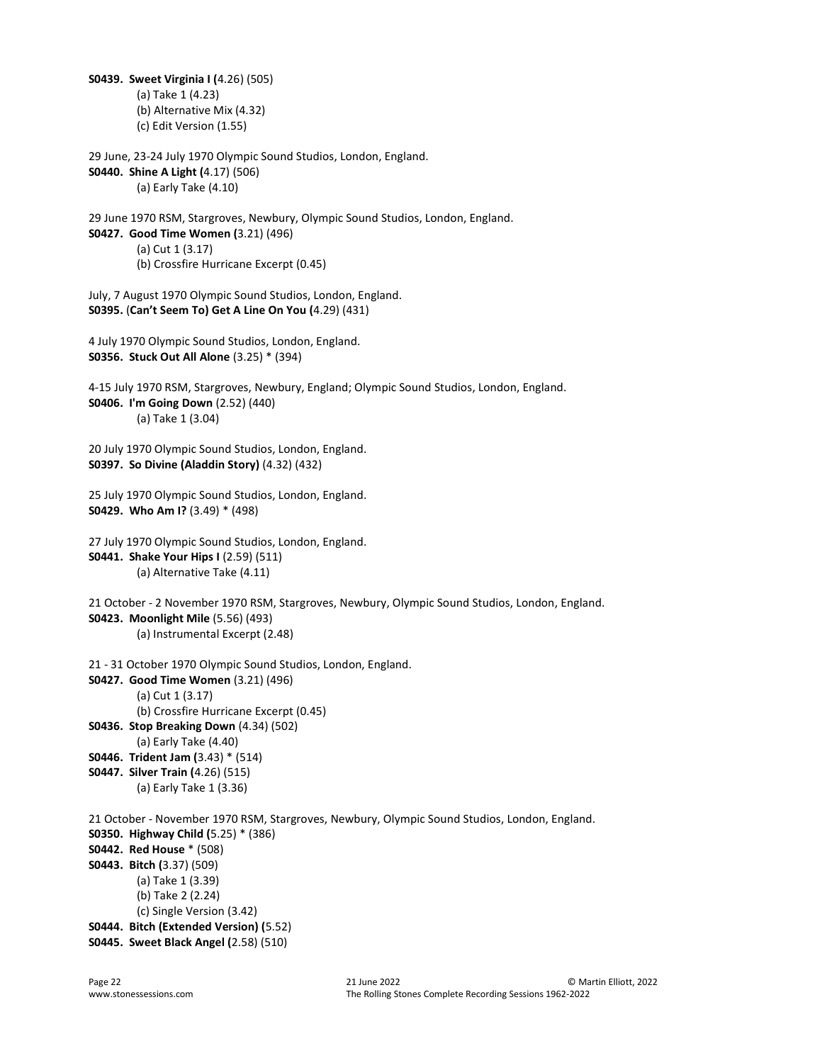**S0439. Sweet Virginia I (**4.26) (505)
- (a) Take 1 (4.23)
- (b) Alternative Mix (4.32)
- (c) Edit Version (1.55)

29 June, 23-24 July 1970 Olympic Sound Studios, London, England.
**S0440. Shine A Light (**4.17) (506)
- (a) Early Take (4.10)

29 June 1970 RSM, Stargroves, Newbury, Olympic Sound Studios, London, England.
**S0427. Good Time Women (**3.21) (496)
- (a) Cut 1 (3.17)
- (b) Crossfire Hurricane Excerpt (0.45)

July, 7 August 1970 Olympic Sound Studios, London, England.
**S0395. (Can't Seem To) Get A Line On You (**4.29) (431)

4 July 1970 Olympic Sound Studios, London, England.
**S0356. Stuck Out All Alone** (3.25) * (394)

4-15 July 1970 RSM, Stargroves, Newbury, England; Olympic Sound Studios, London, England.
**S0406. I'm Going Down** (2.52) (440)
- (a) Take 1 (3.04)

20 July 1970 Olympic Sound Studios, London, England.
**S0397. So Divine (Aladdin Story)** (4.32) (432)

25 July 1970 Olympic Sound Studios, London, England.
**S0429. Who Am I?** (3.49) * (498)

27 July 1970 Olympic Sound Studios, London, England.
**S0441. Shake Your Hips I** (2.59) (511)
- (a) Alternative Take (4.11)

21 October - 2 November 1970 RSM, Stargroves, Newbury, Olympic Sound Studios, London, England.
**S0423. Moonlight Mile** (5.56) (493)
- (a) Instrumental Excerpt (2.48)

21 - 31 October 1970 Olympic Sound Studios, London, England.
**S0427. Good Time Women** (3.21) (496)
- (a) Cut 1 (3.17)
- (b) Crossfire Hurricane Excerpt (0.45)

**S0436. Stop Breaking Down** (4.34) (502)
- (a) Early Take (4.40)

**S0446. Trident Jam (**3.43) * (514)
**S0447. Silver Train (**4.26) (515)
- (a) Early Take 1 (3.36)

21 October - November 1970 RSM, Stargroves, Newbury, Olympic Sound Studios, London, England.
**S0350. Highway Child (**5.25) * (386)
**S0442. Red House** * (508)
**S0443. Bitch (**3.37) (509)
- (a) Take 1 (3.39)
- (b) Take 2 (2.24)
- (c) Single Version (3.42)

**S0444. Bitch (Extended Version) (**5.52)
**S0445. Sweet Black Angel (**2.58) (510)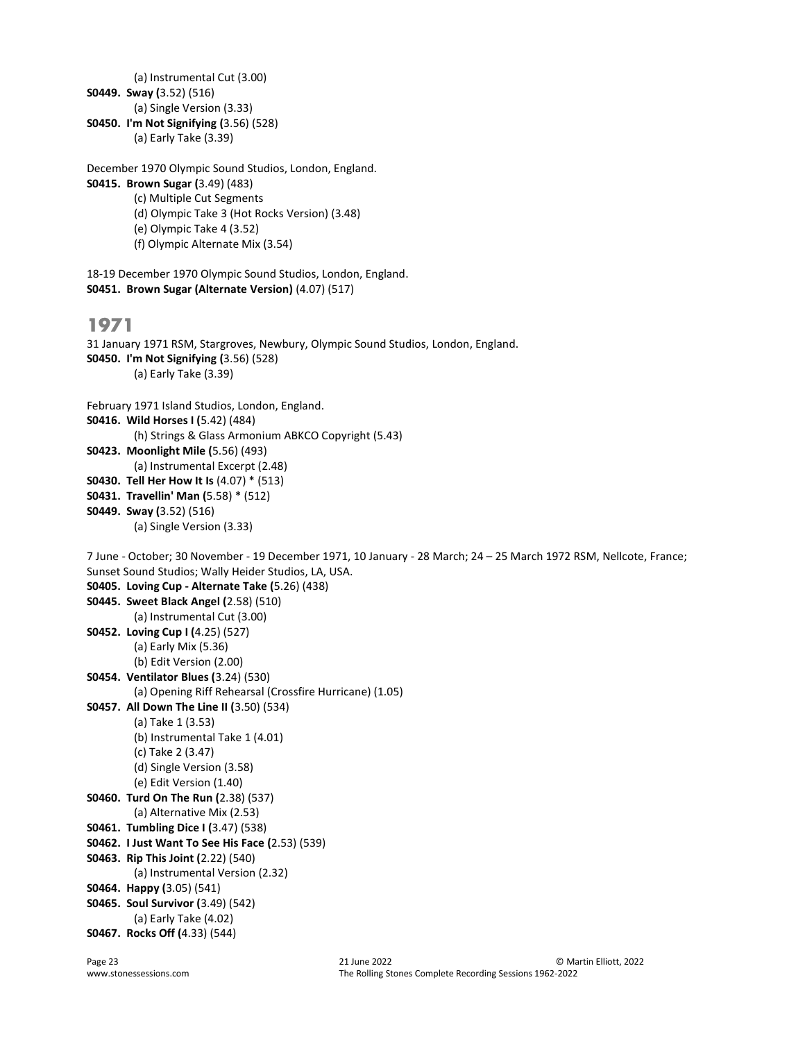(a) Instrumental Cut (3.00)

**S0449. Sway (**3.52) (516)
(a) Single Version (3.33)

**S0450. I'm Not Signifying (**3.56) (528)
(a) Early Take (3.39)

December 1970 Olympic Sound Studios, London, England.

**S0415. Brown Sugar (**3.49) (483)
(c) Multiple Cut Segments
(d) Olympic Take 3 (Hot Rocks Version) (3.48)
(e) Olympic Take 4 (3.52)
(f) Olympic Alternate Mix (3.54)

18-19 December 1970 Olympic Sound Studios, London, England.

**S0451. Brown Sugar (Alternate Version)** (4.07) (517)

# 1971

31 January 1971 RSM, Stargroves, Newbury, Olympic Sound Studios, London, England.

**S0450. I'm Not Signifying (**3.56) (528)
(a) Early Take (3.39)

February 1971 Island Studios, London, England.

**S0416. Wild Horses I (**5.42) (484)
(h) Strings & Glass Armonium ABKCO Copyright (5.43)

**S0423. Moonlight Mile (**5.56) (493)
(a) Instrumental Excerpt (2.48)

**S0430. Tell Her How It Is** (4.07) * (513)

**S0431. Travellin' Man (**5.58) * (512)

**S0449. Sway (**3.52) (516)
(a) Single Version (3.33)

7 June - October; 30 November - 19 December 1971, 10 January - 28 March; 24 – 25 March 1972 RSM, Nellcote, France; Sunset Sound Studios; Wally Heider Studios, LA, USA.

**S0405. Loving Cup - Alternate Take (**5.26) (438)

**S0445. Sweet Black Angel (**2.58) (510)
(a) Instrumental Cut (3.00)

**S0452. Loving Cup I (**4.25) (527)
(a) Early Mix (5.36)
(b) Edit Version (2.00)

**S0454. Ventilator Blues (**3.24) (530)
(a) Opening Riff Rehearsal (Crossfire Hurricane) (1.05)

**S0457. All Down The Line II (**3.50) (534)
(a) Take 1 (3.53)
(b) Instrumental Take 1 (4.01)
(c) Take 2 (3.47)
(d) Single Version (3.58)
(e) Edit Version (1.40)

**S0460. Turd On The Run (**2.38) (537)
(a) Alternative Mix (2.53)

**S0461. Tumbling Dice I (**3.47) (538)

**S0462. I Just Want To See His Face (**2.53) (539)

**S0463. Rip This Joint (**2.22) (540)
(a) Instrumental Version (2.32)

**S0464. Happy (**3.05) (541)

**S0465. Soul Survivor (**3.49) (542)
(a) Early Take (4.02)

**S0467. Rocks Off (**4.33) (544)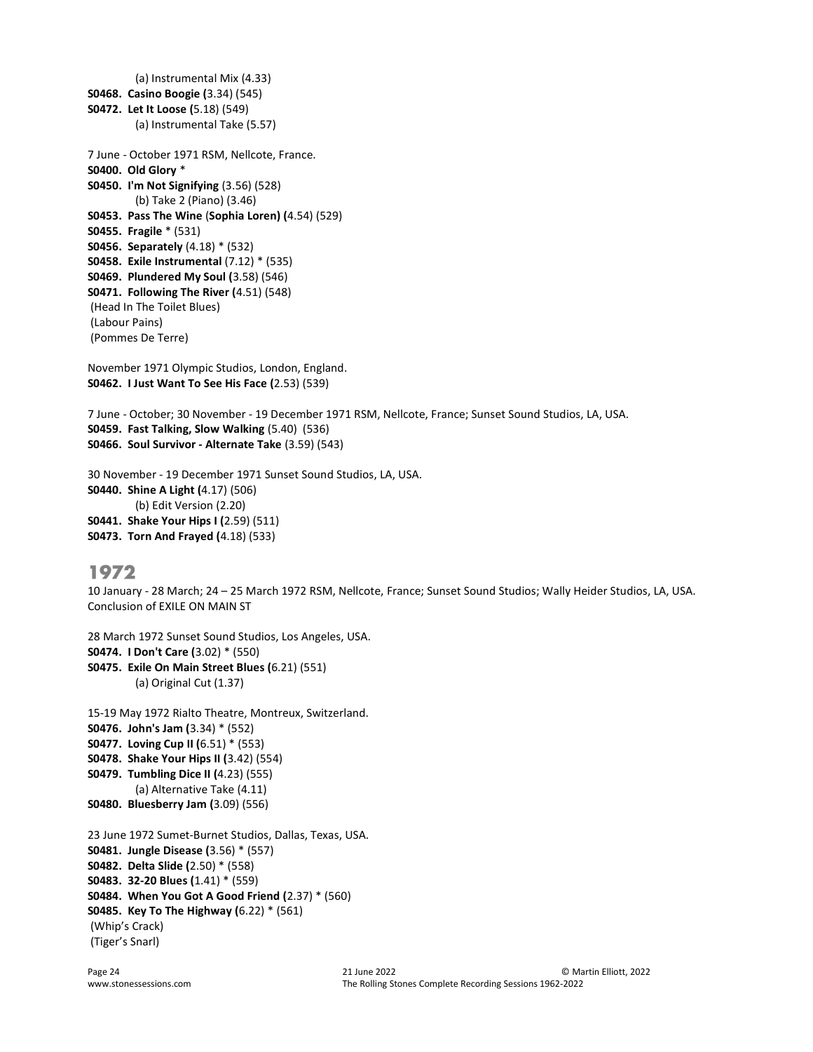(a) Instrumental Mix (4.33)

**S0468. Casino Boogie (**3.34) (545)

**S0472. Let It Loose (**5.18) (549)

(a) Instrumental Take (5.57)

7 June - October 1971 RSM, Nellcote, France.

**S0400. Old Glory** *

**S0450. I'm Not Signifying** (3.56) (528)

(b) Take 2 (Piano) (3.46)

**S0453. Pass The Wine** (**Sophia Loren) (**4.54) (529)

**S0455. Fragile** * (531)

**S0456. Separately** (4.18) * (532)

**S0458. Exile Instrumental** (7.12) * (535)

**S0469. Plundered My Soul (**3.58) (546)

**S0471. Following The River (**4.51) (548)

(Head In The Toilet Blues)

(Labour Pains)

(Pommes De Terre)

November 1971 Olympic Studios, London, England.

**S0462. I Just Want To See His Face (**2.53) (539)

7 June - October; 30 November - 19 December 1971 RSM, Nellcote, France; Sunset Sound Studios, LA, USA.

**S0459. Fast Talking, Slow Walking** (5.40) (536)

**S0466. Soul Survivor - Alternate Take** (3.59) (543)

30 November - 19 December 1971 Sunset Sound Studios, LA, USA.

**S0440. Shine A Light (**4.17) (506)

(b) Edit Version (2.20)

**S0441. Shake Your Hips I (**2.59) (511)

**S0473. Torn And Frayed (**4.18) (533)

## 1972

10 January - 28 March; 24 – 25 March 1972 RSM, Nellcote, France; Sunset Sound Studios; Wally Heider Studios, LA, USA.
Conclusion of EXILE ON MAIN ST

28 March 1972 Sunset Sound Studios, Los Angeles, USA.

**S0474. I Don't Care (**3.02) * (550)

**S0475. Exile On Main Street Blues (**6.21) (551)

(a) Original Cut (1.37)

15-19 May 1972 Rialto Theatre, Montreux, Switzerland.

**S0476. John's Jam (**3.34) * (552)

**S0477. Loving Cup II (**6.51) * (553)

**S0478. Shake Your Hips II (**3.42) (554)

**S0479. Tumbling Dice II (**4.23) (555)

(a) Alternative Take (4.11)

**S0480. Bluesberry Jam (**3.09) (556)

23 June 1972 Sumet-Burnet Studios, Dallas, Texas, USA.

**S0481. Jungle Disease (**3.56) * (557)

**S0482. Delta Slide (**2.50) * (558)

**S0483. 32-20 Blues (**1.41) * (559)

**S0484. When You Got A Good Friend (**2.37) * (560)

**S0485. Key To The Highway (**6.22) * (561)

(Whip's Crack)

(Tiger's Snarl)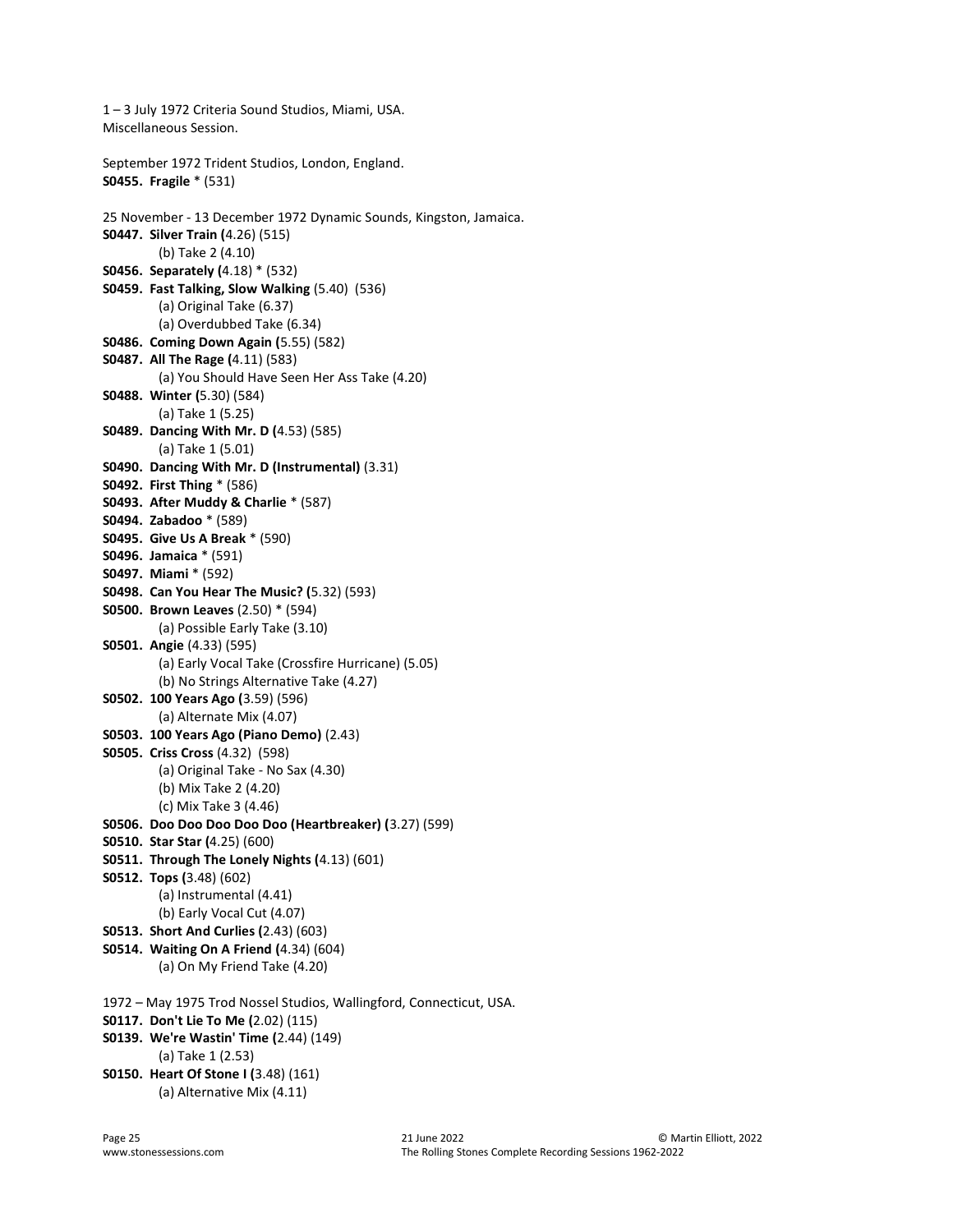1 – 3 July 1972 Criteria Sound Studios, Miami, USA.
Miscellaneous Session.

September 1972 Trident Studios, London, England.
**S0455. Fragile** * (531)

25 November - 13 December 1972 Dynamic Sounds, Kingston, Jamaica.
**S0447. Silver Train (**4.26) (515)
(b) Take 2 (4.10)
**S0456. Separately (**4.18) * (532)
**S0459. Fast Talking, Slow Walking** (5.40) (536)
(a) Original Take (6.37)
(a) Overdubbed Take (6.34)
**S0486. Coming Down Again (**5.55) (582)
**S0487. All The Rage (**4.11) (583)
(a) You Should Have Seen Her Ass Take (4.20)
**S0488. Winter (**5.30) (584)
(a) Take 1 (5.25)
**S0489. Dancing With Mr. D (**4.53) (585)
(a) Take 1 (5.01)
**S0490. Dancing With Mr. D (Instrumental)** (3.31)
**S0492. First Thing** * (586)
**S0493. After Muddy & Charlie** * (587)
**S0494. Zabadoo** * (589)
**S0495. Give Us A Break** * (590)
**S0496. Jamaica** * (591)
**S0497. Miami** * (592)
**S0498. Can You Hear The Music? (**5.32) (593)
**S0500. Brown Leaves** (2.50) * (594)
(a) Possible Early Take (3.10)
**S0501. Angie** (4.33) (595)
(a) Early Vocal Take (Crossfire Hurricane) (5.05)
(b) No Strings Alternative Take (4.27)
**S0502. 100 Years Ago (**3.59) (596)
(a) Alternate Mix (4.07)
**S0503. 100 Years Ago (Piano Demo)** (2.43)
**S0505. Criss Cross** (4.32) (598)
(a) Original Take - No Sax (4.30)
(b) Mix Take 2 (4.20)
(c) Mix Take 3 (4.46)
**S0506. Doo Doo Doo Doo Doo (Heartbreaker) (**3.27) (599)
**S0510. Star Star (**4.25) (600)
**S0511. Through The Lonely Nights (**4.13) (601)
**S0512. Tops (**3.48) (602)
(a) Instrumental (4.41)
(b) Early Vocal Cut (4.07)
**S0513. Short And Curlies (**2.43) (603)
**S0514. Waiting On A Friend (**4.34) (604)
(a) On My Friend Take (4.20)

1972 – May 1975 Trod Nossel Studios, Wallingford, Connecticut, USA.
**S0117. Don't Lie To Me (**2.02) (115)
**S0139. We're Wastin' Time (**2.44) (149)
(a) Take 1 (2.53)
**S0150. Heart Of Stone I (**3.48) (161)
(a) Alternative Mix (4.11)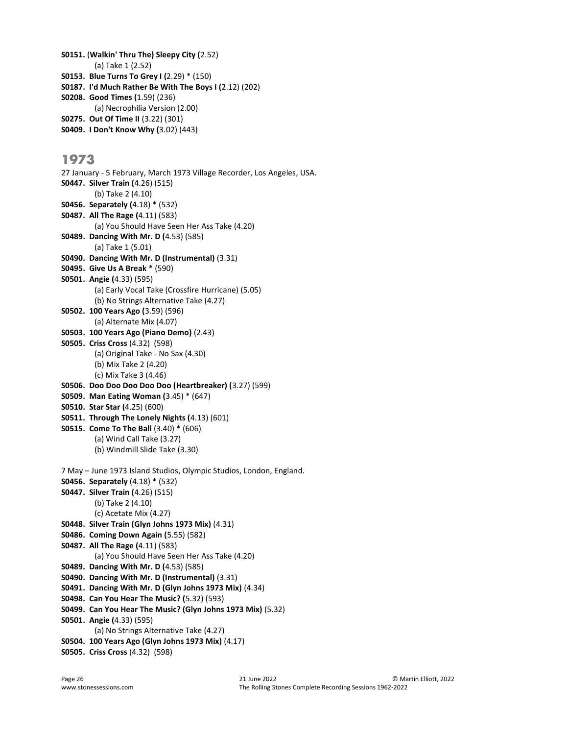**S0151.** (**Walkin' Thru The) Sleepy City (**2.52)

(a) Take 1 (2.52)

**S0153. Blue Turns To Grey I (**2.29) * (150)

**S0187. I'd Much Rather Be With The Boys I (**2.12) (202)

**S0208. Good Times (**1.59) (236)

(a) Necrophilia Version (2.00)

**S0275. Out Of Time II** (3.22) (301)

**S0409. I Don't Know Why (**3.02) (443)

# 1973

27 January - 5 February, March 1973 Village Recorder, Los Angeles, USA.

**S0447. Silver Train (**4.26) (515)

(b) Take 2 (4.10)

**S0456. Separately (**4.18) * (532)

**S0487. All The Rage (**4.11) (583)

(a) You Should Have Seen Her Ass Take (4.20)

**S0489. Dancing With Mr. D (**4.53) (585)

(a) Take 1 (5.01)

**S0490. Dancing With Mr. D (Instrumental)** (3.31)

**S0495. Give Us A Break** * (590)

**S0501. Angie (**4.33) (595)

(a) Early Vocal Take (Crossfire Hurricane) (5.05)

(b) No Strings Alternative Take (4.27)

**S0502. 100 Years Ago (**3.59) (596)

(a) Alternate Mix (4.07)

**S0503. 100 Years Ago (Piano Demo)** (2.43)

**S0505. Criss Cross** (4.32) (598)

(a) Original Take - No Sax (4.30)

(b) Mix Take 2 (4.20)

(c) Mix Take 3 (4.46)

**S0506. Doo Doo Doo Doo Doo (Heartbreaker) (**3.27) (599)

**S0509. Man Eating Woman (**3.45) * (647)

**S0510. Star Star (**4.25) (600)

**S0511. Through The Lonely Nights (**4.13) (601)

**S0515. Come To The Ball** (3.40) * (606)

(a) Wind Call Take (3.27)

(b) Windmill Slide Take (3.30)

7 May – June 1973 Island Studios, Olympic Studios, London, England.

**S0456. Separately** (4.18) * (532)

**S0447. Silver Train (**4.26) (515)

(b) Take 2 (4.10)

(c) Acetate Mix (4.27)

**S0448. Silver Train (Glyn Johns 1973 Mix)** (4.31)

**S0486. Coming Down Again (**5.55) (582)

**S0487. All The Rage (**4.11) (583)

(a) You Should Have Seen Her Ass Take (4.20)

**S0489. Dancing With Mr. D (**4.53) (585)

**S0490. Dancing With Mr. D (Instrumental)** (3.31)

**S0491. Dancing With Mr. D (Glyn Johns 1973 Mix)** (4.34)

**S0498. Can You Hear The Music? (**5.32) (593)

**S0499. Can You Hear The Music? (Glyn Johns 1973 Mix)** (5.32)

**S0501. Angie (**4.33) (595)

(a) No Strings Alternative Take (4.27)

**S0504. 100 Years Ago (Glyn Johns 1973 Mix)** (4.17)

**S0505. Criss Cross** (4.32) (598)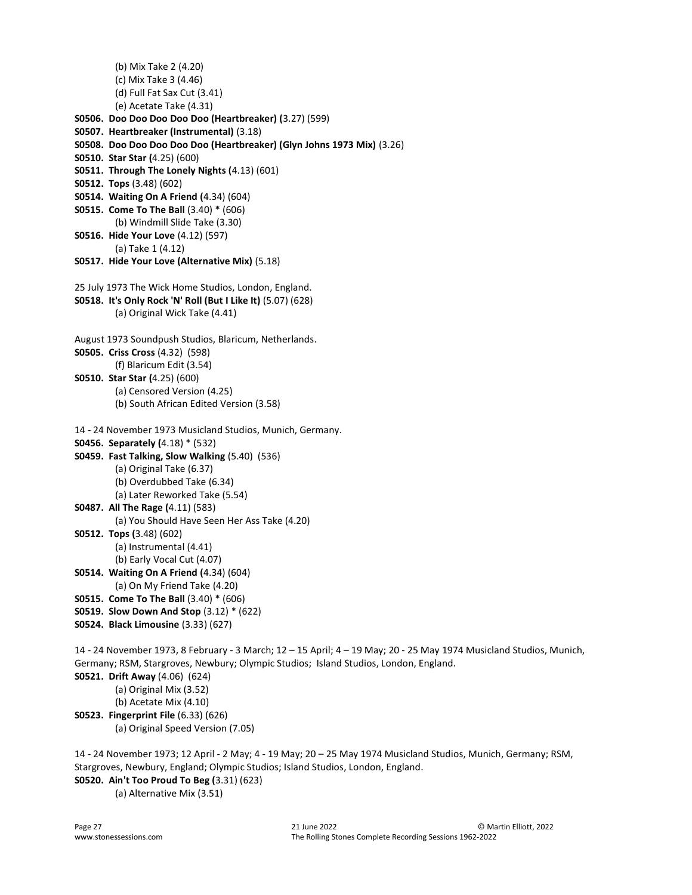(b) Mix Take 2 (4.20)
(c) Mix Take 3 (4.46)
(d) Full Fat Sax Cut (3.41)
(e) Acetate Take (4.31)

**S0506. Doo Doo Doo Doo Doo (Heartbreaker) (**3.27) (599)
**S0507. Heartbreaker (Instrumental)** (3.18)
**S0508. Doo Doo Doo Doo Doo (Heartbreaker) (Glyn Johns 1973 Mix)** (3.26)
**S0510. Star Star (**4.25) (600)
**S0511. Through The Lonely Nights (**4.13) (601)
**S0512. Tops** (3.48) (602)
**S0514. Waiting On A Friend (**4.34) (604)
**S0515. Come To The Ball** (3.40) * (606)
(b) Windmill Slide Take (3.30)
**S0516. Hide Your Love** (4.12) (597)
(a) Take 1 (4.12)
**S0517. Hide Your Love (Alternative Mix)** (5.18)

25 July 1973 The Wick Home Studios, London, England.
**S0518. It's Only Rock 'N' Roll (But I Like It)** (5.07) (628)
(a) Original Wick Take (4.41)

August 1973 Soundpush Studios, Blaricum, Netherlands.
**S0505. Criss Cross** (4.32) (598)
(f) Blaricum Edit (3.54)
**S0510. Star Star (**4.25) (600)
(a) Censored Version (4.25)
(b) South African Edited Version (3.58)

14 - 24 November 1973 Musicland Studios, Munich, Germany.
**S0456. Separately (**4.18) * (532)
**S0459. Fast Talking, Slow Walking** (5.40) (536)
(a) Original Take (6.37)
(b) Overdubbed Take (6.34)
(a) Later Reworked Take (5.54)
**S0487. All The Rage (**4.11) (583)
(a) You Should Have Seen Her Ass Take (4.20)
**S0512. Tops (**3.48) (602)
(a) Instrumental (4.41)
(b) Early Vocal Cut (4.07)
**S0514. Waiting On A Friend (**4.34) (604)
(a) On My Friend Take (4.20)
**S0515. Come To The Ball** (3.40) * (606)
**S0519. Slow Down And Stop** (3.12) * (622)
**S0524. Black Limousine** (3.33) (627)

14 - 24 November 1973, 8 February - 3 March; 12 – 15 April; 4 – 19 May; 20 - 25 May 1974 Musicland Studios, Munich, Germany; RSM, Stargroves, Newbury; Olympic Studios; Island Studios, London, England.
**S0521. Drift Away** (4.06) (624)
(a) Original Mix (3.52)
(b) Acetate Mix (4.10)
**S0523. Fingerprint File** (6.33) (626)
(a) Original Speed Version (7.05)

14 - 24 November 1973; 12 April - 2 May; 4 - 19 May; 20 – 25 May 1974 Musicland Studios, Munich, Germany; RSM, Stargroves, Newbury, England; Olympic Studios; Island Studios, London, England.
**S0520. Ain't Too Proud To Beg (**3.31) (623)
(a) Alternative Mix (3.51)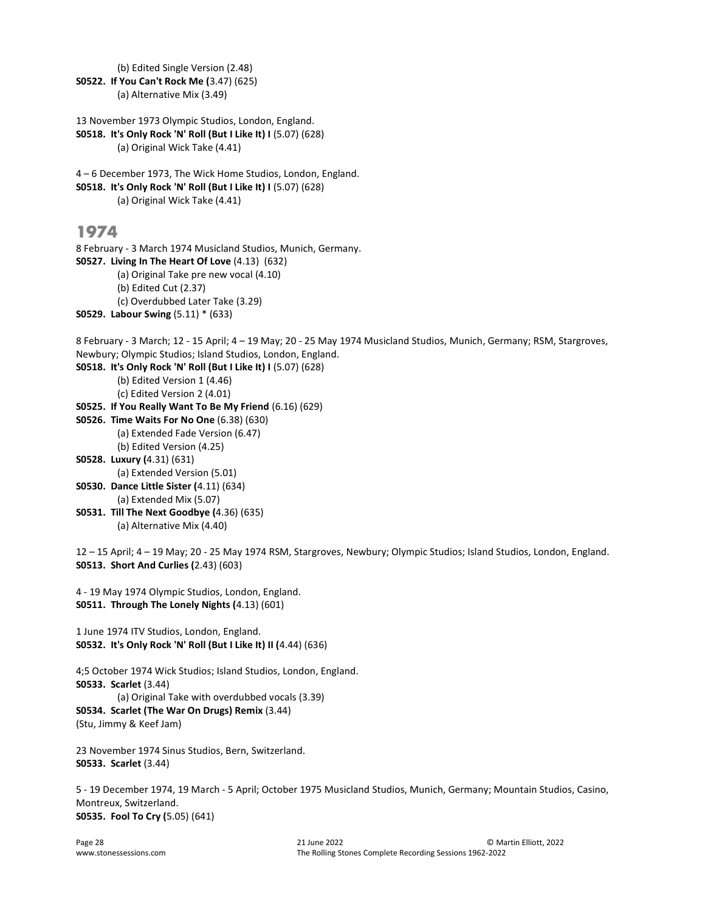(b) Edited Single Version (2.48)

**S0522. If You Can't Rock Me (**3.47) (625)

(a) Alternative Mix (3.49)

13 November 1973 Olympic Studios, London, England.

**S0518. It's Only Rock 'N' Roll (But I Like It) I** (5.07) (628)

(a) Original Wick Take (4.41)

4 – 6 December 1973, The Wick Home Studios, London, England.

**S0518. It's Only Rock 'N' Roll (But I Like It) I** (5.07) (628)

(a) Original Wick Take (4.41)

# 1974

8 February - 3 March 1974 Musicland Studios, Munich, Germany.

**S0527. Living In The Heart Of Love** (4.13) (632)

(a) Original Take pre new vocal (4.10)
(b) Edited Cut (2.37)
(c) Overdubbed Later Take (3.29)

**S0529. Labour Swing** (5.11) * (633)

8 February - 3 March; 12 - 15 April; 4 – 19 May; 20 - 25 May 1974 Musicland Studios, Munich, Germany; RSM, Stargroves, Newbury; Olympic Studios; Island Studios, London, England.

**S0518. It's Only Rock 'N' Roll (But I Like It) I** (5.07) (628)

(b) Edited Version 1 (4.46)
(c) Edited Version 2 (4.01)

**S0525. If You Really Want To Be My Friend** (6.16) (629)

**S0526. Time Waits For No One** (6.38) (630)

(a) Extended Fade Version (6.47)
(b) Edited Version (4.25)

**S0528. Luxury (**4.31) (631)

(a) Extended Version (5.01)

**S0530. Dance Little Sister (**4.11) (634)

(a) Extended Mix (5.07)

**S0531. Till The Next Goodbye (**4.36) (635)

(a) Alternative Mix (4.40)

12 – 15 April; 4 – 19 May; 20 - 25 May 1974 RSM, Stargroves, Newbury; Olympic Studios; Island Studios, London, England.

**S0513. Short And Curlies (**2.43) (603)

4 - 19 May 1974 Olympic Studios, London, England.

**S0511. Through The Lonely Nights (**4.13) (601)

1 June 1974 ITV Studios, London, England.

**S0532. It's Only Rock 'N' Roll (But I Like It) II (**4.44) (636)

4;5 October 1974 Wick Studios; Island Studios, London, England.

**S0533. Scarlet** (3.44)

(a) Original Take with overdubbed vocals (3.39)

**S0534. Scarlet (The War On Drugs) Remix** (3.44)

(Stu, Jimmy & Keef Jam)

23 November 1974 Sinus Studios, Bern, Switzerland.

**S0533. Scarlet** (3.44)

5 - 19 December 1974, 19 March - 5 April; October 1975 Musicland Studios, Munich, Germany; Mountain Studios, Casino, Montreux, Switzerland.

**S0535. Fool To Cry (**5.05) (641)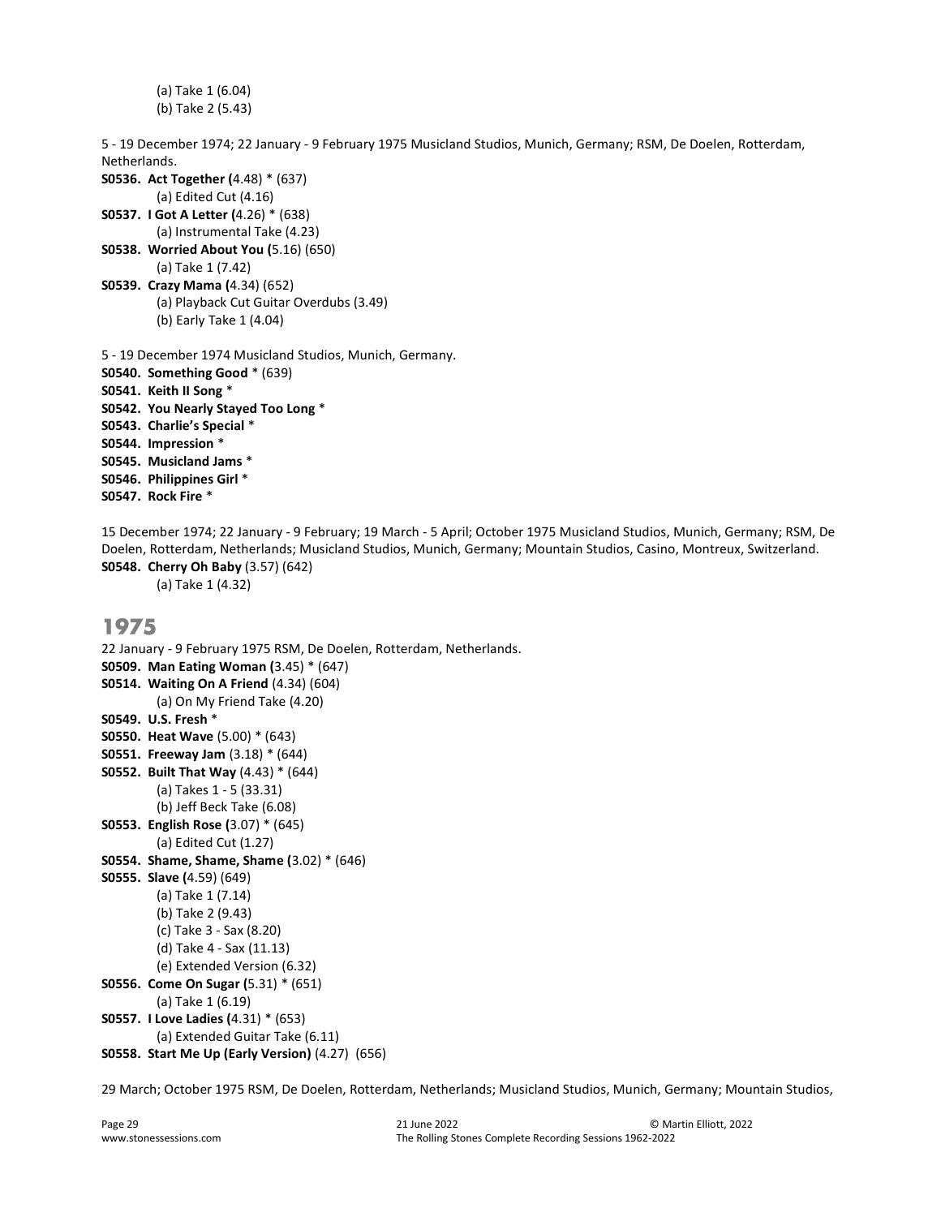(a) Take 1 (6.04)
(b) Take 2 (5.43)

5 - 19 December 1974; 22 January - 9 February 1975 Musicland Studios, Munich, Germany; RSM, De Doelen, Rotterdam, Netherlands.

**S0536. Act Together (**4.48) * (637)
(a) Edited Cut (4.16)

**S0537. I Got A Letter (**4.26) * (638)
(a) Instrumental Take (4.23)

**S0538. Worried About You (**5.16) (650)
(a) Take 1 (7.42)

**S0539. Crazy Mama (**4.34) (652)
(a) Playback Cut Guitar Overdubs (3.49)
(b) Early Take 1 (4.04)

5 - 19 December 1974 Musicland Studios, Munich, Germany.

**S0540. Something Good** * (639)
**S0541. Keith II Song** *
**S0542. You Nearly Stayed Too Long** *
**S0543. Charlie's Special** *
**S0544. Impression** *
**S0545. Musicland Jams** *
**S0546. Philippines Girl** *
**S0547. Rock Fire** *

15 December 1974; 22 January - 9 February; 19 March - 5 April; October 1975 Musicland Studios, Munich, Germany; RSM, De Doelen, Rotterdam, Netherlands; Musicland Studios, Munich, Germany; Mountain Studios, Casino, Montreux, Switzerland.

**S0548. Cherry Oh Baby** (3.57) (642)
(a) Take 1 (4.32)

# 1975

22 January - 9 February 1975 RSM, De Doelen, Rotterdam, Netherlands.

**S0509. Man Eating Woman (**3.45) * (647)

**S0514. Waiting On A Friend** (4.34) (604)
(a) On My Friend Take (4.20)

**S0549. U.S. Fresh** *

**S0550. Heat Wave** (5.00) * (643)

**S0551. Freeway Jam** (3.18) * (644)

**S0552. Built That Way** (4.43) * (644)
(a) Takes 1 - 5 (33.31)
(b) Jeff Beck Take (6.08)

**S0553. English Rose (**3.07) * (645)
(a) Edited Cut (1.27)

**S0554. Shame, Shame, Shame (**3.02) * (646)

**S0555. Slave (**4.59) (649)
(a) Take 1 (7.14)
(b) Take 2 (9.43)
(c) Take 3 - Sax (8.20)
(d) Take 4 - Sax (11.13)
(e) Extended Version (6.32)

**S0556. Come On Sugar (**5.31) * (651)
(a) Take 1 (6.19)

**S0557. I Love Ladies (**4.31) * (653)
(a) Extended Guitar Take (6.11)

**S0558. Start Me Up (Early Version)** (4.27) (656)

29 March; October 1975 RSM, De Doelen, Rotterdam, Netherlands; Musicland Studios, Munich, Germany; Mountain Studios,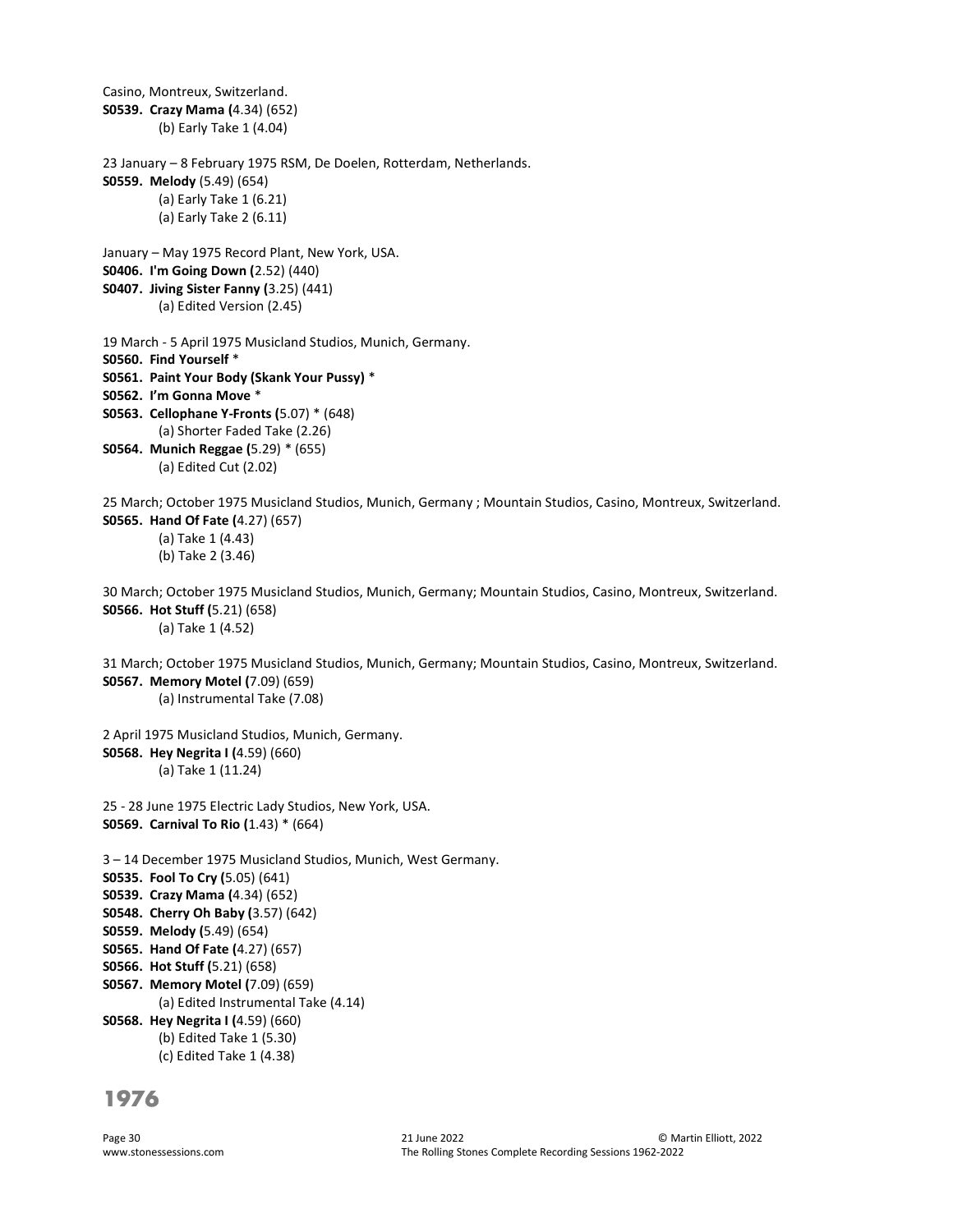Casino, Montreux, Switzerland.

**S0539. Crazy Mama (**4.34) (652)
(b) Early Take 1 (4.04)

23 January – 8 February 1975 RSM, De Doelen, Rotterdam, Netherlands.

**S0559. Melody** (5.49) (654)
(a) Early Take 1 (6.21)
(a) Early Take 2 (6.11)

January – May 1975 Record Plant, New York, USA.

**S0406. I'm Going Down (**2.52) (440)
**S0407. Jiving Sister Fanny (**3.25) (441)
(a) Edited Version (2.45)

19 March - 5 April 1975 Musicland Studios, Munich, Germany.

**S0560. Find Yourself** *
**S0561. Paint Your Body (Skank Your Pussy)** *
**S0562. I'm Gonna Move** *
**S0563. Cellophane Y-Fronts (**5.07) * (648)
(a) Shorter Faded Take (2.26)
**S0564. Munich Reggae (**5.29) * (655)
(a) Edited Cut (2.02)

25 March; October 1975 Musicland Studios, Munich, Germany ; Mountain Studios, Casino, Montreux, Switzerland.

**S0565. Hand Of Fate (**4.27) (657)
(a) Take 1 (4.43)
(b) Take 2 (3.46)

30 March; October 1975 Musicland Studios, Munich, Germany; Mountain Studios, Casino, Montreux, Switzerland.

**S0566. Hot Stuff (**5.21) (658)
(a) Take 1 (4.52)

31 March; October 1975 Musicland Studios, Munich, Germany; Mountain Studios, Casino, Montreux, Switzerland.

**S0567. Memory Motel (**7.09) (659)
(a) Instrumental Take (7.08)

2 April 1975 Musicland Studios, Munich, Germany.

**S0568. Hey Negrita I (**4.59) (660)
(a) Take 1 (11.24)

25 - 28 June 1975 Electric Lady Studios, New York, USA.

**S0569. Carnival To Rio (**1.43) * (664)

3 – 14 December 1975 Musicland Studios, Munich, West Germany.

**S0535. Fool To Cry (**5.05) (641)
**S0539. Crazy Mama (**4.34) (652)
**S0548. Cherry Oh Baby (**3.57) (642)
**S0559. Melody (**5.49) (654)
**S0565. Hand Of Fate (**4.27) (657)
**S0566. Hot Stuff (**5.21) (658)
**S0567. Memory Motel (**7.09) (659)
(a) Edited Instrumental Take (4.14)
**S0568. Hey Negrita I (**4.59) (660)
(b) Edited Take 1 (5.30)
(c) Edited Take 1 (4.38)

# 1976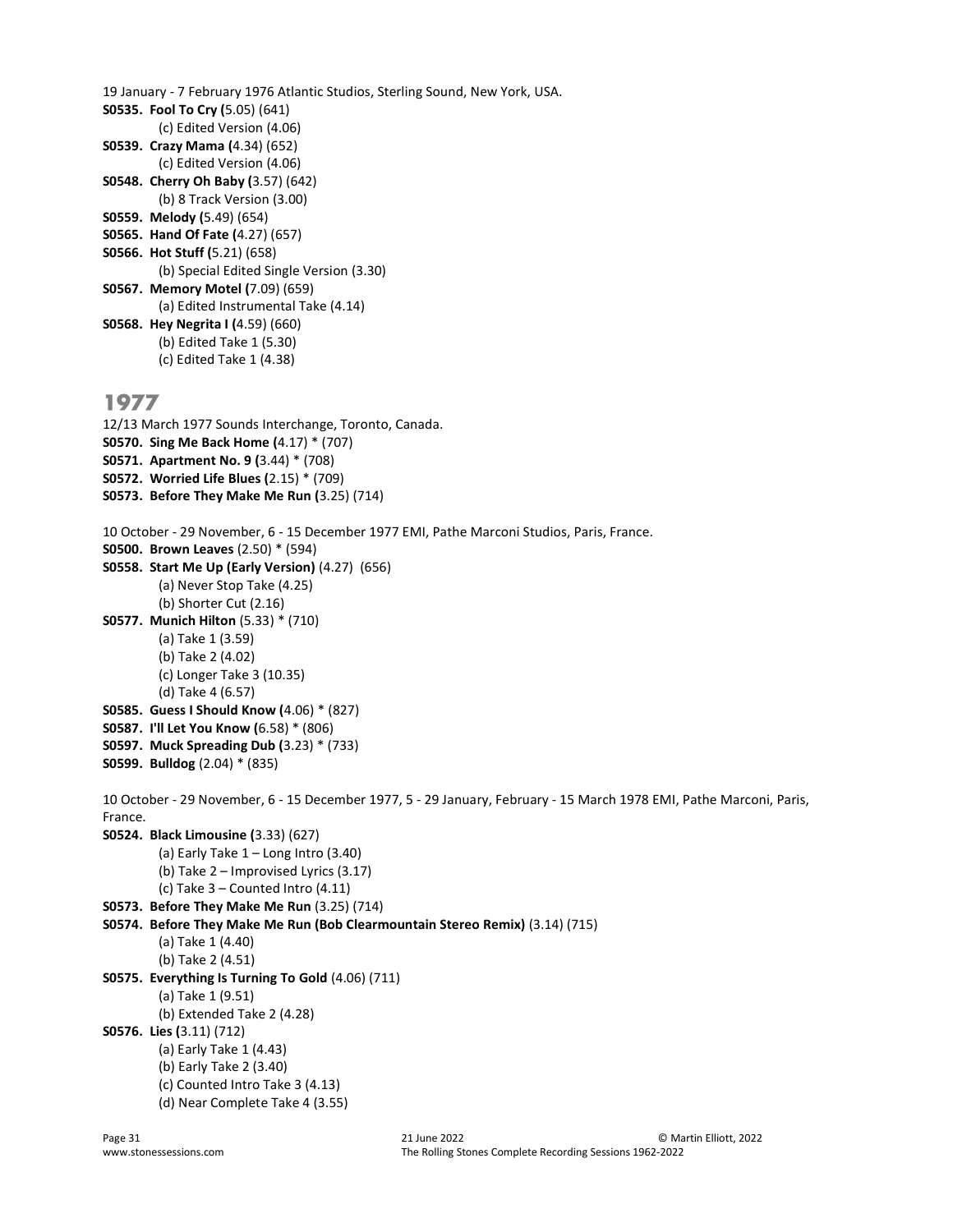19 January - 7 February 1976 Atlantic Studios, Sterling Sound, New York, USA.

**S0535. Fool To Cry (**5.05) (641)
- (c) Edited Version (4.06)

**S0539. Crazy Mama (**4.34) (652)
- (c) Edited Version (4.06)

**S0548. Cherry Oh Baby (**3.57) (642)
- (b) 8 Track Version (3.00)

**S0559. Melody (**5.49) (654)

**S0565. Hand Of Fate (**4.27) (657)

**S0566. Hot Stuff (**5.21) (658)
- (b) Special Edited Single Version (3.30)

**S0567. Memory Motel (**7.09) (659)
- (a) Edited Instrumental Take (4.14)

**S0568. Hey Negrita I (**4.59) (660)
- (b) Edited Take 1 (5.30)
- (c) Edited Take 1 (4.38)

# 1977

12/13 March 1977 Sounds Interchange, Toronto, Canada.

**S0570. Sing Me Back Home (**4.17) * (707)

**S0571. Apartment No. 9 (**3.44) * (708)

**S0572. Worried Life Blues (**2.15) * (709)

**S0573. Before They Make Me Run (**3.25) (714)

10 October - 29 November, 6 - 15 December 1977 EMI, Pathe Marconi Studios, Paris, France.

**S0500. Brown Leaves** (2.50) * (594)

**S0558. Start Me Up (Early Version)** (4.27) (656)
- (a) Never Stop Take (4.25)
- (b) Shorter Cut (2.16)

**S0577. Munich Hilton** (5.33) * (710)
- (a) Take 1 (3.59)
- (b) Take 2 (4.02)
- (c) Longer Take 3 (10.35)
- (d) Take 4 (6.57)

**S0585. Guess I Should Know (**4.06) * (827)

**S0587. I'll Let You Know (**6.58) * (806)

**S0597. Muck Spreading Dub (**3.23) * (733)

**S0599. Bulldog** (2.04) * (835)

10 October - 29 November, 6 - 15 December 1977, 5 - 29 January, February - 15 March 1978 EMI, Pathe Marconi, Paris, France.

**S0524. Black Limousine (**3.33) (627)
- (a) Early Take 1 – Long Intro (3.40)
- (b) Take 2 – Improvised Lyrics (3.17)
- (c) Take 3 – Counted Intro (4.11)

**S0573. Before They Make Me Run** (3.25) (714)

**S0574. Before They Make Me Run (Bob Clearmountain Stereo Remix)** (3.14) (715)
- (a) Take 1 (4.40)
- (b) Take 2 (4.51)

**S0575. Everything Is Turning To Gold** (4.06) (711)
- (a) Take 1 (9.51)
- (b) Extended Take 2 (4.28)

**S0576. Lies (**3.11) (712)
- (a) Early Take 1 (4.43)
- (b) Early Take 2 (3.40)
- (c) Counted Intro Take 3 (4.13)
- (d) Near Complete Take 4 (3.55)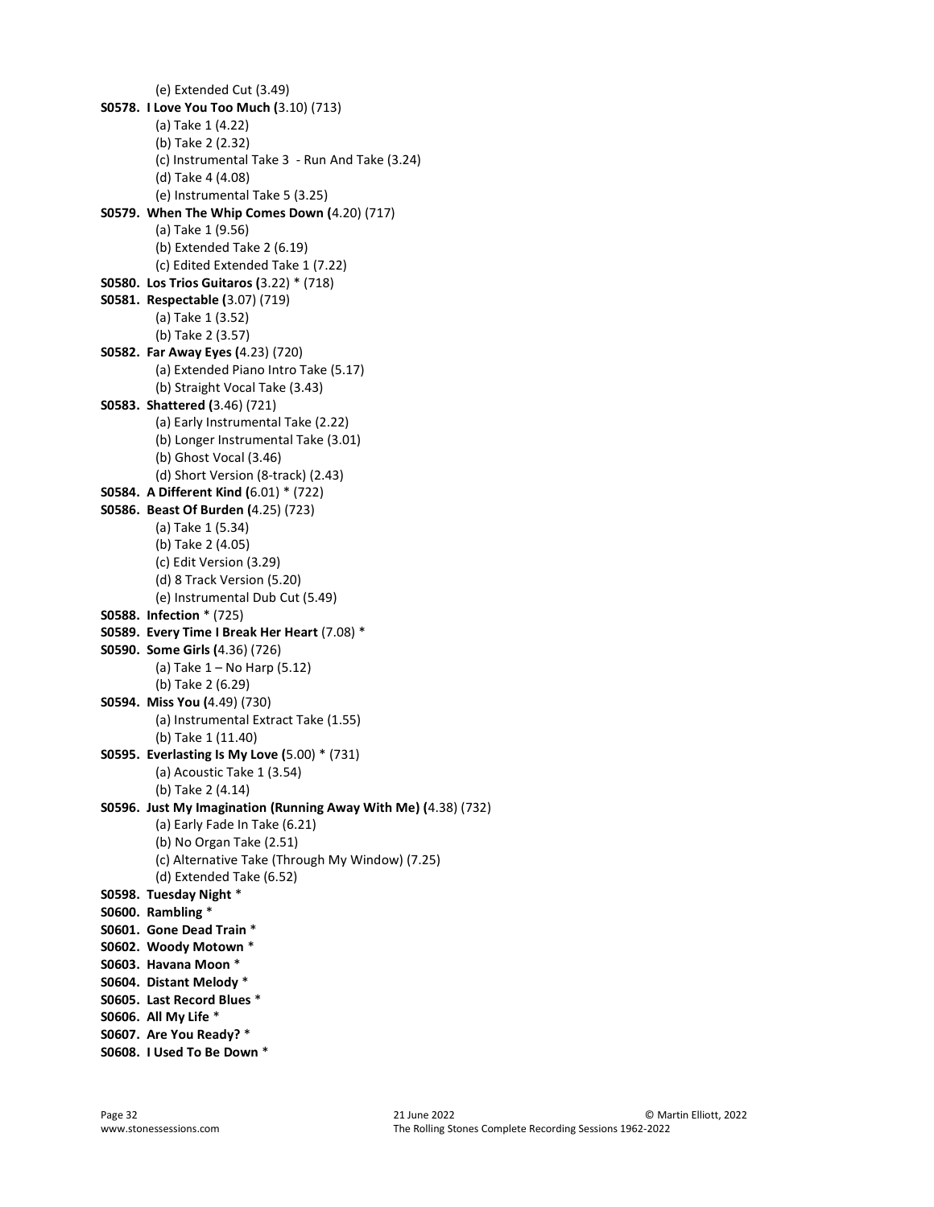(e) Extended Cut (3.49)

**S0578. I Love You Too Much (**3.10) (713)

(a) Take 1 (4.22)
(b) Take 2 (2.32)
(c) Instrumental Take 3 - Run And Take (3.24)
(d) Take 4 (4.08)
(e) Instrumental Take 5 (3.25)

**S0579. When The Whip Comes Down (**4.20) (717)

(a) Take 1 (9.56)
(b) Extended Take 2 (6.19)
(c) Edited Extended Take 1 (7.22)

**S0580. Los Trios Guitaros (**3.22) * (718)

**S0581. Respectable (**3.07) (719)

(a) Take 1 (3.52)
(b) Take 2 (3.57)

**S0582. Far Away Eyes (**4.23) (720)

(a) Extended Piano Intro Take (5.17)
(b) Straight Vocal Take (3.43)

**S0583. Shattered (**3.46) (721)

(a) Early Instrumental Take (2.22)
(b) Longer Instrumental Take (3.01)
(b) Ghost Vocal (3.46)
(d) Short Version (8-track) (2.43)

**S0584. A Different Kind (**6.01) * (722)

**S0586. Beast Of Burden (**4.25) (723)

(a) Take 1 (5.34)
(b) Take 2 (4.05)
(c) Edit Version (3.29)
(d) 8 Track Version (5.20)
(e) Instrumental Dub Cut (5.49)

**S0588. Infection** * (725)

**S0589. Every Time I Break Her Heart** (7.08) *

**S0590. Some Girls (**4.36) (726)

(a) Take 1 – No Harp (5.12)
(b) Take 2 (6.29)

**S0594. Miss You (**4.49) (730)

(a) Instrumental Extract Take (1.55)
(b) Take 1 (11.40)

**S0595. Everlasting Is My Love (**5.00) * (731)

(a) Acoustic Take 1 (3.54)
(b) Take 2 (4.14)

**S0596. Just My Imagination (Running Away With Me) (**4.38) (732)

(a) Early Fade In Take (6.21)
(b) No Organ Take (2.51)
(c) Alternative Take (Through My Window) (7.25)
(d) Extended Take (6.52)

**S0598. Tuesday Night** *

**S0600. Rambling** *

**S0601. Gone Dead Train** *

**S0602. Woody Motown** *

**S0603. Havana Moon** *

**S0604. Distant Melody** *

**S0605. Last Record Blues** *

**S0606. All My Life** *

**S0607. Are You Ready?** *

**S0608. I Used To Be Down** *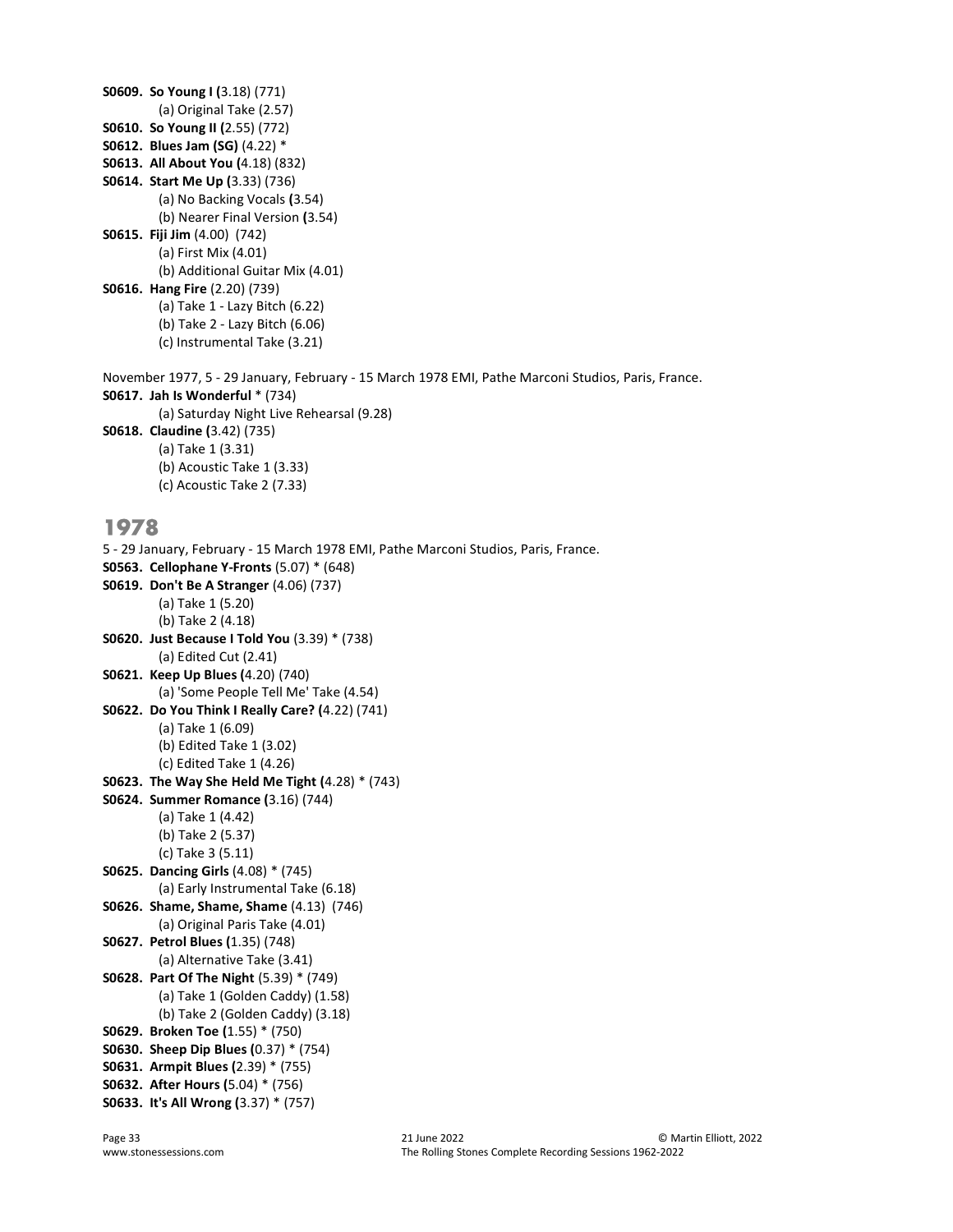**S0609. So Young I (**3.18) (771)
    (a) Original Take (2.57)
**S0610. So Young II (**2.55) (772)
**S0612. Blues Jam (SG)** (4.22) *
**S0613. All About You (**4.18) (832)
**S0614. Start Me Up (**3.33) (736)
    (a) No Backing Vocals **(**3.54)
    (b) Nearer Final Version **(**3.54)
**S0615. Fiji Jim** (4.00) (742)
    (a) First Mix (4.01)
    (b) Additional Guitar Mix (4.01)
**S0616. Hang Fire** (2.20) (739)
    (a) Take 1 - Lazy Bitch (6.22)
    (b) Take 2 - Lazy Bitch (6.06)
    (c) Instrumental Take (3.21)

November 1977, 5 - 29 January, February - 15 March 1978 EMI, Pathe Marconi Studios, Paris, France.

**S0617. Jah Is Wonderful** * (734)
    (a) Saturday Night Live Rehearsal (9.28)
**S0618. Claudine (**3.42) (735)
    (a) Take 1 (3.31)
    (b) Acoustic Take 1 (3.33)
    (c) Acoustic Take 2 (7.33)

# 1978

5 - 29 January, February - 15 March 1978 EMI, Pathe Marconi Studios, Paris, France.

**S0563. Cellophane Y-Fronts** (5.07) * (648)
**S0619. Don't Be A Stranger** (4.06) (737)
    (a) Take 1 (5.20)
    (b) Take 2 (4.18)
**S0620. Just Because I Told You** (3.39) * (738)
    (a) Edited Cut (2.41)
**S0621. Keep Up Blues (**4.20) (740)
    (a) 'Some People Tell Me' Take (4.54)
**S0622. Do You Think I Really Care? (**4.22) (741)
    (a) Take 1 (6.09)
    (b) Edited Take 1 (3.02)
    (c) Edited Take 1 (4.26)
**S0623. The Way She Held Me Tight (**4.28) * (743)
**S0624. Summer Romance (**3.16) (744)
    (a) Take 1 (4.42)
    (b) Take 2 (5.37)
    (c) Take 3 (5.11)
**S0625. Dancing Girls** (4.08) * (745)
    (a) Early Instrumental Take (6.18)
**S0626. Shame, Shame, Shame** (4.13) (746)
    (a) Original Paris Take (4.01)
**S0627. Petrol Blues (**1.35) (748)
    (a) Alternative Take (3.41)
**S0628. Part Of The Night** (5.39) * (749)
    (a) Take 1 (Golden Caddy) (1.58)
    (b) Take 2 (Golden Caddy) (3.18)
**S0629. Broken Toe (**1.55) * (750)
**S0630. Sheep Dip Blues (**0.37) * (754)
**S0631. Armpit Blues (**2.39) * (755)
**S0632. After Hours (**5.04) * (756)
**S0633. It's All Wrong (**3.37) * (757)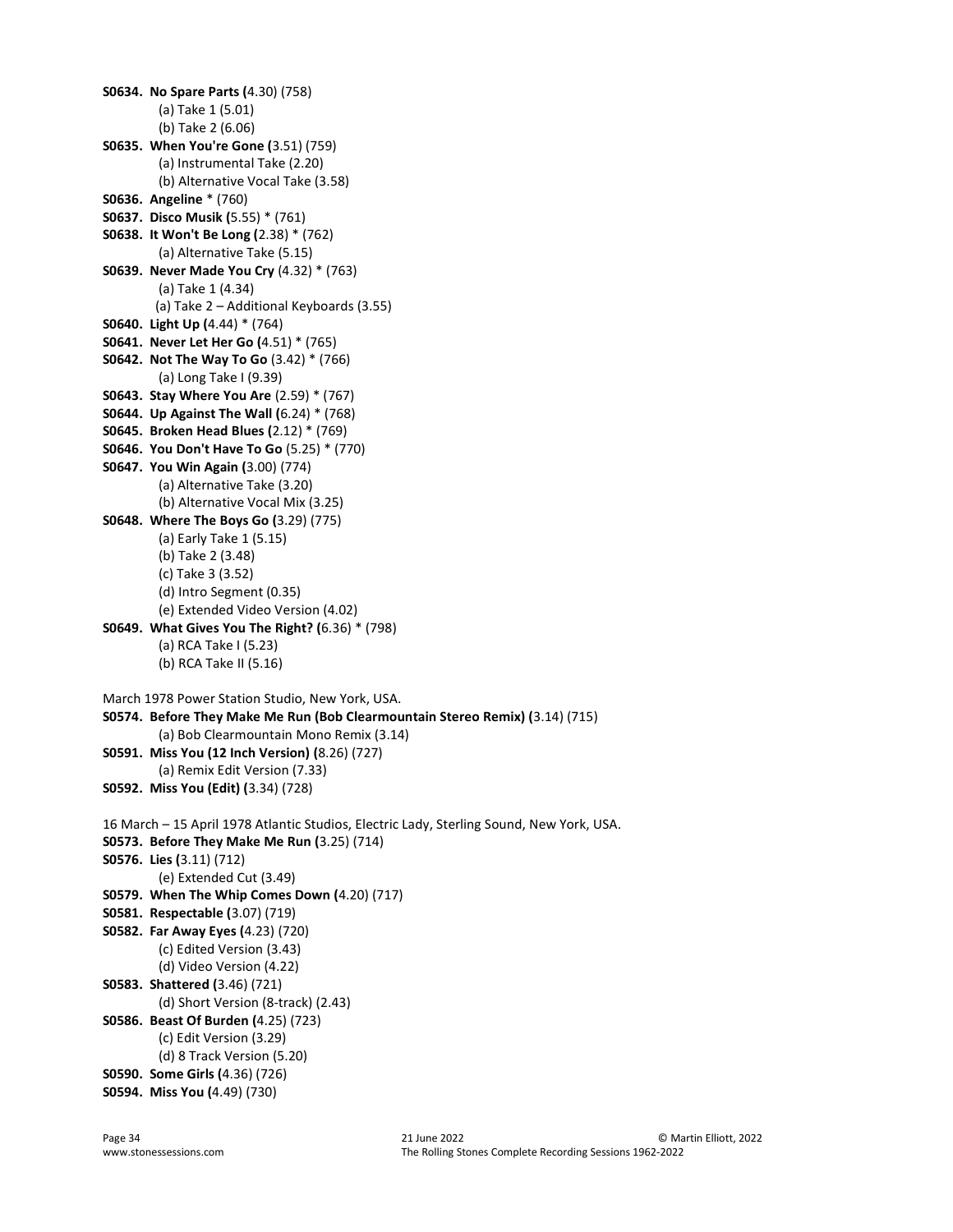**S0634. No Spare Parts (**4.30) (758)

(a) Take 1 (5.01)

(b) Take 2 (6.06)

**S0635. When You're Gone (**3.51) (759)

(a) Instrumental Take (2.20)

(b) Alternative Vocal Take (3.58)

**S0636. Angeline** * (760)

**S0637. Disco Musik (**5.55) * (761)

**S0638. It Won't Be Long (**2.38) * (762)

(a) Alternative Take (5.15)

**S0639. Never Made You Cry** (4.32) * (763)

(a) Take 1 (4.34)

(a) Take 2 – Additional Keyboards (3.55)

**S0640. Light Up (**4.44) * (764)

**S0641. Never Let Her Go (**4.51) * (765)

**S0642. Not The Way To Go** (3.42) * (766)

(a) Long Take I (9.39)

**S0643. Stay Where You Are** (2.59) * (767)

**S0644. Up Against The Wall (**6.24) * (768)

**S0645. Broken Head Blues (**2.12) * (769)

**S0646. You Don't Have To Go** (5.25) * (770)

**S0647. You Win Again (**3.00) (774)

(a) Alternative Take (3.20)

(b) Alternative Vocal Mix (3.25)

**S0648. Where The Boys Go (**3.29) (775)

(a) Early Take 1 (5.15)

(b) Take 2 (3.48)

(c) Take 3 (3.52)

(d) Intro Segment (0.35)

(e) Extended Video Version (4.02)

**S0649. What Gives You The Right? (**6.36) * (798)

(a) RCA Take I (5.23)

(b) RCA Take II (5.16)

March 1978 Power Station Studio, New York, USA.

**S0574. Before They Make Me Run (Bob Clearmountain Stereo Remix) (**3.14) (715)

(a) Bob Clearmountain Mono Remix (3.14)

**S0591. Miss You (12 Inch Version) (**8.26) (727)

(a) Remix Edit Version (7.33)

**S0592. Miss You (Edit) (**3.34) (728)

16 March – 15 April 1978 Atlantic Studios, Electric Lady, Sterling Sound, New York, USA.

**S0573. Before They Make Me Run (**3.25) (714)

**S0576. Lies (**3.11) (712)

(e) Extended Cut (3.49)

**S0579. When The Whip Comes Down (**4.20) (717)

**S0581. Respectable (**3.07) (719)

**S0582. Far Away Eyes (**4.23) (720)

(c) Edited Version (3.43)

(d) Video Version (4.22)

**S0583. Shattered (**3.46) (721)

(d) Short Version (8-track) (2.43)

**S0586. Beast Of Burden (**4.25) (723)

(c) Edit Version (3.29)

(d) 8 Track Version (5.20)

**S0590. Some Girls (**4.36) (726)

**S0594. Miss You (**4.49) (730)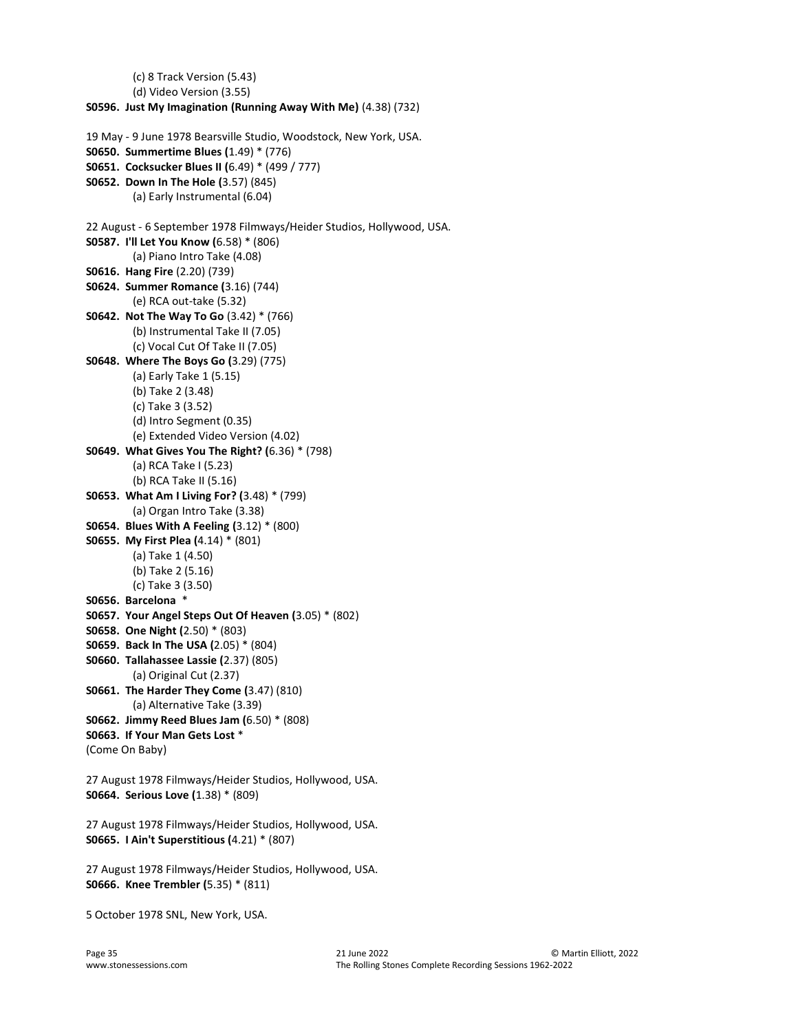(c) 8 Track Version (5.43)
(d) Video Version (3.55)

**S0596. Just My Imagination (Running Away With Me)** (4.38) (732)

19 May - 9 June 1978 Bearsville Studio, Woodstock, New York, USA.

**S0650. Summertime Blues (**1.49) * (776)
**S0651. Cocksucker Blues II (**6.49) * (499 / 777)
**S0652. Down In The Hole (**3.57) (845)
(a) Early Instrumental (6.04)

22 August - 6 September 1978 Filmways/Heider Studios, Hollywood, USA.

**S0587. I'll Let You Know (**6.58) * (806)
(a) Piano Intro Take (4.08)
**S0616. Hang Fire** (2.20) (739)
**S0624. Summer Romance (**3.16) (744)
(e) RCA out-take (5.32)
**S0642. Not The Way To Go** (3.42) * (766)
(b) Instrumental Take II (7.05)
(c) Vocal Cut Of Take II (7.05)
**S0648. Where The Boys Go (**3.29) (775)
(a) Early Take 1 (5.15)
(b) Take 2 (3.48)
(c) Take 3 (3.52)
(d) Intro Segment (0.35)
(e) Extended Video Version (4.02)
**S0649. What Gives You The Right? (**6.36) * (798)
(a) RCA Take I (5.23)
(b) RCA Take II (5.16)
**S0653. What Am I Living For? (**3.48) * (799)
(a) Organ Intro Take (3.38)
**S0654. Blues With A Feeling (**3.12) * (800)
**S0655. My First Plea (**4.14) * (801)
(a) Take 1 (4.50)
(b) Take 2 (5.16)
(c) Take 3 (3.50)
**S0656. Barcelona** *
**S0657. Your Angel Steps Out Of Heaven (**3.05) * (802)
**S0658. One Night (**2.50) * (803)
**S0659. Back In The USA (**2.05) * (804)
**S0660. Tallahassee Lassie (**2.37) (805)
(a) Original Cut (2.37)
**S0661. The Harder They Come (**3.47) (810)
(a) Alternative Take (3.39)
**S0662. Jimmy Reed Blues Jam (**6.50) * (808)
**S0663. If Your Man Gets Lost** *
(Come On Baby)

27 August 1978 Filmways/Heider Studios, Hollywood, USA.

**S0664. Serious Love (**1.38) * (809)

27 August 1978 Filmways/Heider Studios, Hollywood, USA.

**S0665. I Ain't Superstitious (**4.21) * (807)

27 August 1978 Filmways/Heider Studios, Hollywood, USA.

**S0666. Knee Trembler (**5.35) * (811)

5 October 1978 SNL, New York, USA.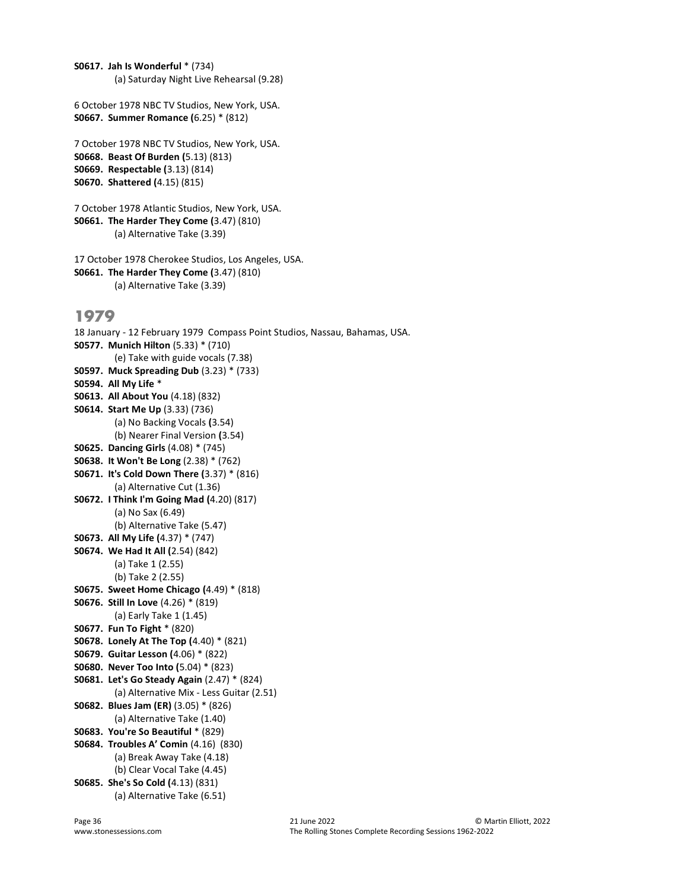**S0617. Jah Is Wonderful** * (734)
(a) Saturday Night Live Rehearsal (9.28)

6 October 1978 NBC TV Studios, New York, USA.
**S0667. Summer Romance (**6.25) * (812)

7 October 1978 NBC TV Studios, New York, USA.
**S0668. Beast Of Burden (**5.13) (813)
**S0669. Respectable (**3.13) (814)
**S0670. Shattered (**4.15) (815)

7 October 1978 Atlantic Studios, New York, USA.
**S0661. The Harder They Come (**3.47) (810)
(a) Alternative Take (3.39)

17 October 1978 Cherokee Studios, Los Angeles, USA.
**S0661. The Harder They Come (**3.47) (810)
(a) Alternative Take (3.39)

# 1979

18 January - 12 February 1979 Compass Point Studios, Nassau, Bahamas, USA.
**S0577. Munich Hilton** (5.33) * (710)
(e) Take with guide vocals (7.38)
**S0597. Muck Spreading Dub** (3.23) * (733)
**S0594. All My Life** *
**S0613. All About You** (4.18) (832)
**S0614. Start Me Up** (3.33) (736)
(a) No Backing Vocals **(**3.54)
(b) Nearer Final Version **(**3.54)
**S0625. Dancing Girls** (4.08) * (745)
**S0638. It Won't Be Long** (2.38) * (762)
**S0671. It's Cold Down There (**3.37) * (816)
(a) Alternative Cut (1.36)
**S0672. I Think I'm Going Mad (**4.20) (817)
(a) No Sax (6.49)
(b) Alternative Take (5.47)
**S0673. All My Life (**4.37) * (747)
**S0674. We Had It All (**2.54) (842)
(a) Take 1 (2.55)
(b) Take 2 (2.55)
**S0675. Sweet Home Chicago (**4.49) * (818)
**S0676. Still In Love** (4.26) * (819)
(a) Early Take 1 (1.45)
**S0677. Fun To Fight** * (820)
**S0678. Lonely At The Top (**4.40) * (821)
**S0679. Guitar Lesson (**4.06) * (822)
**S0680. Never Too Into (**5.04) * (823)
**S0681. Let's Go Steady Again** (2.47) * (824)
(a) Alternative Mix - Less Guitar (2.51)
**S0682. Blues Jam (ER)** (3.05) * (826)
(a) Alternative Take (1.40)
**S0683. You're So Beautiful** * (829)
**S0684. Troubles A' Comin** (4.16) (830)
(a) Break Away Take (4.18)
(b) Clear Vocal Take (4.45)
**S0685. She's So Cold (**4.13) (831)
(a) Alternative Take (6.51)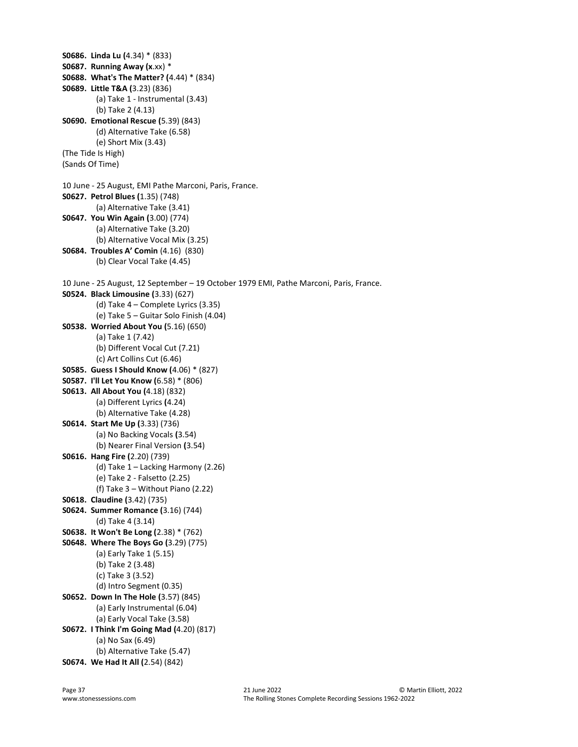**S0686. Linda Lu (**4.34) * (833)
**S0687. Running Away (x**.xx) *
**S0688. What's The Matter? (**4.44) * (834)
**S0689. Little T&A (**3.23) (836)
(a) Take 1 - Instrumental (3.43)
(b) Take 2 (4.13)
**S0690. Emotional Rescue (**5.39) (843)
(d) Alternative Take (6.58)
(e) Short Mix (3.43)
(The Tide Is High)
(Sands Of Time)

10 June - 25 August, EMI Pathe Marconi, Paris, France.
**S0627. Petrol Blues (**1.35) (748)
(a) Alternative Take (3.41)
**S0647. You Win Again (**3.00) (774)
(a) Alternative Take (3.20)
(b) Alternative Vocal Mix (3.25)
**S0684. Troubles A' Comin** (4.16) (830)
(b) Clear Vocal Take (4.45)

10 June - 25 August, 12 September – 19 October 1979 EMI, Pathe Marconi, Paris, France.
**S0524. Black Limousine (**3.33) (627)
(d) Take 4 – Complete Lyrics (3.35)
(e) Take 5 – Guitar Solo Finish (4.04)
**S0538. Worried About You (**5.16) (650)
(a) Take 1 (7.42)
(b) Different Vocal Cut (7.21)
(c) Art Collins Cut (6.46)
**S0585. Guess I Should Know (**4.06) * (827)
**S0587. I'll Let You Know (**6.58) * (806)
**S0613. All About You (**4.18) (832)
(a) Different Lyrics **(**4.24)
(b) Alternative Take (4.28)
**S0614. Start Me Up (**3.33) (736)
(a) No Backing Vocals **(**3.54)
(b) Nearer Final Version **(**3.54)
**S0616. Hang Fire (**2.20) (739)
(d) Take 1 – Lacking Harmony (2.26)
(e) Take 2 - Falsetto (2.25)
(f) Take 3 – Without Piano (2.22)
**S0618. Claudine (**3.42) (735)
**S0624. Summer Romance (**3.16) (744)
(d) Take 4 (3.14)
**S0638. It Won't Be Long (**2.38) * (762)
**S0648. Where The Boys Go (**3.29) (775)
(a) Early Take 1 (5.15)
(b) Take 2 (3.48)
(c) Take 3 (3.52)
(d) Intro Segment (0.35)
**S0652. Down In The Hole (**3.57) (845)
(a) Early Instrumental (6.04)
(a) Early Vocal Take (3.58)
**S0672. I Think I'm Going Mad (**4.20) (817)
(a) No Sax (6.49)
(b) Alternative Take (5.47)
**S0674. We Had It All (**2.54) (842)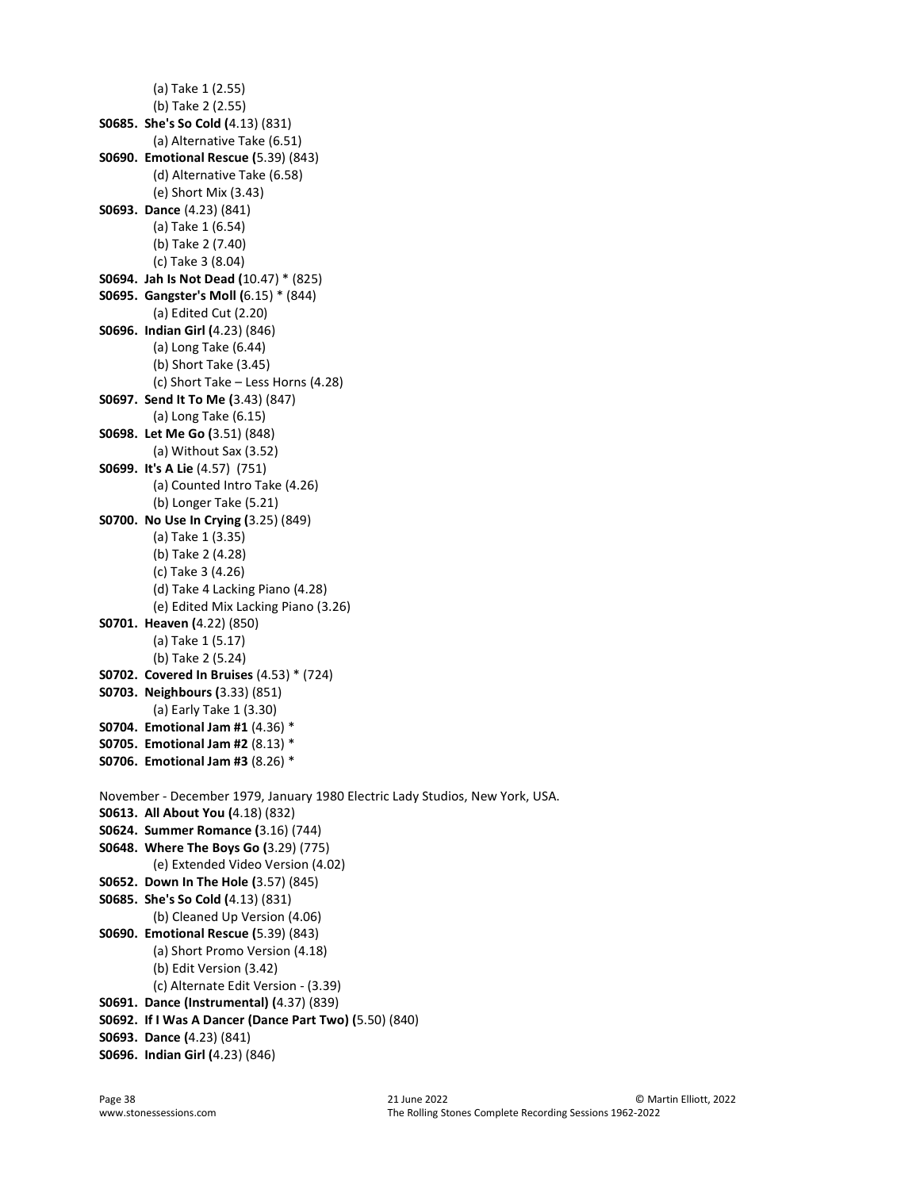(a) Take 1 (2.55)
(b) Take 2 (2.55)

**S0685. She's So Cold (**4.13) (831)
(a) Alternative Take (6.51)

**S0690. Emotional Rescue (**5.39) (843)
(d) Alternative Take (6.58)
(e) Short Mix (3.43)

**S0693. Dance** (4.23) (841)
(a) Take 1 (6.54)
(b) Take 2 (7.40)
(c) Take 3 (8.04)

**S0694. Jah Is Not Dead (**10.47) * (825)

**S0695. Gangster's Moll (**6.15) * (844)
(a) Edited Cut (2.20)

**S0696. Indian Girl (**4.23) (846)
(a) Long Take (6.44)
(b) Short Take (3.45)
(c) Short Take – Less Horns (4.28)

**S0697. Send It To Me (**3.43) (847)
(a) Long Take (6.15)

**S0698. Let Me Go (**3.51) (848)
(a) Without Sax (3.52)

**S0699. It's A Lie** (4.57) (751)
(a) Counted Intro Take (4.26)
(b) Longer Take (5.21)

**S0700. No Use In Crying (**3.25) (849)
(a) Take 1 (3.35)
(b) Take 2 (4.28)
(c) Take 3 (4.26)
(d) Take 4 Lacking Piano (4.28)
(e) Edited Mix Lacking Piano (3.26)

**S0701. Heaven (**4.22) (850)
(a) Take 1 (5.17)
(b) Take 2 (5.24)

**S0702. Covered In Bruises** (4.53) * (724)

**S0703. Neighbours (**3.33) (851)
(a) Early Take 1 (3.30)

**S0704. Emotional Jam #1** (4.36) *

**S0705. Emotional Jam #2** (8.13) *

**S0706. Emotional Jam #3** (8.26) *

November - December 1979, January 1980 Electric Lady Studios, New York, USA.

**S0613. All About You (**4.18) (832)

**S0624. Summer Romance (**3.16) (744)

**S0648. Where The Boys Go (**3.29) (775)
(e) Extended Video Version (4.02)

**S0652. Down In The Hole (**3.57) (845)

**S0685. She's So Cold (**4.13) (831)
(b) Cleaned Up Version (4.06)

**S0690. Emotional Rescue (**5.39) (843)
(a) Short Promo Version (4.18)
(b) Edit Version (3.42)
(c) Alternate Edit Version - (3.39)

**S0691. Dance (Instrumental) (**4.37) (839)

**S0692. If I Was A Dancer (Dance Part Two) (**5.50) (840)

**S0693. Dance (**4.23) (841)

**S0696. Indian Girl (**4.23) (846)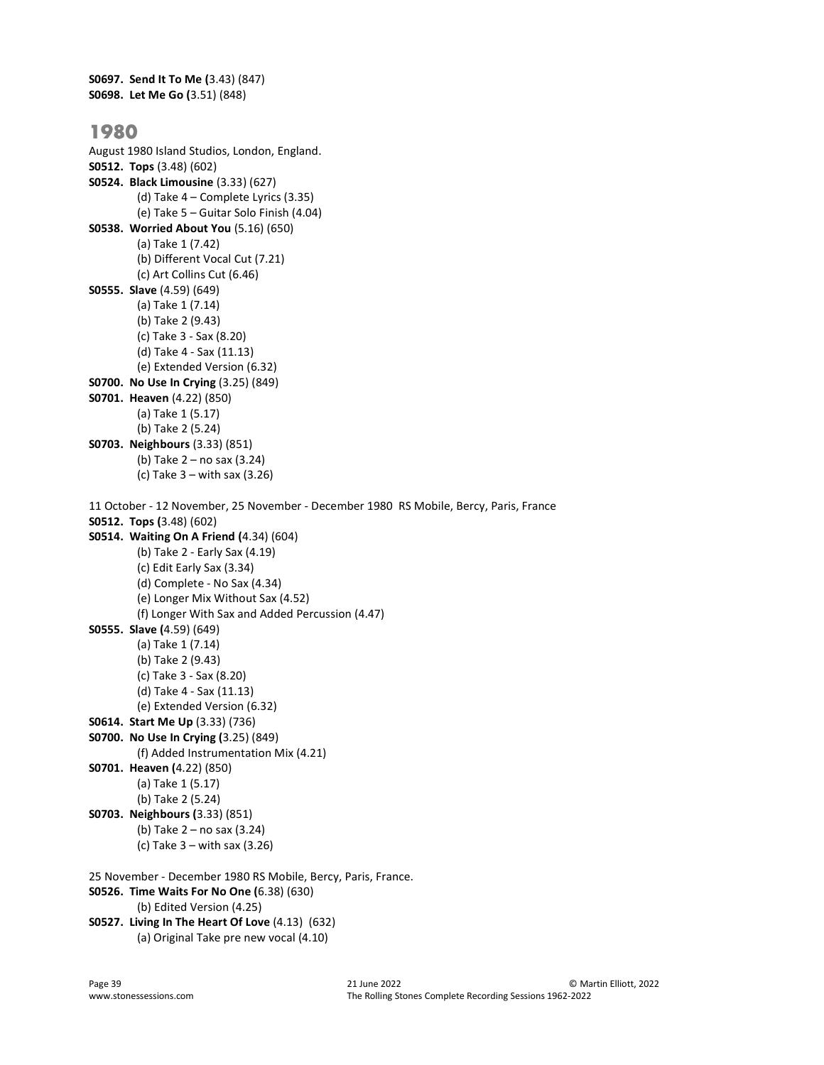**S0697. Send It To Me (**3.43) (847)
**S0698. Let Me Go (**3.51) (848)

# 1980

August 1980 Island Studios, London, England.

**S0512. Tops** (3.48) (602)
**S0524. Black Limousine** (3.33) (627)
- (d) Take 4 – Complete Lyrics (3.35)
- (e) Take 5 – Guitar Solo Finish (4.04)

**S0538. Worried About You** (5.16) (650)
- (a) Take 1 (7.42)
- (b) Different Vocal Cut (7.21)
- (c) Art Collins Cut (6.46)

**S0555. Slave** (4.59) (649)
- (a) Take 1 (7.14)
- (b) Take 2 (9.43)
- (c) Take 3 - Sax (8.20)
- (d) Take 4 - Sax (11.13)
- (e) Extended Version (6.32)

**S0700. No Use In Crying** (3.25) (849)
**S0701. Heaven** (4.22) (850)
- (a) Take 1 (5.17)
- (b) Take 2 (5.24)

**S0703. Neighbours** (3.33) (851)
- (b) Take 2 – no sax (3.24)
- (c) Take 3 – with sax (3.26)

11 October - 12 November, 25 November - December 1980 RS Mobile, Bercy, Paris, France

**S0512. Tops (**3.48) (602)
**S0514. Waiting On A Friend (**4.34) (604)
- (b) Take 2 - Early Sax (4.19)
- (c) Edit Early Sax (3.34)
- (d) Complete - No Sax (4.34)
- (e) Longer Mix Without Sax (4.52)
- (f) Longer With Sax and Added Percussion (4.47)

**S0555. Slave (**4.59) (649)
- (a) Take 1 (7.14)
- (b) Take 2 (9.43)
- (c) Take 3 - Sax (8.20)
- (d) Take 4 - Sax (11.13)
- (e) Extended Version (6.32)

**S0614. Start Me Up** (3.33) (736)
**S0700. No Use In Crying (**3.25) (849)
- (f) Added Instrumentation Mix (4.21)

**S0701. Heaven (**4.22) (850)
- (a) Take 1 (5.17)
- (b) Take 2 (5.24)

**S0703. Neighbours (**3.33) (851)
- (b) Take 2 – no sax (3.24)
- (c) Take 3 – with sax (3.26)

25 November - December 1980 RS Mobile, Bercy, Paris, France.

**S0526. Time Waits For No One (**6.38) (630)
- (b) Edited Version (4.25)

**S0527. Living In The Heart Of Love** (4.13) (632)
- (a) Original Take pre new vocal (4.10)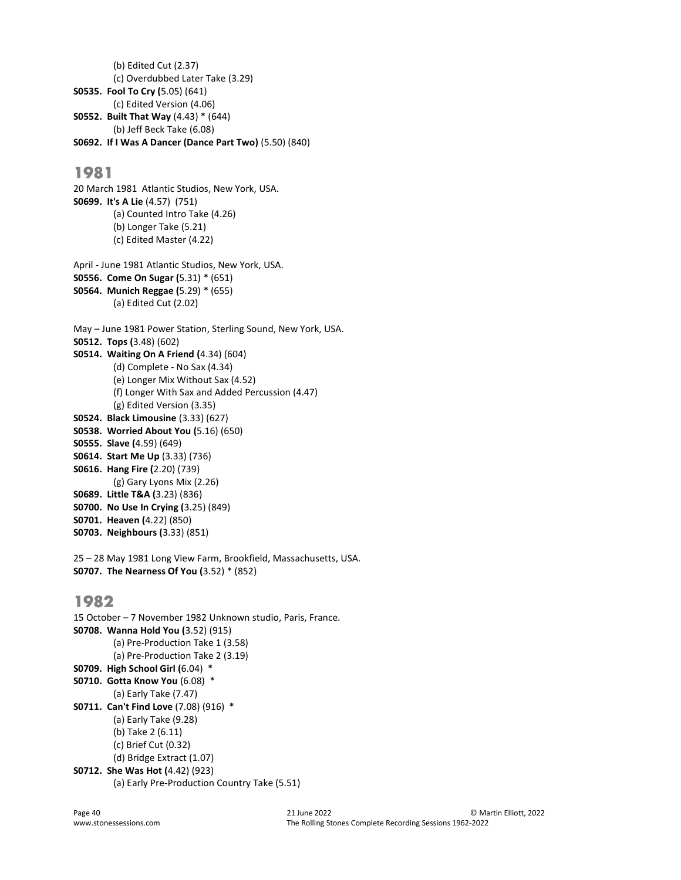(b) Edited Cut (2.37)
(c) Overdubbed Later Take (3.29)

**S0535. Fool To Cry (**5.05) (641)
(c) Edited Version (4.06)

**S0552. Built That Way** (4.43) * (644)
(b) Jeff Beck Take (6.08)

**S0692. If I Was A Dancer (Dance Part Two)** (5.50) (840)

# 1981

20 March 1981 Atlantic Studios, New York, USA.

**S0699. It's A Lie** (4.57) (751)
(a) Counted Intro Take (4.26)
(b) Longer Take (5.21)
(c) Edited Master (4.22)

April - June 1981 Atlantic Studios, New York, USA.

**S0556. Come On Sugar (**5.31) * (651)

**S0564. Munich Reggae (**5.29) * (655)
(a) Edited Cut (2.02)

May – June 1981 Power Station, Sterling Sound, New York, USA.

**S0512. Tops (**3.48) (602)

**S0514. Waiting On A Friend (**4.34) (604)
(d) Complete - No Sax (4.34)
(e) Longer Mix Without Sax (4.52)
(f) Longer With Sax and Added Percussion (4.47)
(g) Edited Version (3.35)

**S0524. Black Limousine** (3.33) (627)

**S0538. Worried About You (**5.16) (650)

**S0555. Slave (**4.59) (649)

**S0614. Start Me Up** (3.33) (736)

**S0616. Hang Fire (**2.20) (739)
(g) Gary Lyons Mix (2.26)

**S0689. Little T&A (**3.23) (836)

**S0700. No Use In Crying (**3.25) (849)

**S0701. Heaven (**4.22) (850)

**S0703. Neighbours (**3.33) (851)

25 – 28 May 1981 Long View Farm, Brookfield, Massachusetts, USA.

**S0707. The Nearness Of You (**3.52) * (852)

# 1982

15 October – 7 November 1982 Unknown studio, Paris, France.

**S0708. Wanna Hold You (**3.52) (915)
(a) Pre-Production Take 1 (3.58)
(a) Pre-Production Take 2 (3.19)

**S0709. High School Girl (**6.04) *

**S0710. Gotta Know You** (6.08) *
(a) Early Take (7.47)

**S0711. Can't Find Love** (7.08) (916) *
(a) Early Take (9.28)
(b) Take 2 (6.11)
(c) Brief Cut (0.32)
(d) Bridge Extract (1.07)

**S0712. She Was Hot (**4.42) (923)
(a) Early Pre-Production Country Take (5.51)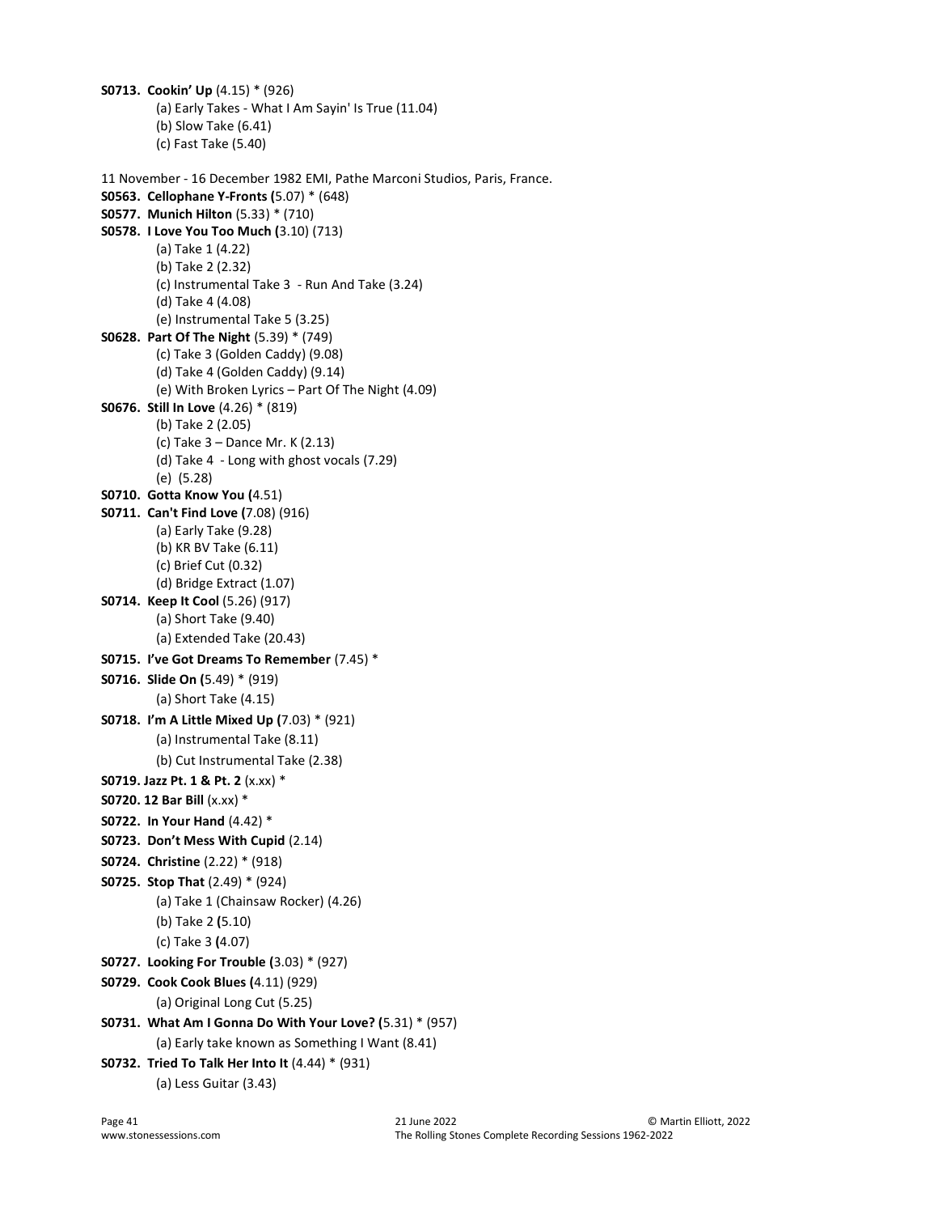**S0713. Cookin' Up** (4.15) * (926)
- (a) Early Takes - What I Am Sayin' Is True (11.04)
- (b) Slow Take (6.41)
- (c) Fast Take (5.40)

11 November - 16 December 1982 EMI, Pathe Marconi Studios, Paris, France.

**S0563. Cellophane Y-Fronts (**5.07) * (648)

**S0577. Munich Hilton** (5.33) * (710)

**S0578. I Love You Too Much (**3.10) (713)
- (a) Take 1 (4.22)
- (b) Take 2 (2.32)
- (c) Instrumental Take 3 - Run And Take (3.24)
- (d) Take 4 (4.08)
- (e) Instrumental Take 5 (3.25)

**S0628. Part Of The Night** (5.39) * (749)
- (c) Take 3 (Golden Caddy) (9.08)
- (d) Take 4 (Golden Caddy) (9.14)
- (e) With Broken Lyrics – Part Of The Night (4.09)

**S0676. Still In Love** (4.26) * (819)
- (b) Take 2 (2.05)
- (c) Take 3 – Dance Mr. K (2.13)
- (d) Take 4 - Long with ghost vocals (7.29)
- (e) (5.28)

**S0710. Gotta Know You (**4.51)

**S0711. Can't Find Love (**7.08) (916)
- (a) Early Take (9.28)
- (b) KR BV Take (6.11)
- (c) Brief Cut (0.32)
- (d) Bridge Extract (1.07)

**S0714. Keep It Cool** (5.26) (917)
- (a) Short Take (9.40)
- (a) Extended Take (20.43)

**S0715. I've Got Dreams To Remember** (7.45) *

**S0716. Slide On (**5.49) * (919)
- (a) Short Take (4.15)

**S0718. I'm A Little Mixed Up (**7.03) * (921)
- (a) Instrumental Take (8.11)
- (b) Cut Instrumental Take (2.38)

**S0719. Jazz Pt. 1 & Pt. 2** (x.xx) *

**S0720. 12 Bar Bill** (x.xx) *

**S0722. In Your Hand** (4.42) *

**S0723. Don't Mess With Cupid** (2.14)

**S0724. Christine** (2.22) * (918)

**S0725. Stop That** (2.49) * (924)
- (a) Take 1 (Chainsaw Rocker) (4.26)
- (b) Take 2 **(**5.10)
- (c) Take 3 **(**4.07)

**S0727. Looking For Trouble (**3.03) * (927)

**S0729. Cook Cook Blues (**4.11) (929)
- (a) Original Long Cut (5.25)

**S0731. What Am I Gonna Do With Your Love? (**5.31) * (957)
- (a) Early take known as Something I Want (8.41)

**S0732. Tried To Talk Her Into It** (4.44) * (931)
- (a) Less Guitar (3.43)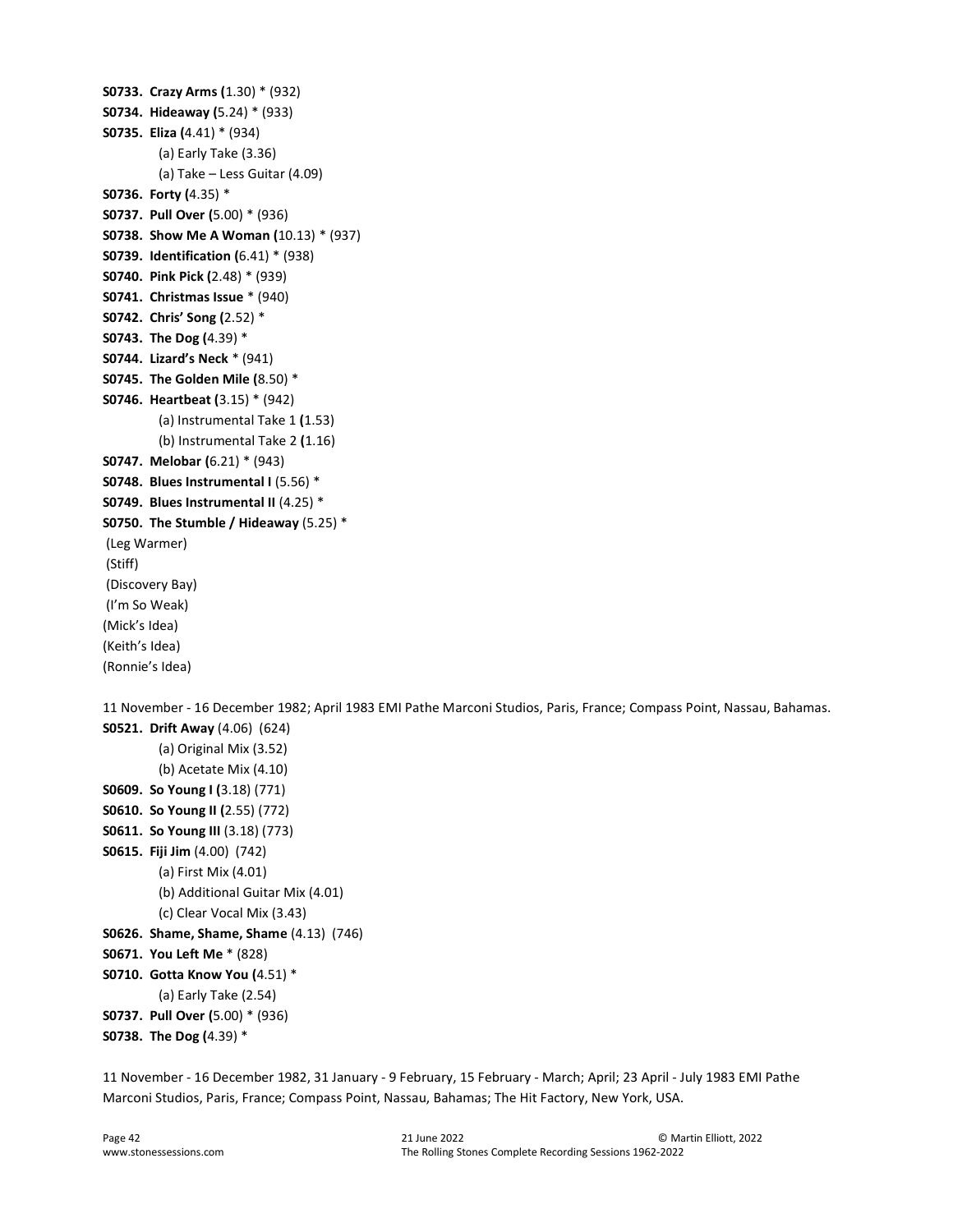**S0733. Crazy Arms (**1.30) * (932)
**S0734. Hideaway (**5.24) * (933)
**S0735. Eliza (**4.41) * (934)
(a) Early Take (3.36)
(a) Take – Less Guitar (4.09)
**S0736. Forty (**4.35) *
**S0737. Pull Over (**5.00) * (936)
**S0738. Show Me A Woman (**10.13) * (937)
**S0739. Identification (**6.41) * (938)
**S0740. Pink Pick (**2.48) * (939)
**S0741. Christmas Issue** * (940)
**S0742. Chris' Song (**2.52) *
**S0743. The Dog (**4.39) *
**S0744. Lizard's Neck** * (941)
**S0745. The Golden Mile (**8.50) *
**S0746. Heartbeat (**3.15) * (942)
(a) Instrumental Take 1 **(**1.53)
(b) Instrumental Take 2 **(**1.16)
**S0747. Melobar (**6.21) * (943)
**S0748. Blues Instrumental I** (5.56) *
**S0749. Blues Instrumental II** (4.25) *
**S0750. The Stumble / Hideaway** (5.25) *
(Leg Warmer)
(Stiff)
(Discovery Bay)
(I'm So Weak)
(Mick's Idea)
(Keith's Idea)
(Ronnie's Idea)

11 November - 16 December 1982; April 1983 EMI Pathe Marconi Studios, Paris, France; Compass Point, Nassau, Bahamas.

**S0521. Drift Away** (4.06) (624)
(a) Original Mix (3.52)
(b) Acetate Mix (4.10)
**S0609. So Young I (**3.18) (771)
**S0610. So Young II (**2.55) (772)
**S0611. So Young III** (3.18) (773)
**S0615. Fiji Jim** (4.00) (742)
(a) First Mix (4.01)
(b) Additional Guitar Mix (4.01)
(c) Clear Vocal Mix (3.43)
**S0626. Shame, Shame, Shame** (4.13) (746)
**S0671. You Left Me** * (828)
**S0710. Gotta Know You (**4.51) *
(a) Early Take (2.54)
**S0737. Pull Over (**5.00) * (936)
**S0738. The Dog (**4.39) *

11 November - 16 December 1982, 31 January - 9 February, 15 February - March; April; 23 April - July 1983 EMI Pathe Marconi Studios, Paris, France; Compass Point, Nassau, Bahamas; The Hit Factory, New York, USA.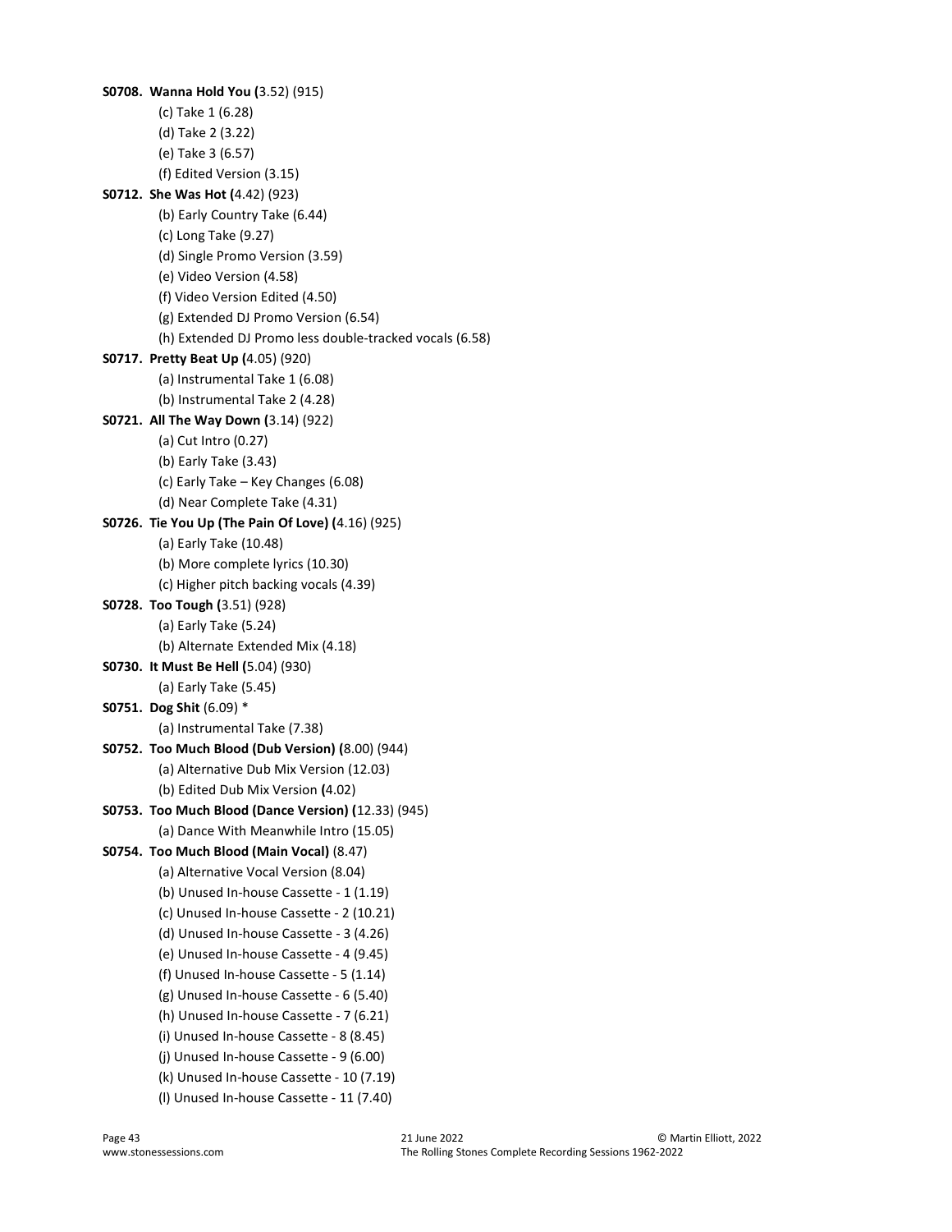**S0708. Wanna Hold You (**3.52) (915)

- (c) Take 1 (6.28)
- (d) Take 2 (3.22)
- (e) Take 3 (6.57)
- (f) Edited Version (3.15)

**S0712. She Was Hot (**4.42) (923)

- (b) Early Country Take (6.44)
- (c) Long Take (9.27)
- (d) Single Promo Version (3.59)
- (e) Video Version (4.58)
- (f) Video Version Edited (4.50)
- (g) Extended DJ Promo Version (6.54)
- (h) Extended DJ Promo less double-tracked vocals (6.58)

**S0717. Pretty Beat Up (**4.05) (920)

- (a) Instrumental Take 1 (6.08)
- (b) Instrumental Take 2 (4.28)

**S0721. All The Way Down (**3.14) (922)

- (a) Cut Intro (0.27)
- (b) Early Take (3.43)
- (c) Early Take – Key Changes (6.08)
- (d) Near Complete Take (4.31)

**S0726. Tie You Up (The Pain Of Love) (**4.16) (925)

- (a) Early Take (10.48)
- (b) More complete lyrics (10.30)
- (c) Higher pitch backing vocals (4.39)

**S0728. Too Tough (**3.51) (928)

- (a) Early Take (5.24)
- (b) Alternate Extended Mix (4.18)

**S0730. It Must Be Hell (**5.04) (930)

- (a) Early Take (5.45)

**S0751. Dog Shit** (6.09) *

- (a) Instrumental Take (7.38)

**S0752. Too Much Blood (Dub Version) (**8.00) (944)

- (a) Alternative Dub Mix Version (12.03)
- (b) Edited Dub Mix Version **(**4.02)

**S0753. Too Much Blood (Dance Version) (**12.33) (945)

- (a) Dance With Meanwhile Intro (15.05)

**S0754. Too Much Blood (Main Vocal)** (8.47)

- (a) Alternative Vocal Version (8.04)
- (b) Unused In-house Cassette - 1 (1.19)
- (c) Unused In-house Cassette - 2 (10.21)
- (d) Unused In-house Cassette - 3 (4.26)
- (e) Unused In-house Cassette - 4 (9.45)
- (f) Unused In-house Cassette - 5 (1.14)
- (g) Unused In-house Cassette - 6 (5.40)
- (h) Unused In-house Cassette - 7 (6.21)
- (i) Unused In-house Cassette - 8 (8.45)
- (j) Unused In-house Cassette - 9 (6.00)
- (k) Unused In-house Cassette - 10 (7.19)
- (l) Unused In-house Cassette - 11 (7.40)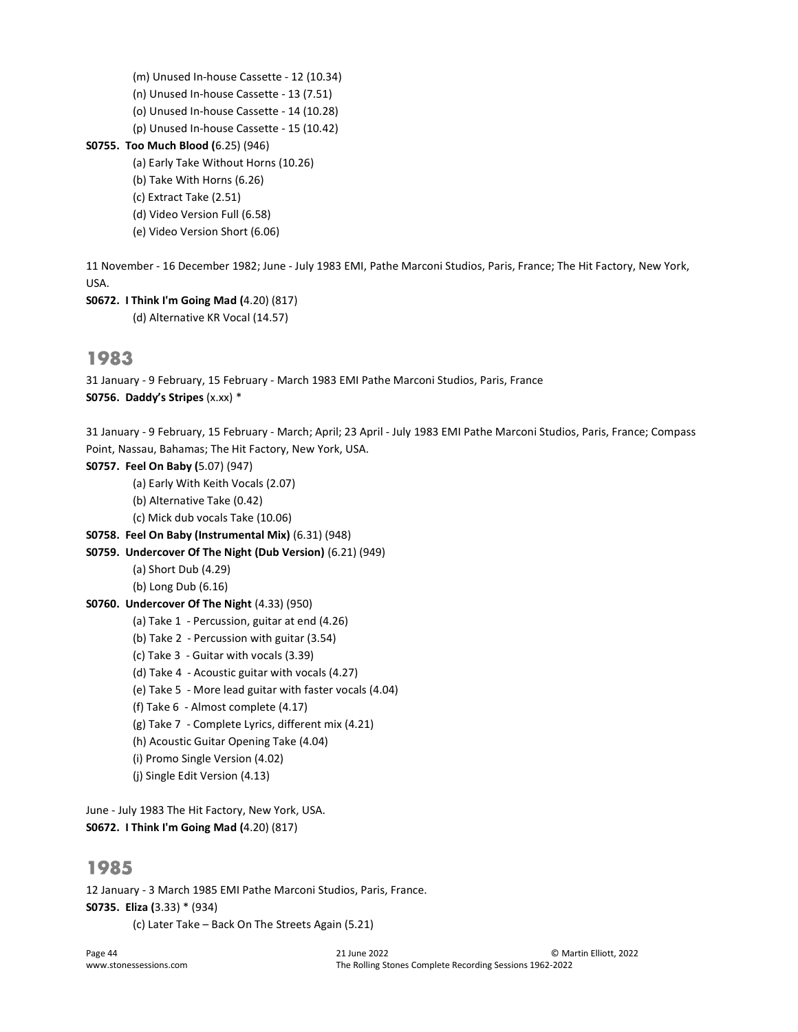(m) Unused In-house Cassette - 12 (10.34)
(n) Unused In-house Cassette - 13 (7.51)
(o) Unused In-house Cassette - 14 (10.28)
(p) Unused In-house Cassette - 15 (10.42)

**S0755. Too Much Blood (**6.25) (946)
(a) Early Take Without Horns (10.26)
(b) Take With Horns (6.26)
(c) Extract Take (2.51)
(d) Video Version Full (6.58)
(e) Video Version Short (6.06)

11 November - 16 December 1982; June - July 1983 EMI, Pathe Marconi Studios, Paris, France; The Hit Factory, New York, USA.

**S0672. I Think I'm Going Mad (**4.20) (817)
(d) Alternative KR Vocal (14.57)

## 1983

31 January - 9 February, 15 February - March 1983 EMI Pathe Marconi Studios, Paris, France

**S0756. Daddy's Stripes** (x.xx) *

31 January - 9 February, 15 February - March; April; 23 April - July 1983 EMI Pathe Marconi Studios, Paris, France; Compass Point, Nassau, Bahamas; The Hit Factory, New York, USA.

**S0757. Feel On Baby (**5.07) (947)
(a) Early With Keith Vocals (2.07)
(b) Alternative Take (0.42)
(c) Mick dub vocals Take (10.06)

**S0758. Feel On Baby (Instrumental Mix)** (6.31) (948)

**S0759. Undercover Of The Night (Dub Version)** (6.21) (949)
(a) Short Dub (4.29)
(b) Long Dub (6.16)

**S0760. Undercover Of The Night** (4.33) (950)
(a) Take 1 - Percussion, guitar at end (4.26)
(b) Take 2 - Percussion with guitar (3.54)
(c) Take 3 - Guitar with vocals (3.39)
(d) Take 4 - Acoustic guitar with vocals (4.27)
(e) Take 5 - More lead guitar with faster vocals (4.04)
(f) Take 6 - Almost complete (4.17)
(g) Take 7 - Complete Lyrics, different mix (4.21)
(h) Acoustic Guitar Opening Take (4.04)
(i) Promo Single Version (4.02)
(j) Single Edit Version (4.13)

June - July 1983 The Hit Factory, New York, USA.

**S0672. I Think I'm Going Mad (**4.20) (817)

## 1985

12 January - 3 March 1985 EMI Pathe Marconi Studios, Paris, France.

**S0735. Eliza (**3.33) * (934)
(c) Later Take – Back On The Streets Again (5.21)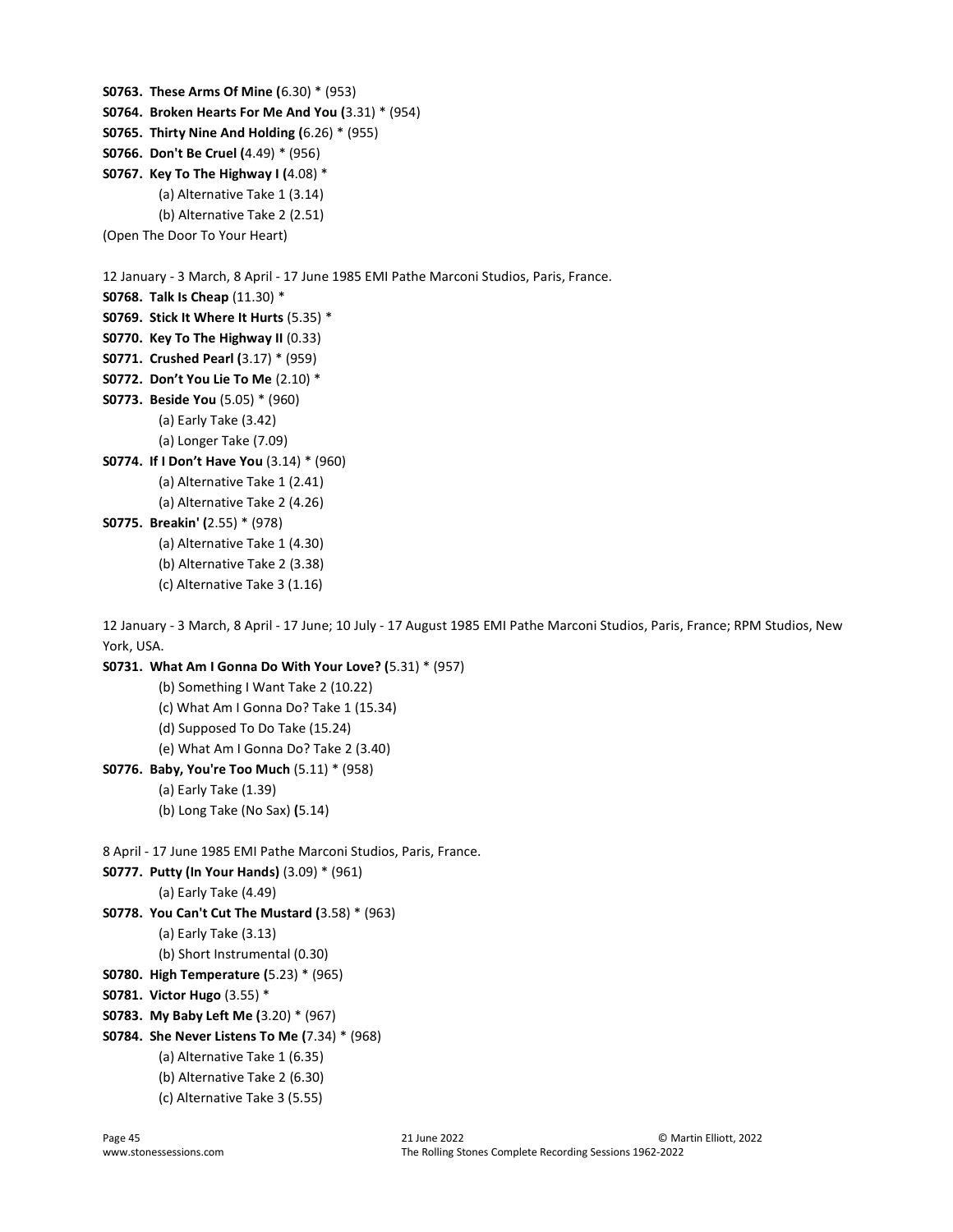**S0763. These Arms Of Mine (**6.30) * (953)

**S0764. Broken Hearts For Me And You (**3.31) * (954)

**S0765. Thirty Nine And Holding (**6.26) * (955)

**S0766. Don't Be Cruel (**4.49) * (956)

**S0767. Key To The Highway I (**4.08) *

(a) Alternative Take 1 (3.14)

(b) Alternative Take 2 (2.51)

(Open The Door To Your Heart)

12 January - 3 March, 8 April - 17 June 1985 EMI Pathe Marconi Studios, Paris, France.

**S0768. Talk Is Cheap** (11.30) *

**S0769. Stick It Where It Hurts** (5.35) *

**S0770. Key To The Highway II** (0.33)

**S0771. Crushed Pearl (**3.17) * (959)

**S0772. Don't You Lie To Me** (2.10) *

**S0773. Beside You** (5.05) * (960)

(a) Early Take (3.42)

(a) Longer Take (7.09)

**S0774. If I Don't Have You** (3.14) * (960)

(a) Alternative Take 1 (2.41)

(a) Alternative Take 2 (4.26)

**S0775. Breakin' (**2.55) * (978)

(a) Alternative Take 1 (4.30)

(b) Alternative Take 2 (3.38)

(c) Alternative Take 3 (1.16)

12 January - 3 March, 8 April - 17 June; 10 July - 17 August 1985 EMI Pathe Marconi Studios, Paris, France; RPM Studios, New York, USA.

**S0731. What Am I Gonna Do With Your Love? (**5.31) * (957)

(b) Something I Want Take 2 (10.22)

(c) What Am I Gonna Do? Take 1 (15.34)

(d) Supposed To Do Take (15.24)

(e) What Am I Gonna Do? Take 2 (3.40)

**S0776. Baby, You're Too Much** (5.11) * (958)

(a) Early Take (1.39)

(b) Long Take (No Sax) **(**5.14)

8 April - 17 June 1985 EMI Pathe Marconi Studios, Paris, France.

**S0777. Putty (In Your Hands)** (3.09) * (961)

(a) Early Take (4.49)

**S0778. You Can't Cut The Mustard (**3.58) * (963)

(a) Early Take (3.13)

(b) Short Instrumental (0.30)

**S0780. High Temperature (**5.23) * (965)

**S0781. Victor Hugo** (3.55) *

**S0783. My Baby Left Me (**3.20) * (967)

**S0784. She Never Listens To Me (**7.34) * (968)

(a) Alternative Take 1 (6.35)

(b) Alternative Take 2 (6.30)

(c) Alternative Take 3 (5.55)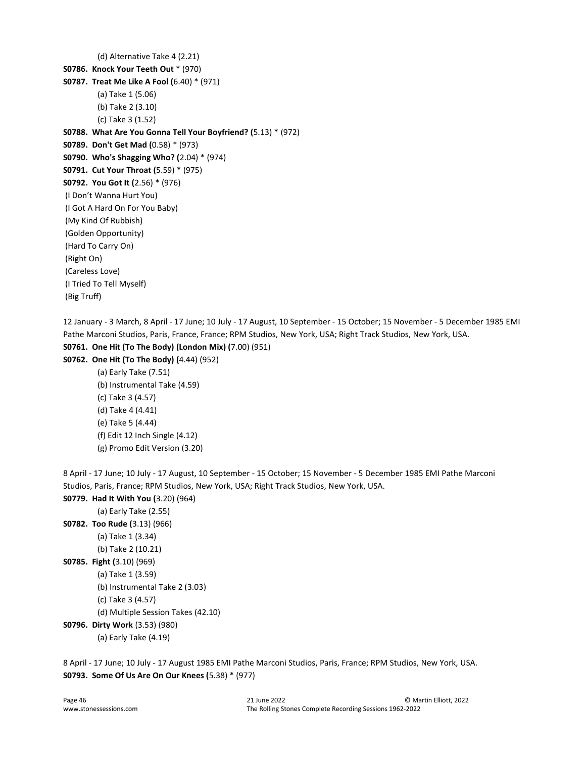(d) Alternative Take 4 (2.21)

**S0786. Knock Your Teeth Out** * (970)

**S0787. Treat Me Like A Fool (**6.40) * (971)

(a) Take 1 (5.06)

(b) Take 2 (3.10)

(c) Take 3 (1.52)

**S0788. What Are You Gonna Tell Your Boyfriend? (**5.13) * (972)

**S0789. Don't Get Mad (**0.58) * (973)

**S0790. Who's Shagging Who? (**2.04) * (974)

**S0791. Cut Your Throat (**5.59) * (975)

**S0792. You Got It (**2.56) * (976)

(I Don't Wanna Hurt You)

(I Got A Hard On For You Baby)

(My Kind Of Rubbish)

(Golden Opportunity)

(Hard To Carry On)

(Right On)

(Careless Love)

(I Tried To Tell Myself)

(Big Truff)

12 January - 3 March, 8 April - 17 June; 10 July - 17 August, 10 September - 15 October; 15 November - 5 December 1985 EMI Pathe Marconi Studios, Paris, France, France; RPM Studios, New York, USA; Right Track Studios, New York, USA.

**S0761. One Hit (To The Body) (London Mix) (**7.00) (951)

**S0762. One Hit (To The Body) (**4.44) (952)

(a) Early Take (7.51)

(b) Instrumental Take (4.59)

(c) Take 3 (4.57)

(d) Take 4 (4.41)

(e) Take 5 (4.44)

(f) Edit 12 Inch Single (4.12)

(g) Promo Edit Version (3.20)

8 April - 17 June; 10 July - 17 August, 10 September - 15 October; 15 November - 5 December 1985 EMI Pathe Marconi Studios, Paris, France; RPM Studios, New York, USA; Right Track Studios, New York, USA.

**S0779. Had It With You (**3.20) (964)

(a) Early Take (2.55)

**S0782. Too Rude (**3.13) (966)

(a) Take 1 (3.34)

(b) Take 2 (10.21)

**S0785. Fight (**3.10) (969)

(a) Take 1 (3.59)

(b) Instrumental Take 2 (3.03)

(c) Take 3 (4.57)

(d) Multiple Session Takes (42.10)

**S0796. Dirty Work** (3.53) (980)

(a) Early Take (4.19)

8 April - 17 June; 10 July - 17 August 1985 EMI Pathe Marconi Studios, Paris, France; RPM Studios, New York, USA.

**S0793. Some Of Us Are On Our Knees (**5.38) * (977)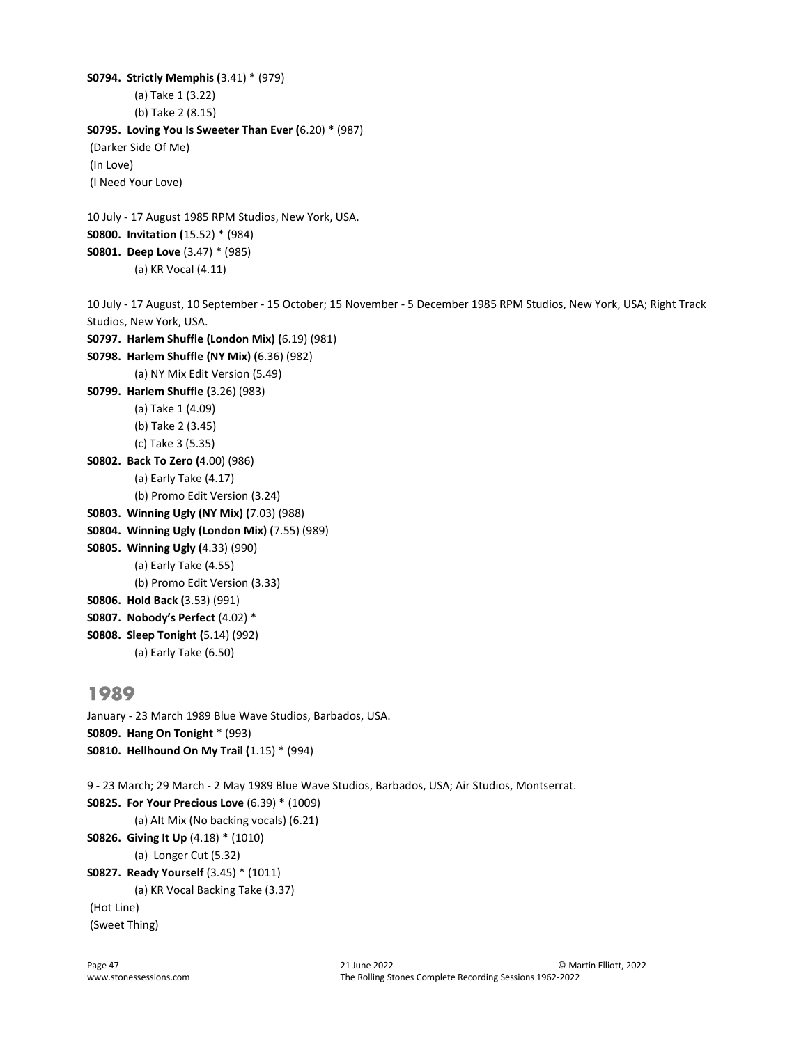**S0794. Strictly Memphis (**3.41) * (979)

(a) Take 1 (3.22)

(b) Take 2 (8.15)

**S0795. Loving You Is Sweeter Than Ever (**6.20) * (987)

(Darker Side Of Me)

(In Love)

(I Need Your Love)

10 July - 17 August 1985 RPM Studios, New York, USA.

**S0800. Invitation (**15.52) * (984)

**S0801. Deep Love** (3.47) * (985)

(a) KR Vocal (4.11)

10 July - 17 August, 10 September - 15 October; 15 November - 5 December 1985 RPM Studios, New York, USA; Right Track Studios, New York, USA.

**S0797. Harlem Shuffle (London Mix) (**6.19) (981)

**S0798. Harlem Shuffle (NY Mix) (**6.36) (982)

(a) NY Mix Edit Version (5.49)

**S0799. Harlem Shuffle (**3.26) (983)

(a) Take 1 (4.09)

(b) Take 2 (3.45)

(c) Take 3 (5.35)

**S0802. Back To Zero (**4.00) (986)

(a) Early Take (4.17)

(b) Promo Edit Version (3.24)

**S0803. Winning Ugly (NY Mix) (**7.03) (988)

**S0804. Winning Ugly (London Mix) (**7.55) (989)

**S0805. Winning Ugly (**4.33) (990)

(a) Early Take (4.55)

(b) Promo Edit Version (3.33)

**S0806. Hold Back (**3.53) (991)

**S0807. Nobody's Perfect** (4.02) *

**S0808. Sleep Tonight (**5.14) (992)

(a) Early Take (6.50)

# 1989

January - 23 March 1989 Blue Wave Studios, Barbados, USA.

**S0809. Hang On Tonight** * (993)

**S0810. Hellhound On My Trail (**1.15) * (994)

9 - 23 March; 29 March - 2 May 1989 Blue Wave Studios, Barbados, USA; Air Studios, Montserrat.

**S0825. For Your Precious Love** (6.39) * (1009)

(a) Alt Mix (No backing vocals) (6.21)

**S0826. Giving It Up** (4.18) * (1010)

(a) Longer Cut (5.32)

**S0827. Ready Yourself** (3.45) * (1011)

(a) KR Vocal Backing Take (3.37)

(Hot Line)

(Sweet Thing)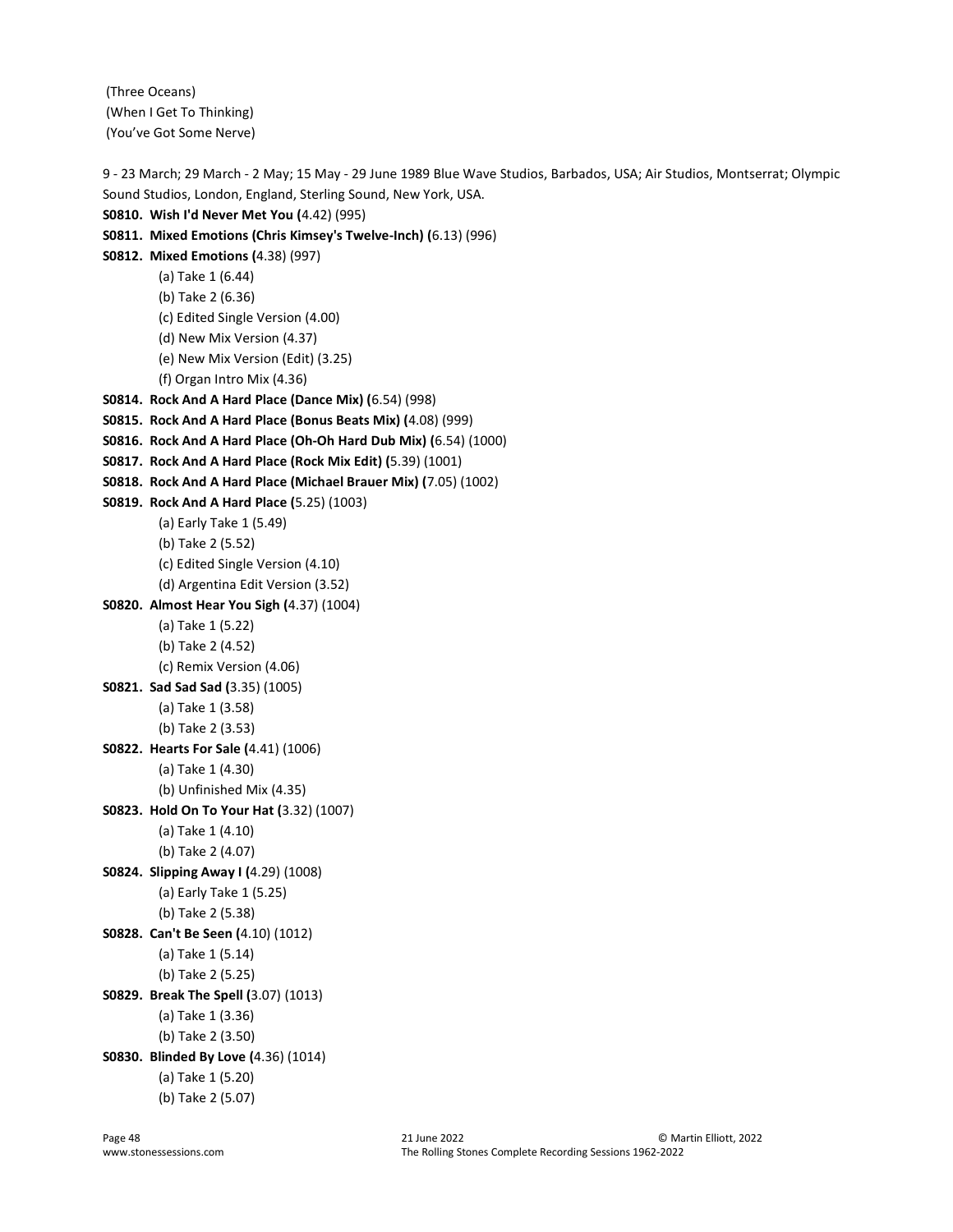(Three Oceans)
(When I Get To Thinking)
(You've Got Some Nerve)

9 - 23 March; 29 March - 2 May; 15 May - 29 June 1989 Blue Wave Studios, Barbados, USA; Air Studios, Montserrat; Olympic Sound Studios, London, England, Sterling Sound, New York, USA.

**S0810. Wish I'd Never Met You (**4.42) (995)

**S0811. Mixed Emotions (Chris Kimsey's Twelve-Inch) (**6.13) (996)

**S0812. Mixed Emotions (**4.38) (997)
- (a) Take 1 (6.44)
- (b) Take 2 (6.36)
- (c) Edited Single Version (4.00)
- (d) New Mix Version (4.37)
- (e) New Mix Version (Edit) (3.25)
- (f) Organ Intro Mix (4.36)

**S0814. Rock And A Hard Place (Dance Mix) (**6.54) (998)

**S0815. Rock And A Hard Place (Bonus Beats Mix) (**4.08) (999)

**S0816. Rock And A Hard Place (Oh-Oh Hard Dub Mix) (**6.54) (1000)

**S0817. Rock And A Hard Place (Rock Mix Edit) (**5.39) (1001)

**S0818. Rock And A Hard Place (Michael Brauer Mix) (**7.05) (1002)

**S0819. Rock And A Hard Place (**5.25) (1003)
- (a) Early Take 1 (5.49)
- (b) Take 2 (5.52)
- (c) Edited Single Version (4.10)
- (d) Argentina Edit Version (3.52)

**S0820. Almost Hear You Sigh (**4.37) (1004)
- (a) Take 1 (5.22)
- (b) Take 2 (4.52)
- (c) Remix Version (4.06)

**S0821. Sad Sad Sad (**3.35) (1005)
- (a) Take 1 (3.58)
- (b) Take 2 (3.53)

**S0822. Hearts For Sale (**4.41) (1006)
- (a) Take 1 (4.30)
- (b) Unfinished Mix (4.35)

**S0823. Hold On To Your Hat (**3.32) (1007)
- (a) Take 1 (4.10)
- (b) Take 2 (4.07)

**S0824. Slipping Away I (**4.29) (1008)
- (a) Early Take 1 (5.25)
- (b) Take 2 (5.38)

**S0828. Can't Be Seen (**4.10) (1012)
- (a) Take 1 (5.14)
- (b) Take 2 (5.25)

**S0829. Break The Spell (**3.07) (1013)
- (a) Take 1 (3.36)
- (b) Take 2 (3.50)

**S0830. Blinded By Love (**4.36) (1014)
- (a) Take 1 (5.20)
- (b) Take 2 (5.07)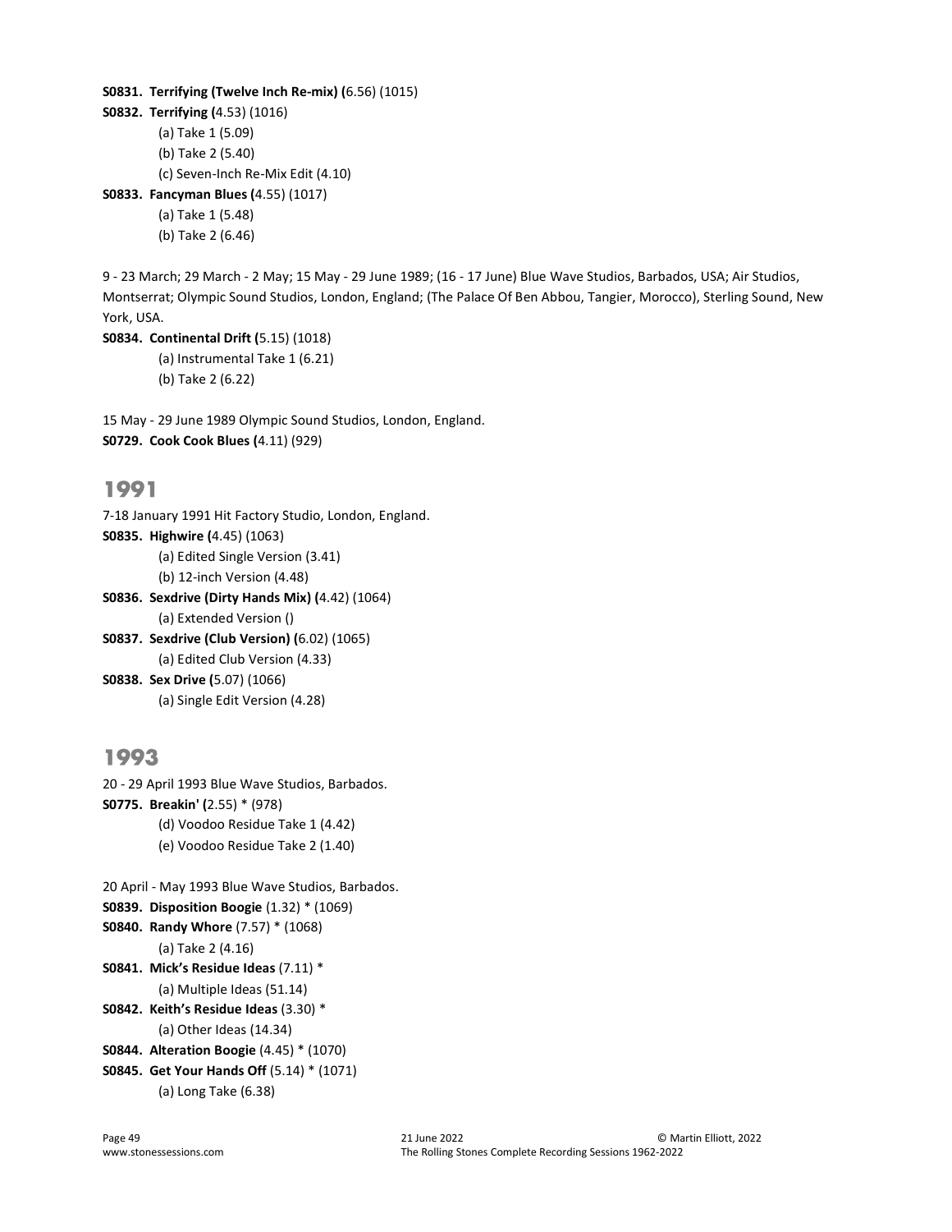**S0831. Terrifying (Twelve Inch Re-mix) (**6.56) (1015)

**S0832. Terrifying (**4.53) (1016)

(a) Take 1 (5.09)
(b) Take 2 (5.40)
(c) Seven-Inch Re-Mix Edit (4.10)

**S0833. Fancyman Blues (**4.55) (1017)

(a) Take 1 (5.48)
(b) Take 2 (6.46)

9 - 23 March; 29 March - 2 May; 15 May - 29 June 1989; (16 - 17 June) Blue Wave Studios, Barbados, USA; Air Studios, Montserrat; Olympic Sound Studios, London, England; (The Palace Of Ben Abbou, Tangier, Morocco), Sterling Sound, New York, USA.

**S0834. Continental Drift (**5.15) (1018)

(a) Instrumental Take 1 (6.21)
(b) Take 2 (6.22)

15 May - 29 June 1989 Olympic Sound Studios, London, England.

**S0729. Cook Cook Blues (**4.11) (929)

## 1991

7-18 January 1991 Hit Factory Studio, London, England.

**S0835. Highwire (**4.45) (1063)

(a) Edited Single Version (3.41)
(b) 12-inch Version (4.48)

**S0836. Sexdrive (Dirty Hands Mix) (**4.42) (1064)

(a) Extended Version ()

**S0837. Sexdrive (Club Version) (**6.02) (1065)

(a) Edited Club Version (4.33)

**S0838. Sex Drive (**5.07) (1066)

(a) Single Edit Version (4.28)

## 1993

20 - 29 April 1993 Blue Wave Studios, Barbados.

**S0775. Breakin' (**2.55) * (978)

(d) Voodoo Residue Take 1 (4.42)
(e) Voodoo Residue Take 2 (1.40)

20 April - May 1993 Blue Wave Studios, Barbados.

**S0839. Disposition Boogie** (1.32) * (1069)

**S0840. Randy Whore** (7.57) * (1068)

(a) Take 2 (4.16)

**S0841. Mick's Residue Ideas** (7.11) *

(a) Multiple Ideas (51.14)

**S0842. Keith's Residue Ideas** (3.30) *

(a) Other Ideas (14.34)

**S0844. Alteration Boogie** (4.45) * (1070)

**S0845. Get Your Hands Off** (5.14) * (1071)

(a) Long Take (6.38)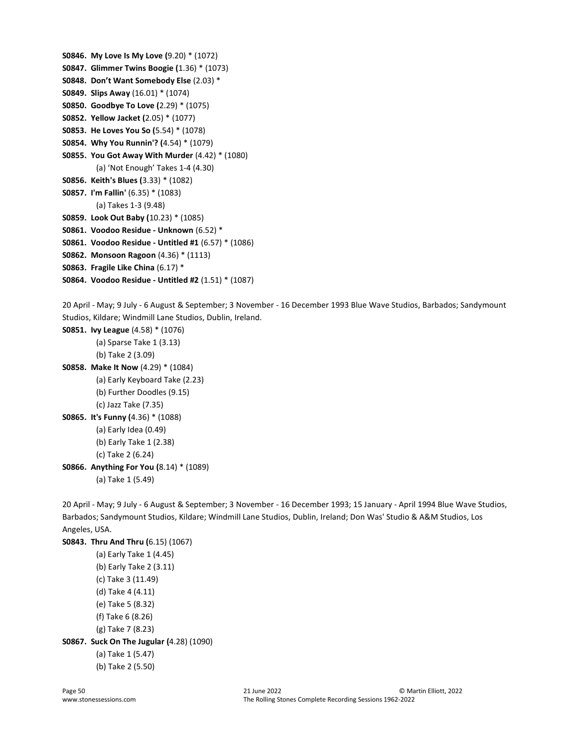**S0846. My Love Is My Love (**9.20) * (1072)
**S0847. Glimmer Twins Boogie (**1.36) * (1073)
**S0848. Don't Want Somebody Else** (2.03) *
**S0849. Slips Away** (16.01) * (1074)
**S0850. Goodbye To Love (**2.29) * (1075)
**S0852. Yellow Jacket (**2.05) * (1077)
**S0853. He Loves You So (**5.54) * (1078)
**S0854. Why You Runnin'? (**4.54) * (1079)
**S0855. You Got Away With Murder** (4.42) * (1080)
(a) 'Not Enough' Takes 1-4 (4.30)
**S0856. Keith's Blues (**3.33) * (1082)
**S0857. I'm Fallin'** (6.35) * (1083)
(a) Takes 1-3 (9.48)
**S0859. Look Out Baby (**10.23) * (1085)
**S0861. Voodoo Residue - Unknown** (6.52) *
**S0861. Voodoo Residue - Untitled #1** (6.57) * (1086)
**S0862. Monsoon Ragoon** (4.36) * (1113)
**S0863. Fragile Like China** (6.17) *
**S0864. Voodoo Residue - Untitled #2** (1.51) * (1087)

20 April - May; 9 July - 6 August & September; 3 November - 16 December 1993 Blue Wave Studios, Barbados; Sandymount Studios, Kildare; Windmill Lane Studios, Dublin, Ireland.

**S0851. Ivy League** (4.58) * (1076)
(a) Sparse Take 1 (3.13)
(b) Take 2 (3.09)
**S0858. Make It Now** (4.29) * (1084)
(a) Early Keyboard Take (2.23)
(b) Further Doodles (9.15)
(c) Jazz Take (7.35)
**S0865. It's Funny (**4.36) * (1088)
(a) Early Idea (0.49)
(b) Early Take 1 (2.38)
(c) Take 2 (6.24)
**S0866. Anything For You (**8.14) * (1089)
(a) Take 1 (5.49)

20 April - May; 9 July - 6 August & September; 3 November - 16 December 1993; 15 January - April 1994 Blue Wave Studios, Barbados; Sandymount Studios, Kildare; Windmill Lane Studios, Dublin, Ireland; Don Was' Studio & A&M Studios, Los Angeles, USA.

**S0843. Thru And Thru (**6.15) (1067)
(a) Early Take 1 (4.45)
(b) Early Take 2 (3.11)
(c) Take 3 (11.49)
(d) Take 4 (4.11)
(e) Take 5 (8.32)
(f) Take 6 (8.26)
(g) Take 7 (8.23)
**S0867. Suck On The Jugular (**4.28) (1090)
(a) Take 1 (5.47)
(b) Take 2 (5.50)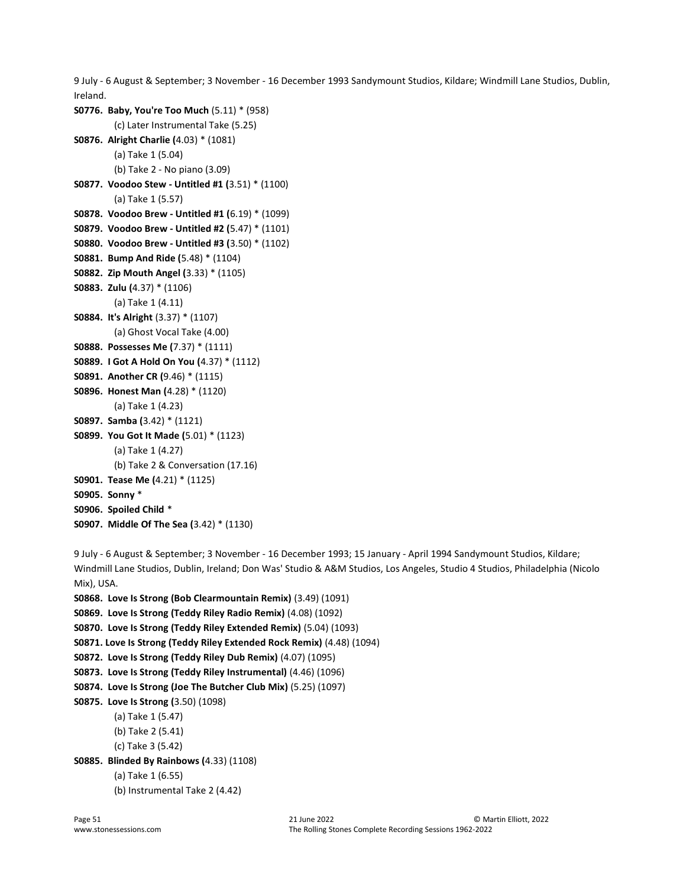9 July - 6 August & September; 3 November - 16 December 1993 Sandymount Studios, Kildare; Windmill Lane Studios, Dublin, Ireland.

**S0776. Baby, You're Too Much** (5.11) * (958)
(c) Later Instrumental Take (5.25)

**S0876. Alright Charlie (**4.03) * (1081)
(a) Take 1 (5.04)
(b) Take 2 - No piano (3.09)

**S0877. Voodoo Stew - Untitled #1 (**3.51) * (1100)
(a) Take 1 (5.57)

**S0878. Voodoo Brew - Untitled #1 (**6.19) * (1099)

**S0879. Voodoo Brew - Untitled #2 (**5.47) * (1101)

**S0880. Voodoo Brew - Untitled #3 (**3.50) * (1102)

**S0881. Bump And Ride (**5.48) * (1104)

**S0882. Zip Mouth Angel (**3.33) * (1105)

**S0883. Zulu (**4.37) * (1106)
(a) Take 1 (4.11)

**S0884. It's Alright** (3.37) * (1107)
(a) Ghost Vocal Take (4.00)

**S0888. Possesses Me (**7.37) * (1111)

**S0889. I Got A Hold On You (**4.37) * (1112)

**S0891. Another CR (**9.46) * (1115)

**S0896. Honest Man (**4.28) * (1120)
(a) Take 1 (4.23)

**S0897. Samba (**3.42) * (1121)

**S0899. You Got It Made (**5.01) * (1123)
(a) Take 1 (4.27)
(b) Take 2 & Conversation (17.16)

**S0901. Tease Me (**4.21) * (1125)

**S0905. Sonny** *

**S0906. Spoiled Child** *

**S0907. Middle Of The Sea (**3.42) * (1130)

9 July - 6 August & September; 3 November - 16 December 1993; 15 January - April 1994 Sandymount Studios, Kildare; Windmill Lane Studios, Dublin, Ireland; Don Was' Studio & A&M Studios, Los Angeles, Studio 4 Studios, Philadelphia (Nicolo Mix), USA.

**S0868. Love Is Strong (Bob Clearmountain Remix)** (3.49) (1091)

**S0869. Love Is Strong (Teddy Riley Radio Remix)** (4.08) (1092)

**S0870. Love Is Strong (Teddy Riley Extended Remix)** (5.04) (1093)

**S0871. Love Is Strong (Teddy Riley Extended Rock Remix)** (4.48) (1094)

**S0872. Love Is Strong (Teddy Riley Dub Remix)** (4.07) (1095)

**S0873. Love Is Strong (Teddy Riley Instrumental)** (4.46) (1096)

**S0874. Love Is Strong (Joe The Butcher Club Mix)** (5.25) (1097)

**S0875. Love Is Strong (**3.50) (1098)
(a) Take 1 (5.47)
(b) Take 2 (5.41)
(c) Take 3 (5.42)

**S0885. Blinded By Rainbows (**4.33) (1108)
(a) Take 1 (6.55)
(b) Instrumental Take 2 (4.42)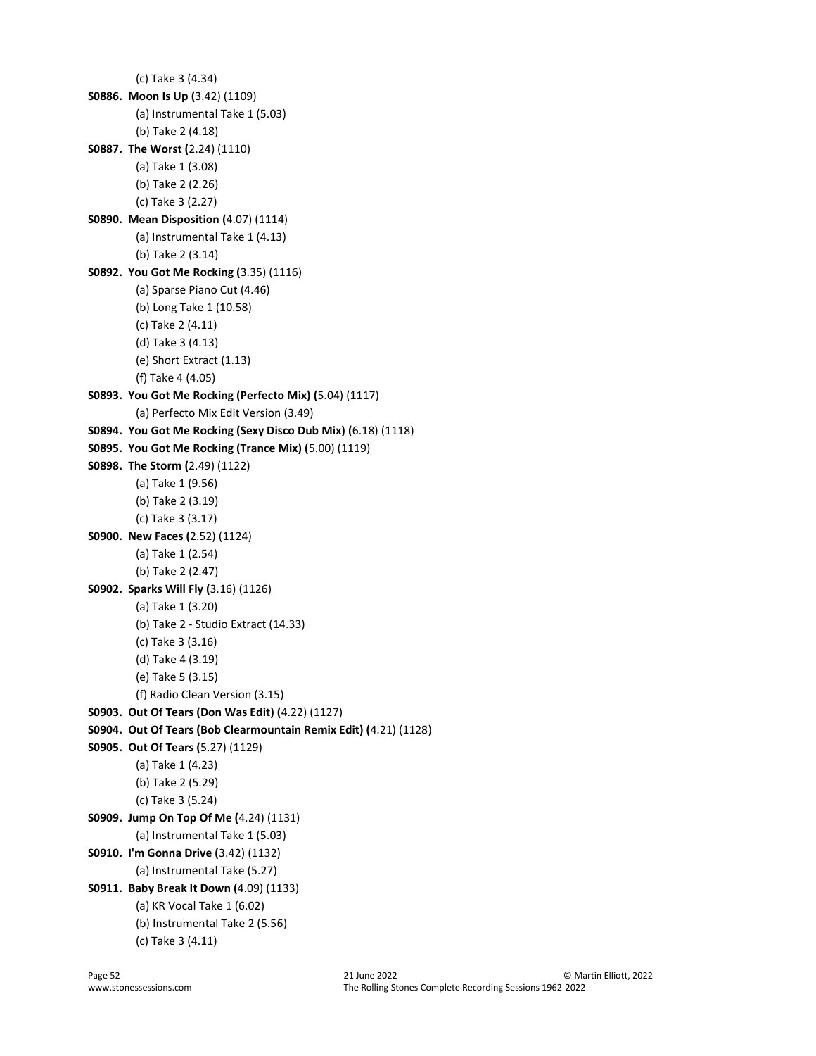(c) Take 3 (4.34)

**S0886. Moon Is Up (**3.42) (1109)

(a) Instrumental Take 1 (5.03)

(b) Take 2 (4.18)

**S0887. The Worst (**2.24) (1110)

(a) Take 1 (3.08)

(b) Take 2 (2.26)

(c) Take 3 (2.27)

**S0890. Mean Disposition (**4.07) (1114)

(a) Instrumental Take 1 (4.13)

(b) Take 2 (3.14)

**S0892. You Got Me Rocking (**3.35) (1116)

(a) Sparse Piano Cut (4.46)

(b) Long Take 1 (10.58)

(c) Take 2 (4.11)

(d) Take 3 (4.13)

(e) Short Extract (1.13)

(f) Take 4 (4.05)

**S0893. You Got Me Rocking (Perfecto Mix) (**5.04) (1117)

(a) Perfecto Mix Edit Version (3.49)

**S0894. You Got Me Rocking (Sexy Disco Dub Mix) (**6.18) (1118)

**S0895. You Got Me Rocking (Trance Mix) (**5.00) (1119)

**S0898. The Storm (**2.49) (1122)

(a) Take 1 (9.56)

(b) Take 2 (3.19)

(c) Take 3 (3.17)

**S0900. New Faces (**2.52) (1124)

(a) Take 1 (2.54)

(b) Take 2 (2.47)

**S0902. Sparks Will Fly (**3.16) (1126)

(a) Take 1 (3.20)

(b) Take 2 - Studio Extract (14.33)

(c) Take 3 (3.16)

(d) Take 4 (3.19)

(e) Take 5 (3.15)

(f) Radio Clean Version (3.15)

**S0903. Out Of Tears (Don Was Edit) (**4.22) (1127)

**S0904. Out Of Tears (Bob Clearmountain Remix Edit) (**4.21) (1128)

**S0905. Out Of Tears (**5.27) (1129)

(a) Take 1 (4.23)

(b) Take 2 (5.29)

(c) Take 3 (5.24)

**S0909. Jump On Top Of Me (**4.24) (1131)

(a) Instrumental Take 1 (5.03)

**S0910. I'm Gonna Drive (**3.42) (1132)

(a) Instrumental Take (5.27)

**S0911. Baby Break It Down (**4.09) (1133)

(a) KR Vocal Take 1 (6.02)

(b) Instrumental Take 2 (5.56)

(c) Take 3 (4.11)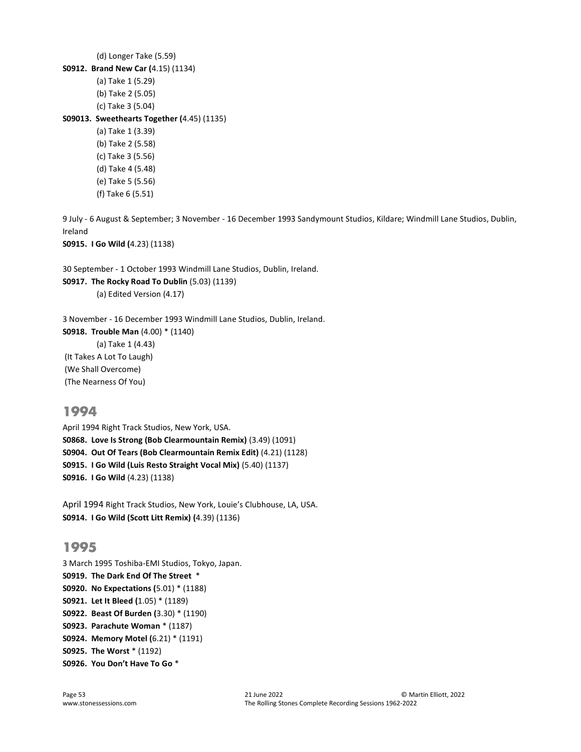(d) Longer Take (5.59)

**S0912. Brand New Car (**4.15) (1134)

(a) Take 1 (5.29)
(b) Take 2 (5.05)
(c) Take 3 (5.04)

**S09013. Sweethearts Together (**4.45) (1135)

(a) Take 1 (3.39)
(b) Take 2 (5.58)
(c) Take 3 (5.56)
(d) Take 4 (5.48)
(e) Take 5 (5.56)
(f) Take 6 (5.51)

9 July - 6 August & September; 3 November - 16 December 1993 Sandymount Studios, Kildare; Windmill Lane Studios, Dublin, Ireland

**S0915. I Go Wild (**4.23) (1138)

30 September - 1 October 1993 Windmill Lane Studios, Dublin, Ireland.

**S0917. The Rocky Road To Dublin** (5.03) (1139)

(a) Edited Version (4.17)

3 November - 16 December 1993 Windmill Lane Studios, Dublin, Ireland.

**S0918. Trouble Man** (4.00) * (1140)

(a) Take 1 (4.43)

(It Takes A Lot To Laugh)
(We Shall Overcome)
(The Nearness Of You)

## 1994

April 1994 Right Track Studios, New York, USA.

**S0868. Love Is Strong (Bob Clearmountain Remix)** (3.49) (1091)
**S0904. Out Of Tears (Bob Clearmountain Remix Edit)** (4.21) (1128)
**S0915. I Go Wild (Luis Resto Straight Vocal Mix)** (5.40) (1137)
**S0916. I Go Wild** (4.23) (1138)

April 1994 Right Track Studios, New York, Louie's Clubhouse, LA, USA.

**S0914. I Go Wild (Scott Litt Remix) (**4.39) (1136)

## 1995

3 March 1995 Toshiba-EMI Studios, Tokyo, Japan.

**S0919. The Dark End Of The Street** *
**S0920. No Expectations (**5.01) * (1188)
**S0921. Let It Bleed (**1.05) * (1189)
**S0922. Beast Of Burden (**3.30) * (1190)
**S0923. Parachute Woman** * (1187)
**S0924. Memory Motel (**6.21) * (1191)
**S0925. The Worst** * (1192)
**S0926. You Don't Have To Go** *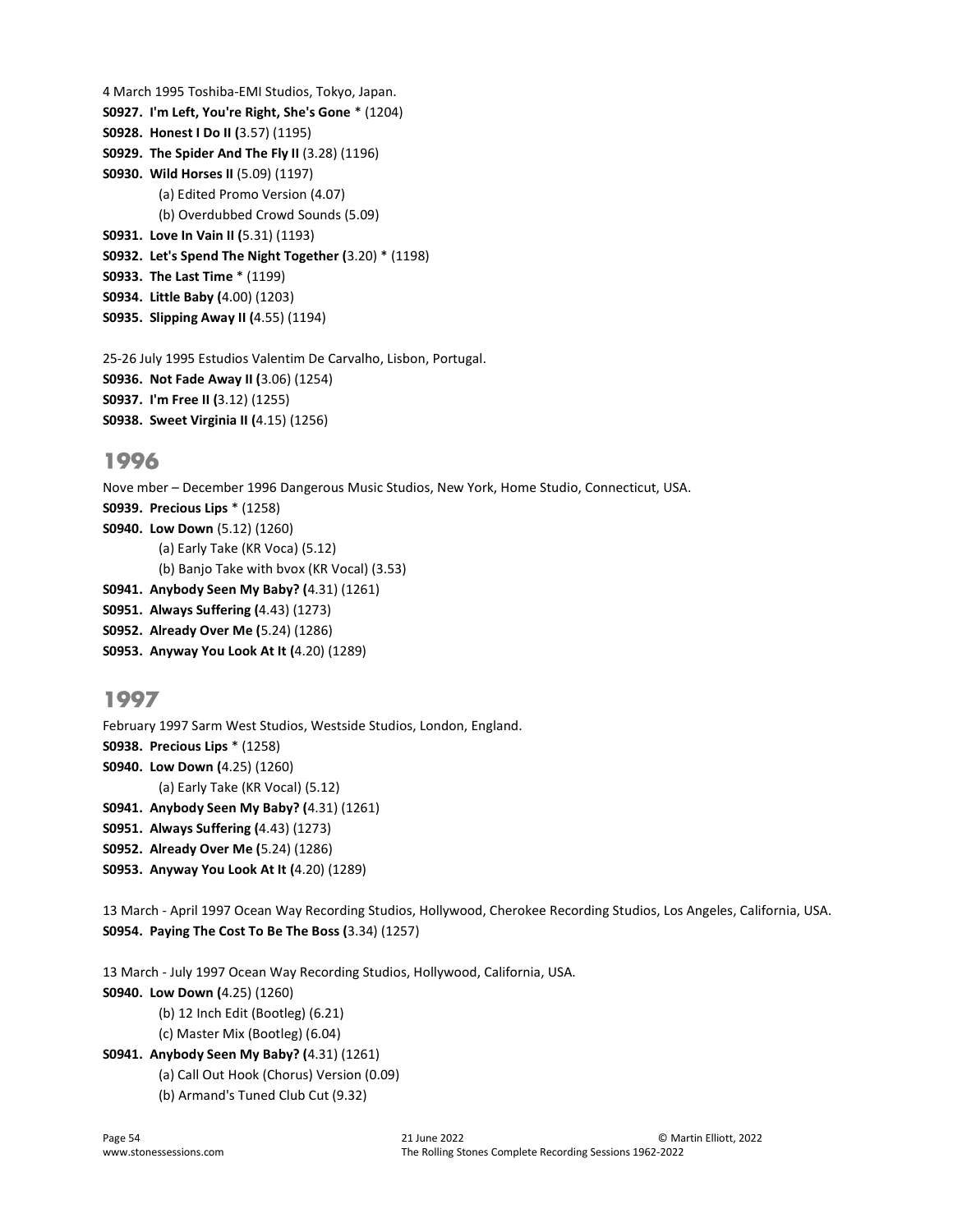4 March 1995 Toshiba-EMI Studios, Tokyo, Japan.

**S0927. I'm Left, You're Right, She's Gone** * (1204)

**S0928. Honest I Do II (**3.57) (1195)

**S0929. The Spider And The Fly II** (3.28) (1196)

**S0930. Wild Horses II** (5.09) (1197)

- (a) Edited Promo Version (4.07)
- (b) Overdubbed Crowd Sounds (5.09)

**S0931. Love In Vain II (**5.31) (1193)

**S0932. Let's Spend The Night Together (**3.20) * (1198)

**S0933. The Last Time** * (1199)

**S0934. Little Baby (**4.00) (1203)

**S0935. Slipping Away II (**4.55) (1194)

25-26 July 1995 Estudios Valentim De Carvalho, Lisbon, Portugal.

**S0936. Not Fade Away II (**3.06) (1254)

**S0937. I'm Free II (**3.12) (1255)

**S0938. Sweet Virginia II (**4.15) (1256)

# 1996

Nove mber – December 1996 Dangerous Music Studios, New York, Home Studio, Connecticut, USA.

**S0939. Precious Lips** * (1258)

**S0940. Low Down** (5.12) (1260)

- (a) Early Take (KR Voca) (5.12)
- (b) Banjo Take with bvox (KR Vocal) (3.53)

**S0941. Anybody Seen My Baby? (**4.31) (1261)

**S0951. Always Suffering (**4.43) (1273)

**S0952. Already Over Me (**5.24) (1286)

**S0953. Anyway You Look At It (**4.20) (1289)

# 1997

February 1997 Sarm West Studios, Westside Studios, London, England.

**S0938. Precious Lips** * (1258)

**S0940. Low Down (**4.25) (1260)

- (a) Early Take (KR Vocal) (5.12)

**S0941. Anybody Seen My Baby? (**4.31) (1261)

**S0951. Always Suffering (**4.43) (1273)

**S0952. Already Over Me (**5.24) (1286)

**S0953. Anyway You Look At It (**4.20) (1289)

13 March - April 1997 Ocean Way Recording Studios, Hollywood, Cherokee Recording Studios, Los Angeles, California, USA.

**S0954. Paying The Cost To Be The Boss (**3.34) (1257)

13 March - July 1997 Ocean Way Recording Studios, Hollywood, California, USA.

**S0940. Low Down (**4.25) (1260)

- (b) 12 Inch Edit (Bootleg) (6.21)
- (c) Master Mix (Bootleg) (6.04)

**S0941. Anybody Seen My Baby? (**4.31) (1261)

- (a) Call Out Hook (Chorus) Version (0.09)
- (b) Armand's Tuned Club Cut (9.32)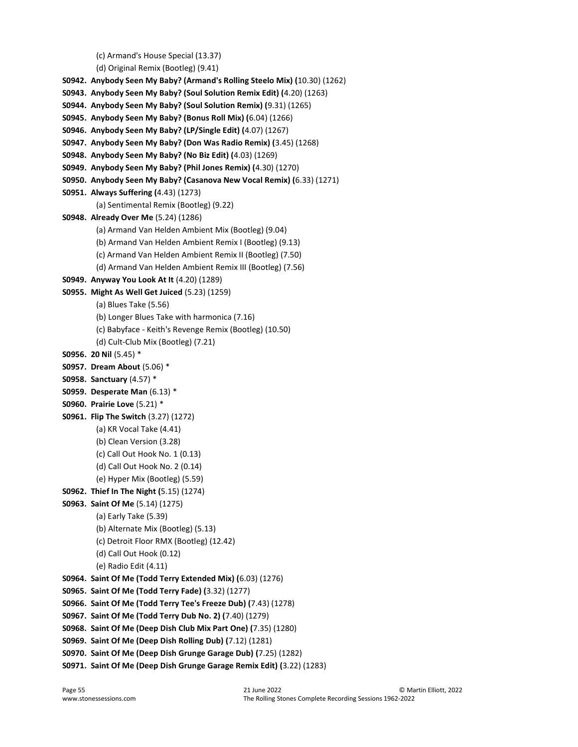(c) Armand's House Special (13.37)
(d) Original Remix (Bootleg) (9.41)

**S0942. Anybody Seen My Baby? (Armand's Rolling Steelo Mix) (**10.30) (1262)
**S0943. Anybody Seen My Baby? (Soul Solution Remix Edit) (**4.20) (1263)
**S0944. Anybody Seen My Baby? (Soul Solution Remix) (**9.31) (1265)
**S0945. Anybody Seen My Baby? (Bonus Roll Mix) (**6.04) (1266)
**S0946. Anybody Seen My Baby? (LP/Single Edit) (**4.07) (1267)
**S0947. Anybody Seen My Baby? (Don Was Radio Remix) (**3.45) (1268)
**S0948. Anybody Seen My Baby? (No Biz Edit) (**4.03) (1269)
**S0949. Anybody Seen My Baby? (Phil Jones Remix) (**4.30) (1270)
**S0950. Anybody Seen My Baby? (Casanova New Vocal Remix) (**6.33) (1271)
**S0951. Always Suffering (**4.43) (1273)

(a) Sentimental Remix (Bootleg) (9.22)

**S0948. Already Over Me** (5.24) (1286)

(a) Armand Van Helden Ambient Mix (Bootleg) (9.04)
(b) Armand Van Helden Ambient Remix I (Bootleg) (9.13)
(c) Armand Van Helden Ambient Remix II (Bootleg) (7.50)
(d) Armand Van Helden Ambient Remix III (Bootleg) (7.56)

**S0949. Anyway You Look At It** (4.20) (1289)
**S0955. Might As Well Get Juiced** (5.23) (1259)

(a) Blues Take (5.56)
(b) Longer Blues Take with harmonica (7.16)
(c) Babyface - Keith's Revenge Remix (Bootleg) (10.50)
(d) Cult-Club Mix (Bootleg) (7.21)

**S0956. 20 Nil** (5.45) *
**S0957. Dream About** (5.06) *
**S0958. Sanctuary** (4.57) *
**S0959. Desperate Man** (6.13) *
**S0960. Prairie Love** (5.21) *
**S0961. Flip The Switch** (3.27) (1272)

(a) KR Vocal Take (4.41)
(b) Clean Version (3.28)
(c) Call Out Hook No. 1 (0.13)
(d) Call Out Hook No. 2 (0.14)
(e) Hyper Mix (Bootleg) (5.59)

**S0962. Thief In The Night (**5.15) (1274)
**S0963. Saint Of Me** (5.14) (1275)

(a) Early Take (5.39)
(b) Alternate Mix (Bootleg) (5.13)
(c) Detroit Floor RMX (Bootleg) (12.42)
(d) Call Out Hook (0.12)
(e) Radio Edit (4.11)

**S0964. Saint Of Me (Todd Terry Extended Mix) (**6.03) (1276)
**S0965. Saint Of Me (Todd Terry Fade) (**3.32) (1277)
**S0966. Saint Of Me (Todd Terry Tee's Freeze Dub) (**7.43) (1278)
**S0967. Saint Of Me (Todd Terry Dub No. 2) (**7.40) (1279)
**S0968. Saint Of Me (Deep Dish Club Mix Part One) (**7.35) (1280)
**S0969. Saint Of Me (Deep Dish Rolling Dub) (**7.12) (1281)
**S0970. Saint Of Me (Deep Dish Grunge Garage Dub) (**7.25) (1282)
**S0971. Saint Of Me (Deep Dish Grunge Garage Remix Edit) (**3.22) (1283)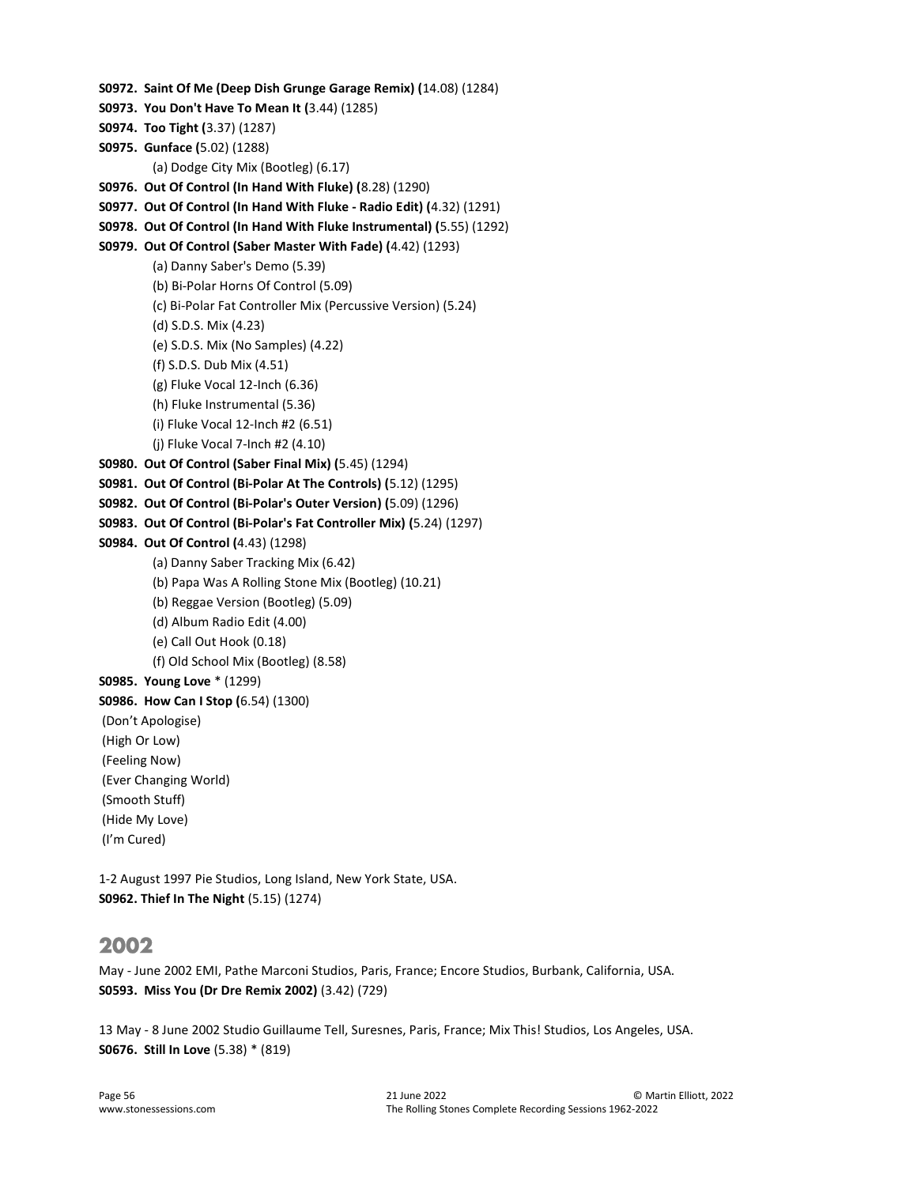**S0972. Saint Of Me (Deep Dish Grunge Garage Remix) (**14.08) (1284)
**S0973. You Don't Have To Mean It (**3.44) (1285)
**S0974. Too Tight (**3.37) (1287)
**S0975. Gunface (**5.02) (1288)
    (a) Dodge City Mix (Bootleg) (6.17)
**S0976. Out Of Control (In Hand With Fluke) (**8.28) (1290)
**S0977. Out Of Control (In Hand With Fluke - Radio Edit) (**4.32) (1291)
**S0978. Out Of Control (In Hand With Fluke Instrumental) (**5.55) (1292)
**S0979. Out Of Control (Saber Master With Fade) (**4.42) (1293)
    (a) Danny Saber's Demo (5.39)
    (b) Bi-Polar Horns Of Control (5.09)
    (c) Bi-Polar Fat Controller Mix (Percussive Version) (5.24)
    (d) S.D.S. Mix (4.23)
    (e) S.D.S. Mix (No Samples) (4.22)
    (f) S.D.S. Dub Mix (4.51)
    (g) Fluke Vocal 12-Inch (6.36)
    (h) Fluke Instrumental (5.36)
    (i) Fluke Vocal 12-Inch #2 (6.51)
    (j) Fluke Vocal 7-Inch #2 (4.10)
**S0980. Out Of Control (Saber Final Mix) (**5.45) (1294)
**S0981. Out Of Control (Bi-Polar At The Controls) (**5.12) (1295)
**S0982. Out Of Control (Bi-Polar's Outer Version) (**5.09) (1296)
**S0983. Out Of Control (Bi-Polar's Fat Controller Mix) (**5.24) (1297)
**S0984. Out Of Control (**4.43) (1298)
    (a) Danny Saber Tracking Mix (6.42)
    (b) Papa Was A Rolling Stone Mix (Bootleg) (10.21)
    (b) Reggae Version (Bootleg) (5.09)
    (d) Album Radio Edit (4.00)
    (e) Call Out Hook (0.18)
    (f) Old School Mix (Bootleg) (8.58)
**S0985. Young Love** * (1299)
**S0986. How Can I Stop (**6.54) (1300)
(Don't Apologise)
(High Or Low)
(Feeling Now)
(Ever Changing World)
(Smooth Stuff)
(Hide My Love)
(I'm Cured)

1-2 August 1997 Pie Studios, Long Island, New York State, USA.
**S0962. Thief In The Night** (5.15) (1274)

## 2002

May - June 2002 EMI, Pathe Marconi Studios, Paris, France; Encore Studios, Burbank, California, USA.
**S0593. Miss You (Dr Dre Remix 2002)** (3.42) (729)

13 May - 8 June 2002 Studio Guillaume Tell, Suresnes, Paris, France; Mix This! Studios, Los Angeles, USA.
**S0676. Still In Love** (5.38) * (819)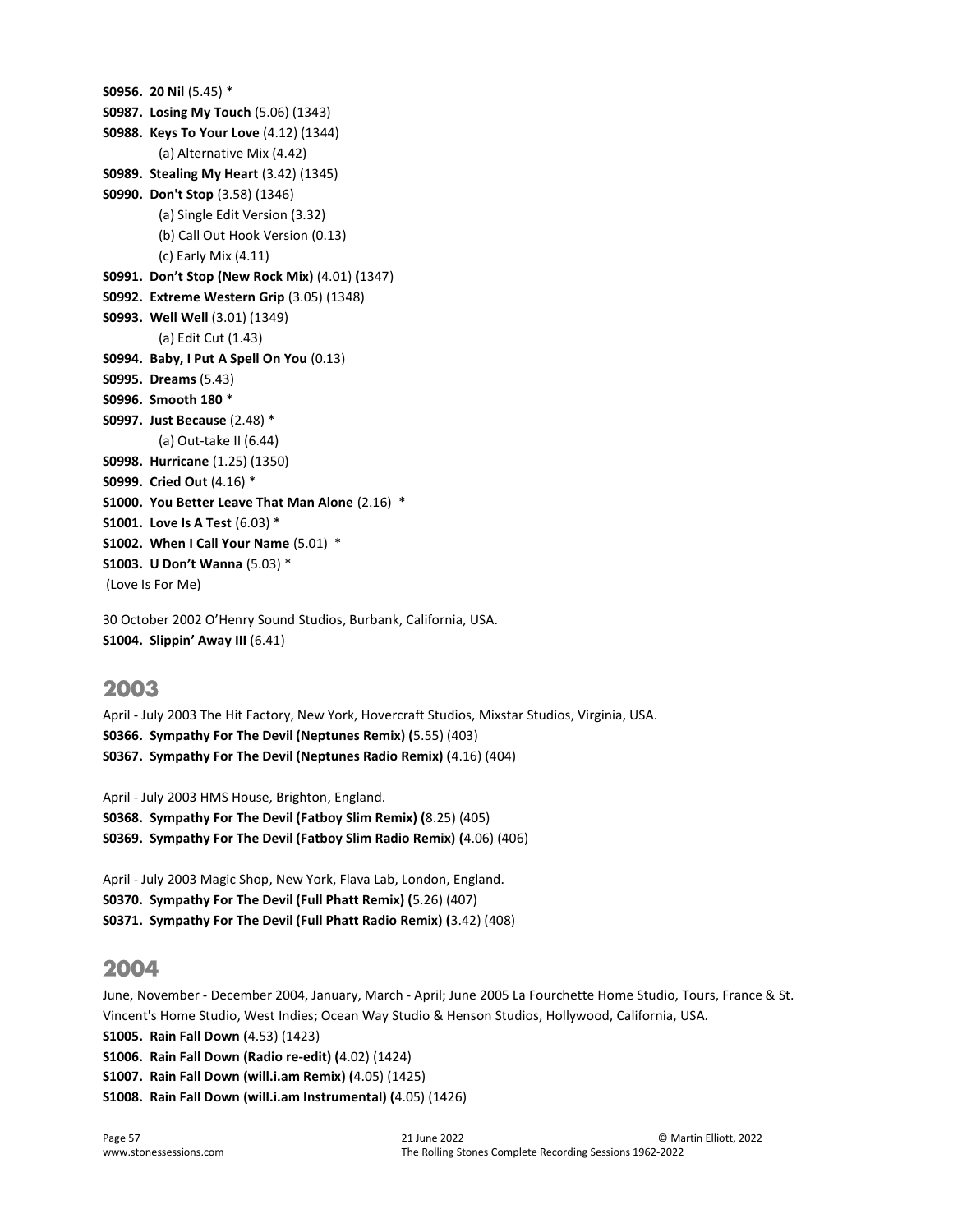**S0956. 20 Nil** (5.45) *
**S0987. Losing My Touch** (5.06) (1343)
**S0988. Keys To Your Love** (4.12) (1344)
(a) Alternative Mix (4.42)
**S0989. Stealing My Heart** (3.42) (1345)
**S0990. Don't Stop** (3.58) (1346)
(a) Single Edit Version (3.32)
(b) Call Out Hook Version (0.13)
(c) Early Mix (4.11)
**S0991. Don't Stop (New Rock Mix)** (4.01) **(**1347)
**S0992. Extreme Western Grip** (3.05) (1348)
**S0993. Well Well** (3.01) (1349)
(a) Edit Cut (1.43)
**S0994. Baby, I Put A Spell On You** (0.13)
**S0995. Dreams** (5.43)
**S0996. Smooth 180** *
**S0997. Just Because** (2.48) *
(a) Out-take II (6.44)
**S0998. Hurricane** (1.25) (1350)
**S0999. Cried Out** (4.16) *
**S1000. You Better Leave That Man Alone** (2.16) *
**S1001. Love Is A Test** (6.03) *
**S1002. When I Call Your Name** (5.01) *
**S1003. U Don't Wanna** (5.03) *
(Love Is For Me)

30 October 2002 O'Henry Sound Studios, Burbank, California, USA.
**S1004. Slippin' Away III** (6.41)

## 2003

April - July 2003 The Hit Factory, New York, Hovercraft Studios, Mixstar Studios, Virginia, USA.
**S0366. Sympathy For The Devil (Neptunes Remix) (**5.55) (403)
**S0367. Sympathy For The Devil (Neptunes Radio Remix) (**4.16) (404)

April - July 2003 HMS House, Brighton, England.
**S0368. Sympathy For The Devil (Fatboy Slim Remix) (**8.25) (405)
**S0369. Sympathy For The Devil (Fatboy Slim Radio Remix) (**4.06) (406)

April - July 2003 Magic Shop, New York, Flava Lab, London, England.
**S0370. Sympathy For The Devil (Full Phatt Remix) (**5.26) (407)
**S0371. Sympathy For The Devil (Full Phatt Radio Remix) (**3.42) (408)

## 2004

June, November - December 2004, January, March - April; June 2005 La Fourchette Home Studio, Tours, France & St. Vincent's Home Studio, West Indies; Ocean Way Studio & Henson Studios, Hollywood, California, USA.
**S1005. Rain Fall Down (**4.53) (1423)
**S1006. Rain Fall Down (Radio re-edit) (**4.02) (1424)
**S1007. Rain Fall Down (will.i.am Remix) (**4.05) (1425)
**S1008. Rain Fall Down (will.i.am Instrumental) (**4.05) (1426)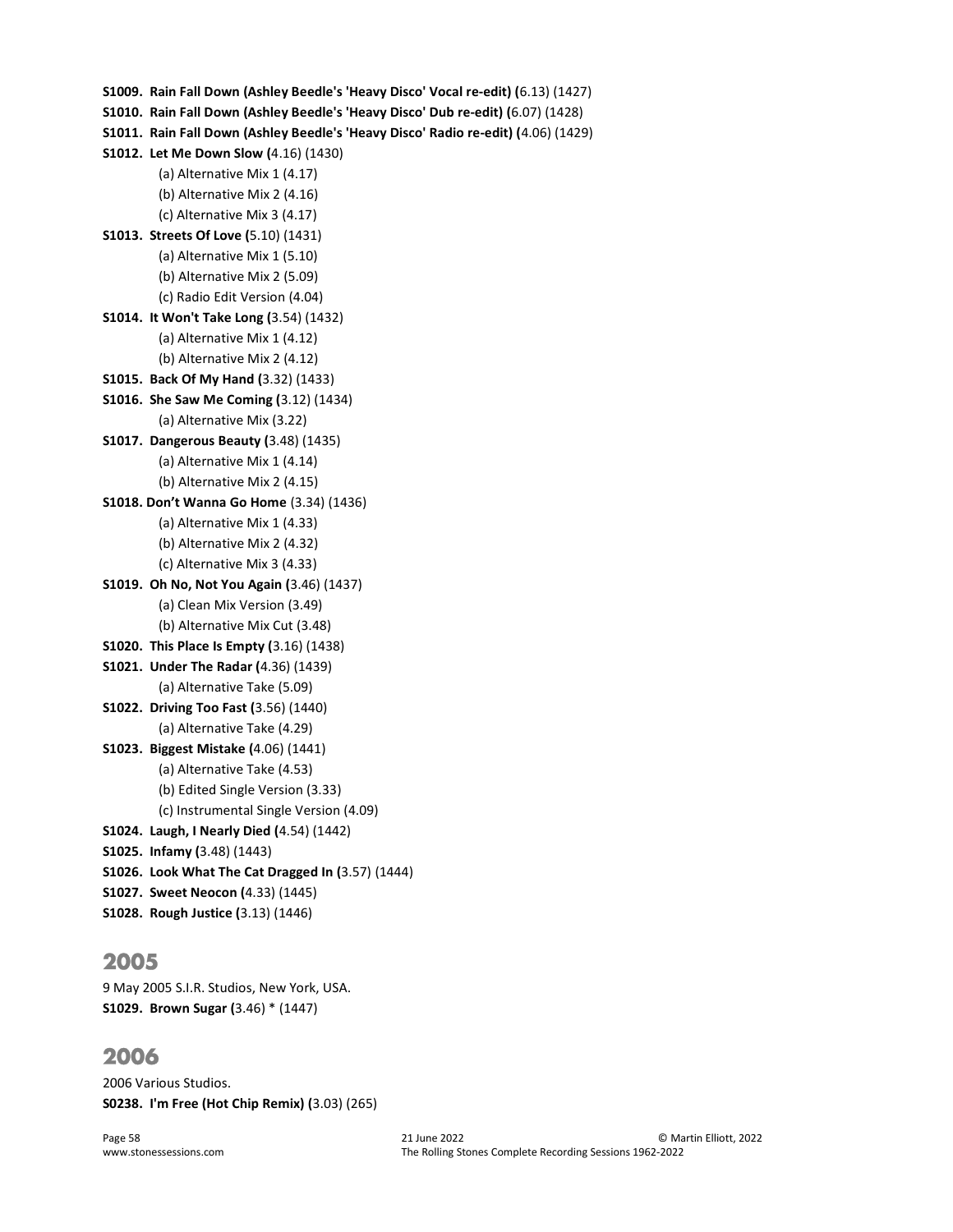**S1009. Rain Fall Down (Ashley Beedle's 'Heavy Disco' Vocal re-edit) (**6.13) (1427)

**S1010. Rain Fall Down (Ashley Beedle's 'Heavy Disco' Dub re-edit) (**6.07) (1428)

**S1011. Rain Fall Down (Ashley Beedle's 'Heavy Disco' Radio re-edit) (**4.06) (1429)

**S1012. Let Me Down Slow (**4.16) (1430)

- (a) Alternative Mix 1 (4.17)
- (b) Alternative Mix 2 (4.16)
- (c) Alternative Mix 3 (4.17)

**S1013. Streets Of Love (**5.10) (1431)

- (a) Alternative Mix 1 (5.10)
- (b) Alternative Mix 2 (5.09)
- (c) Radio Edit Version (4.04)

**S1014. It Won't Take Long (**3.54) (1432)

- (a) Alternative Mix 1 (4.12)
- (b) Alternative Mix 2 (4.12)

**S1015. Back Of My Hand (**3.32) (1433)

**S1016. She Saw Me Coming (**3.12) (1434)

- (a) Alternative Mix (3.22)

**S1017. Dangerous Beauty (**3.48) (1435)

- (a) Alternative Mix 1 (4.14)
- (b) Alternative Mix 2 (4.15)

**S1018. Don't Wanna Go Home** (3.34) (1436)

- (a) Alternative Mix 1 (4.33)
- (b) Alternative Mix 2 (4.32)
- (c) Alternative Mix 3 (4.33)

**S1019. Oh No, Not You Again (**3.46) (1437)

- (a) Clean Mix Version (3.49)
- (b) Alternative Mix Cut (3.48)

**S1020. This Place Is Empty (**3.16) (1438)

**S1021. Under The Radar (**4.36) (1439)

- (a) Alternative Take (5.09)

**S1022. Driving Too Fast (**3.56) (1440)

- (a) Alternative Take (4.29)

**S1023. Biggest Mistake (**4.06) (1441)

- (a) Alternative Take (4.53)
- (b) Edited Single Version (3.33)
- (c) Instrumental Single Version (4.09)

**S1024. Laugh, I Nearly Died (**4.54) (1442)

**S1025. Infamy (**3.48) (1443)

**S1026. Look What The Cat Dragged In (**3.57) (1444)

**S1027. Sweet Neocon (**4.33) (1445)

**S1028. Rough Justice (**3.13) (1446)

## 2005

9 May 2005 S.I.R. Studios, New York, USA.

**S1029. Brown Sugar (**3.46) * (1447)

## 2006

2006 Various Studios.

**S0238. I'm Free (Hot Chip Remix) (**3.03) (265)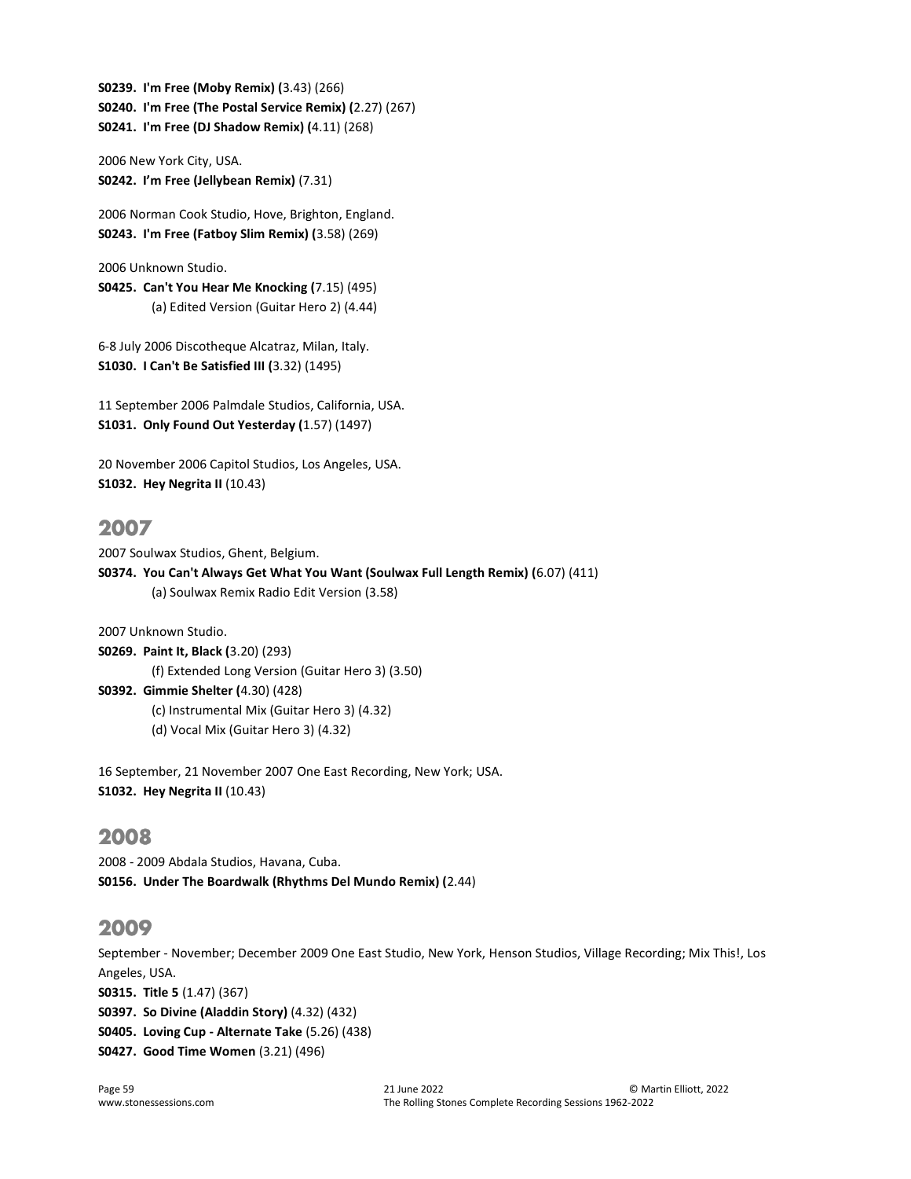**S0239. I'm Free (Moby Remix) (**3.43) (266)
**S0240. I'm Free (The Postal Service Remix) (**2.27) (267)
**S0241. I'm Free (DJ Shadow Remix) (**4.11) (268)

2006 New York City, USA.
**S0242. I'm Free (Jellybean Remix)** (7.31)

2006 Norman Cook Studio, Hove, Brighton, England.
**S0243. I'm Free (Fatboy Slim Remix) (**3.58) (269)

2006 Unknown Studio.
**S0425. Can't You Hear Me Knocking (**7.15) (495)
(a) Edited Version (Guitar Hero 2) (4.44)

6-8 July 2006 Discotheque Alcatraz, Milan, Italy.
**S1030. I Can't Be Satisfied III (**3.32) (1495)

11 September 2006 Palmdale Studios, California, USA.
**S1031. Only Found Out Yesterday (**1.57) (1497)

20 November 2006 Capitol Studios, Los Angeles, USA.
**S1032. Hey Negrita II** (10.43)

## 2007

2007 Soulwax Studios, Ghent, Belgium.
**S0374. You Can't Always Get What You Want (Soulwax Full Length Remix) (**6.07) (411)
(a) Soulwax Remix Radio Edit Version (3.58)

2007 Unknown Studio.
**S0269. Paint It, Black (**3.20) (293)
(f) Extended Long Version (Guitar Hero 3) (3.50)
**S0392. Gimmie Shelter (**4.30) (428)
(c) Instrumental Mix (Guitar Hero 3) (4.32)
(d) Vocal Mix (Guitar Hero 3) (4.32)

16 September, 21 November 2007 One East Recording, New York; USA.
**S1032. Hey Negrita II** (10.43)

## 2008

2008 - 2009 Abdala Studios, Havana, Cuba.
**S0156. Under The Boardwalk (Rhythms Del Mundo Remix) (**2.44)

## 2009

September - November; December 2009 One East Studio, New York, Henson Studios, Village Recording; Mix This!, Los Angeles, USA.
**S0315. Title 5** (1.47) (367)
**S0397. So Divine (Aladdin Story)** (4.32) (432)
**S0405. Loving Cup - Alternate Take** (5.26) (438)
**S0427. Good Time Women** (3.21) (496)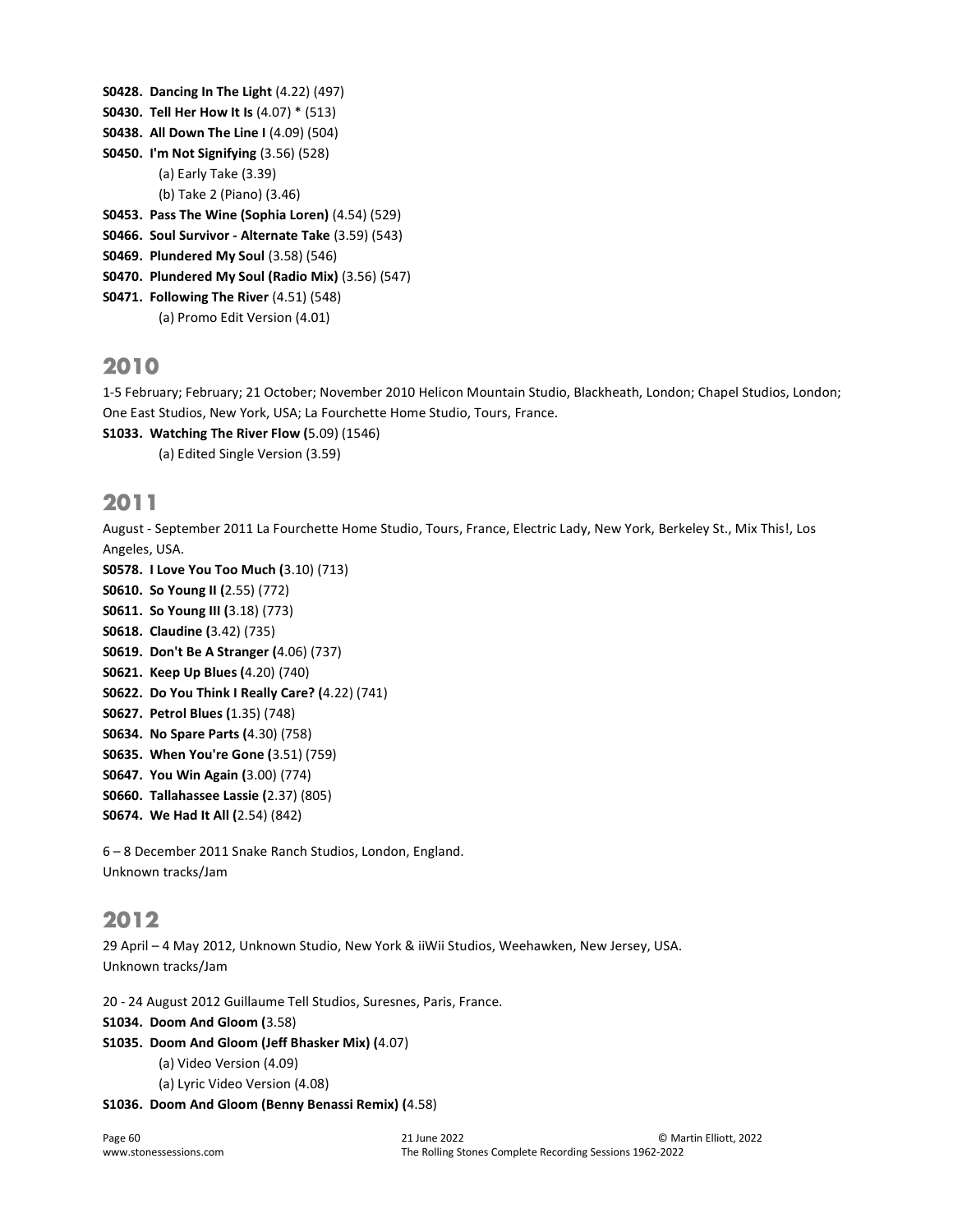**S0428. Dancing In The Light** (4.22) (497)
**S0430. Tell Her How It Is** (4.07) * (513)
**S0438. All Down The Line I** (4.09) (504)
**S0450. I'm Not Signifying** (3.56) (528)
(a) Early Take (3.39)
(b) Take 2 (Piano) (3.46)
**S0453. Pass The Wine (Sophia Loren)** (4.54) (529)
**S0466. Soul Survivor - Alternate Take** (3.59) (543)
**S0469. Plundered My Soul** (3.58) (546)
**S0470. Plundered My Soul (Radio Mix)** (3.56) (547)
**S0471. Following The River** (4.51) (548)
(a) Promo Edit Version (4.01)

## 2010

1-5 February; February; 21 October; November 2010 Helicon Mountain Studio, Blackheath, London; Chapel Studios, London; One East Studios, New York, USA; La Fourchette Home Studio, Tours, France.

**S1033. Watching The River Flow (**5.09) (1546)
(a) Edited Single Version (3.59)

## 2011

August - September 2011 La Fourchette Home Studio, Tours, France, Electric Lady, New York, Berkeley St., Mix This!, Los Angeles, USA.

**S0578. I Love You Too Much (**3.10) (713)
**S0610. So Young II (**2.55) (772)
**S0611. So Young III (**3.18) (773)
**S0618. Claudine (**3.42) (735)
**S0619. Don't Be A Stranger (**4.06) (737)
**S0621. Keep Up Blues (**4.20) (740)
**S0622. Do You Think I Really Care? (**4.22) (741)
**S0627. Petrol Blues (**1.35) (748)
**S0634. No Spare Parts (**4.30) (758)
**S0635. When You're Gone (**3.51) (759)
**S0647. You Win Again (**3.00) (774)
**S0660. Tallahassee Lassie (**2.37) (805)
**S0674. We Had It All (**2.54) (842)

6 – 8 December 2011 Snake Ranch Studios, London, England.
Unknown tracks/Jam

## 2012

29 April – 4 May 2012, Unknown Studio, New York & iiWii Studios, Weehawken, New Jersey, USA.
Unknown tracks/Jam

20 - 24 August 2012 Guillaume Tell Studios, Suresnes, Paris, France.

**S1034. Doom And Gloom (**3.58)
**S1035. Doom And Gloom (Jeff Bhasker Mix) (**4.07)
(a) Video Version (4.09)
(a) Lyric Video Version (4.08)
**S1036. Doom And Gloom (Benny Benassi Remix) (**4.58)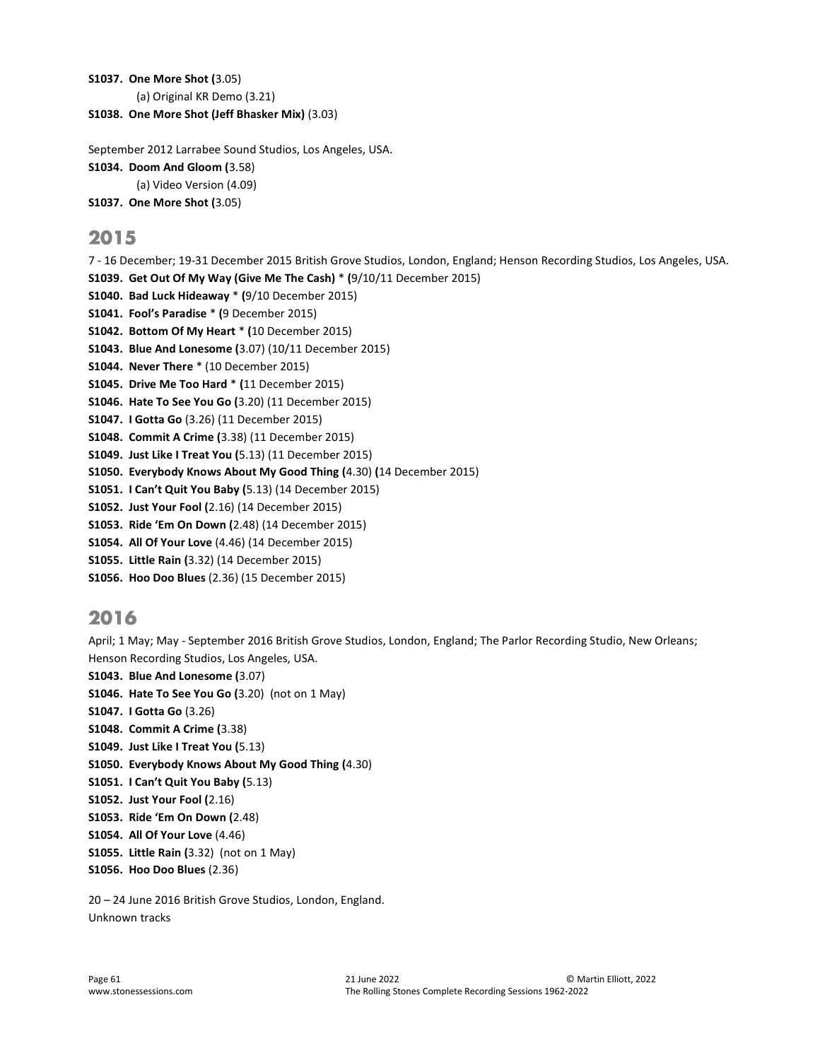**S1037. One More Shot (**3.05)

(a) Original KR Demo (3.21)

**S1038. One More Shot (Jeff Bhasker Mix)** (3.03)

September 2012 Larrabee Sound Studios, Los Angeles, USA.

**S1034. Doom And Gloom (**3.58)

(a) Video Version (4.09)

**S1037. One More Shot (**3.05)

## 2015

7 - 16 December; 19-31 December 2015 British Grove Studios, London, England; Henson Recording Studios, Los Angeles, USA.

**S1039. Get Out Of My Way (Give Me The Cash)** * **(**9/10/11 December 2015)

**S1040. Bad Luck Hideaway** * **(**9/10 December 2015)

**S1041. Fool's Paradise** * **(**9 December 2015)

**S1042. Bottom Of My Heart** * **(**10 December 2015)

**S1043. Blue And Lonesome (**3.07) (10/11 December 2015)

**S1044. Never There** * (10 December 2015)

**S1045. Drive Me Too Hard** * **(**11 December 2015)

**S1046. Hate To See You Go (**3.20) (11 December 2015)

**S1047. I Gotta Go** (3.26) (11 December 2015)

**S1048. Commit A Crime (**3.38) (11 December 2015)

**S1049. Just Like I Treat You (**5.13) (11 December 2015)

**S1050. Everybody Knows About My Good Thing (**4.30) **(**14 December 2015)

**S1051. I Can't Quit You Baby (**5.13) (14 December 2015)

**S1052. Just Your Fool (**2.16) (14 December 2015)

**S1053. Ride 'Em On Down (**2.48) (14 December 2015)

**S1054. All Of Your Love** (4.46) (14 December 2015)

**S1055. Little Rain (**3.32) (14 December 2015)

**S1056. Hoo Doo Blues** (2.36) (15 December 2015)

## 2016

April; 1 May; May - September 2016 British Grove Studios, London, England; The Parlor Recording Studio, New Orleans; Henson Recording Studios, Los Angeles, USA.

**S1043. Blue And Lonesome (**3.07)

**S1046. Hate To See You Go (**3.20) (not on 1 May)

**S1047. I Gotta Go** (3.26)

**S1048. Commit A Crime (**3.38)

**S1049. Just Like I Treat You (**5.13)

**S1050. Everybody Knows About My Good Thing (**4.30)

**S1051. I Can't Quit You Baby (**5.13)

**S1052. Just Your Fool (**2.16)

**S1053. Ride 'Em On Down (**2.48)

**S1054. All Of Your Love** (4.46)

**S1055. Little Rain (**3.32) (not on 1 May)

**S1056. Hoo Doo Blues** (2.36)

20 – 24 June 2016 British Grove Studios, London, England.

Unknown tracks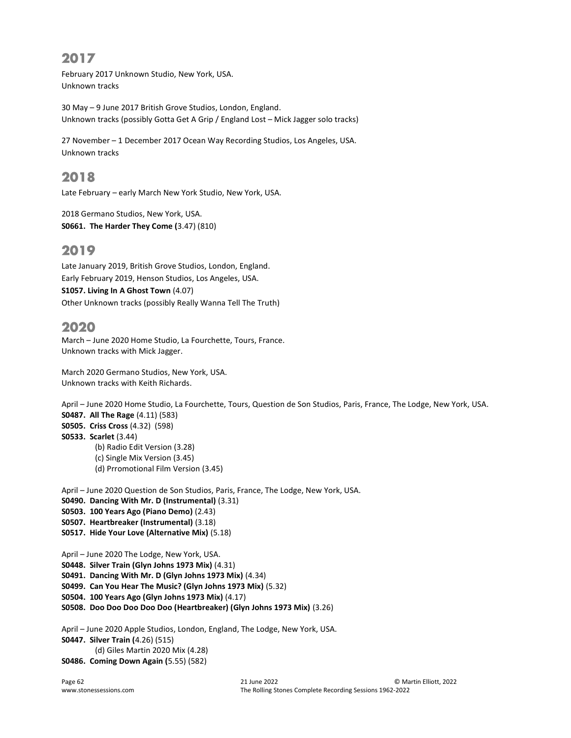## 2017

February 2017 Unknown Studio, New York, USA.
Unknown tracks

30 May – 9 June 2017 British Grove Studios, London, England.
Unknown tracks (possibly Gotta Get A Grip / England Lost – Mick Jagger solo tracks)

27 November – 1 December 2017 Ocean Way Recording Studios, Los Angeles, USA.
Unknown tracks

## 2018

Late February – early March New York Studio, New York, USA.

2018 Germano Studios, New York, USA.
**S0661. The Harder They Come (**3.47) (810)

## 2019

Late January 2019, British Grove Studios, London, England.
Early February 2019, Henson Studios, Los Angeles, USA.
**S1057. Living In A Ghost Town** (4.07)
Other Unknown tracks (possibly Really Wanna Tell The Truth)

## 2020

March – June 2020 Home Studio, La Fourchette, Tours, France.
Unknown tracks with Mick Jagger.

March 2020 Germano Studios, New York, USA.
Unknown tracks with Keith Richards.

April – June 2020 Home Studio, La Fourchette, Tours, Question de Son Studios, Paris, France, The Lodge, New York, USA.
**S0487. All The Rage** (4.11) (583)
**S0505. Criss Cross** (4.32) (598)
**S0533. Scarlet** (3.44)
(b) Radio Edit Version (3.28)
(c) Single Mix Version (3.45)
(d) Prromotional Film Version (3.45)

April – June 2020 Question de Son Studios, Paris, France, The Lodge, New York, USA.
**S0490. Dancing With Mr. D (Instrumental)** (3.31)
**S0503. 100 Years Ago (Piano Demo)** (2.43)
**S0507. Heartbreaker (Instrumental)** (3.18)
**S0517. Hide Your Love (Alternative Mix)** (5.18)

April – June 2020 The Lodge, New York, USA.
**S0448. Silver Train (Glyn Johns 1973 Mix)** (4.31)
**S0491. Dancing With Mr. D (Glyn Johns 1973 Mix)** (4.34)
**S0499. Can You Hear The Music? (Glyn Johns 1973 Mix)** (5.32)
**S0504. 100 Years Ago (Glyn Johns 1973 Mix)** (4.17)
**S0508. Doo Doo Doo Doo Doo (Heartbreaker) (Glyn Johns 1973 Mix)** (3.26)

April – June 2020 Apple Studios, London, England, The Lodge, New York, USA.
**S0447. Silver Train (**4.26) (515)
(d) Giles Martin 2020 Mix (4.28)
**S0486. Coming Down Again (**5.55) (582)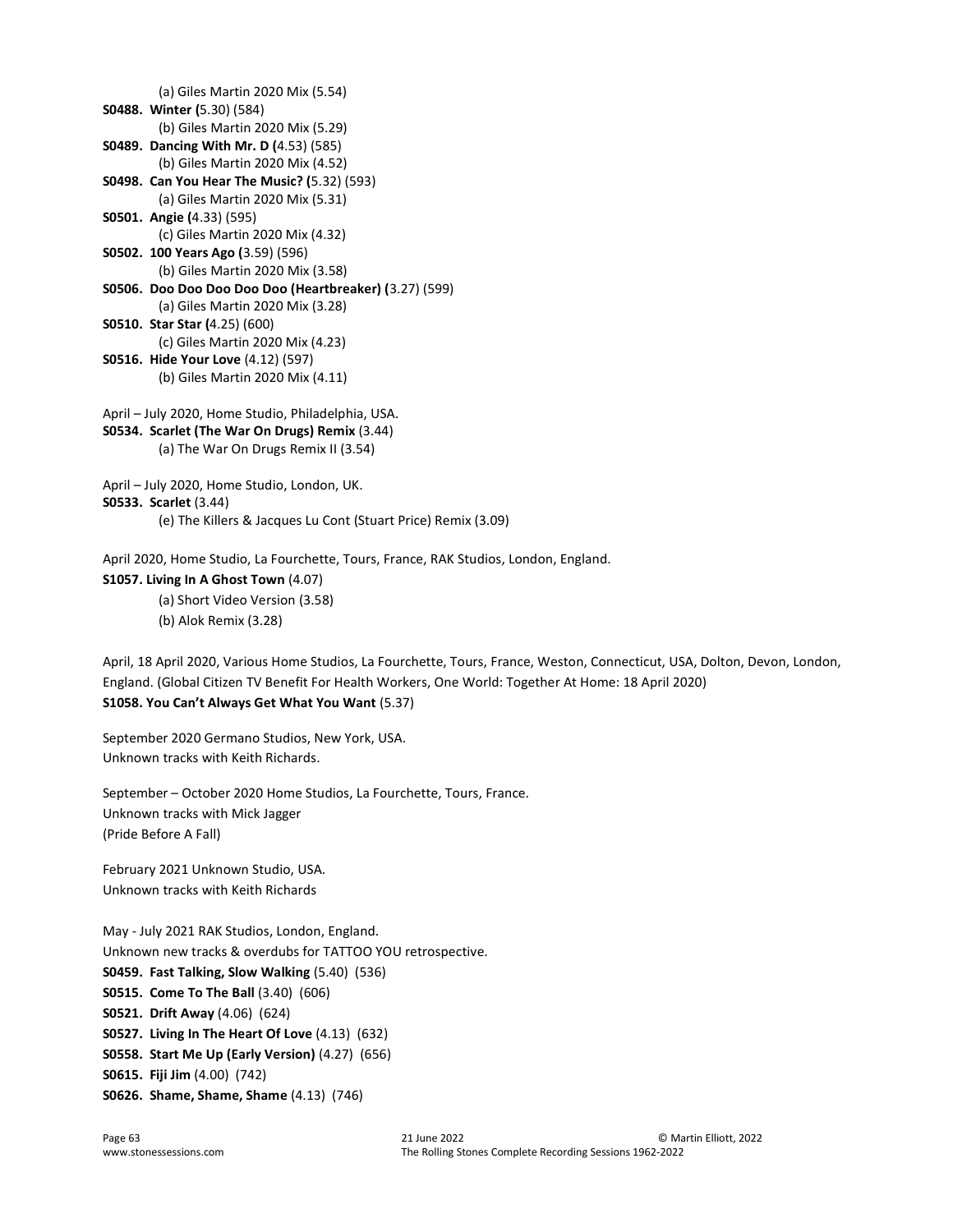(a) Giles Martin 2020 Mix (5.54)

**S0488. Winter (**5.30) (584)
(b) Giles Martin 2020 Mix (5.29)

**S0489. Dancing With Mr. D (**4.53) (585)
(b) Giles Martin 2020 Mix (4.52)

**S0498. Can You Hear The Music? (**5.32) (593)
(a) Giles Martin 2020 Mix (5.31)

**S0501. Angie (**4.33) (595)
(c) Giles Martin 2020 Mix (4.32)

**S0502. 100 Years Ago (**3.59) (596)
(b) Giles Martin 2020 Mix (3.58)

**S0506. Doo Doo Doo Doo Doo (Heartbreaker) (**3.27) (599)
(a) Giles Martin 2020 Mix (3.28)

**S0510. Star Star (**4.25) (600)
(c) Giles Martin 2020 Mix (4.23)

**S0516. Hide Your Love** (4.12) (597)
(b) Giles Martin 2020 Mix (4.11)

April – July 2020, Home Studio, Philadelphia, USA.

**S0534. Scarlet (The War On Drugs) Remix** (3.44)
(a) The War On Drugs Remix II (3.54)

April – July 2020, Home Studio, London, UK.

**S0533. Scarlet** (3.44)
(e) The Killers & Jacques Lu Cont (Stuart Price) Remix (3.09)

April 2020, Home Studio, La Fourchette, Tours, France, RAK Studios, London, England.

**S1057. Living In A Ghost Town** (4.07)
(a) Short Video Version (3.58)
(b) Alok Remix (3.28)

April, 18 April 2020, Various Home Studios, La Fourchette, Tours, France, Weston, Connecticut, USA, Dolton, Devon, London, England. (Global Citizen TV Benefit For Health Workers, One World: Together At Home: 18 April 2020)

**S1058. You Can't Always Get What You Want** (5.37)

September 2020 Germano Studios, New York, USA.
Unknown tracks with Keith Richards.

September – October 2020 Home Studios, La Fourchette, Tours, France.
Unknown tracks with Mick Jagger
(Pride Before A Fall)

February 2021 Unknown Studio, USA.
Unknown tracks with Keith Richards

May - July 2021 RAK Studios, London, England.
Unknown new tracks & overdubs for TATTOO YOU retrospective.

**S0459. Fast Talking, Slow Walking** (5.40) (536)
**S0515. Come To The Ball** (3.40) (606)
**S0521. Drift Away** (4.06) (624)
**S0527. Living In The Heart Of Love** (4.13) (632)
**S0558. Start Me Up (Early Version)** (4.27) (656)
**S0615. Fiji Jim** (4.00) (742)
**S0626. Shame, Shame, Shame** (4.13) (746)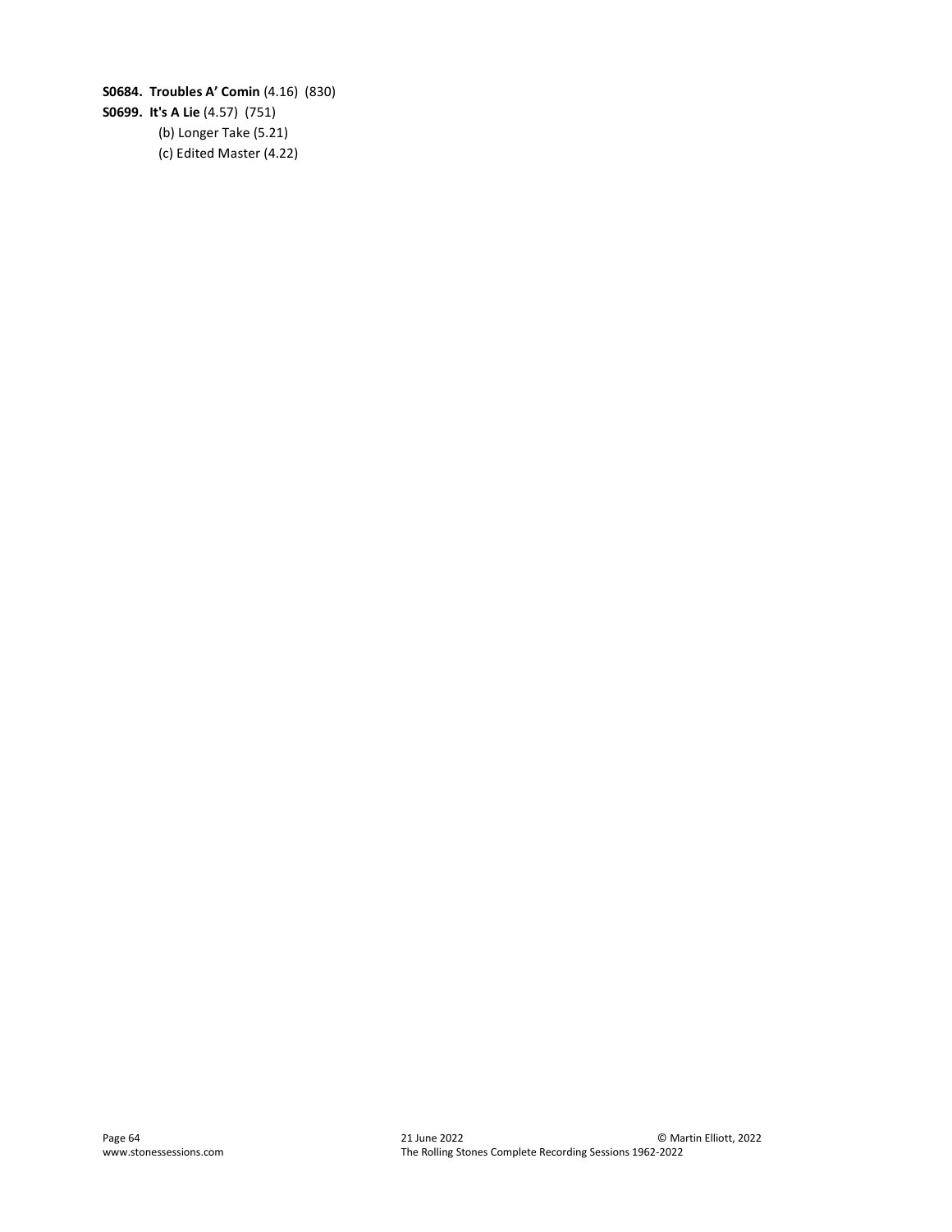**S0684. Troubles A' Comin** (4.16) (830)

**S0699. It's A Lie** (4.57) (751)

(b) Longer Take (5.21)

(c) Edited Master (4.22)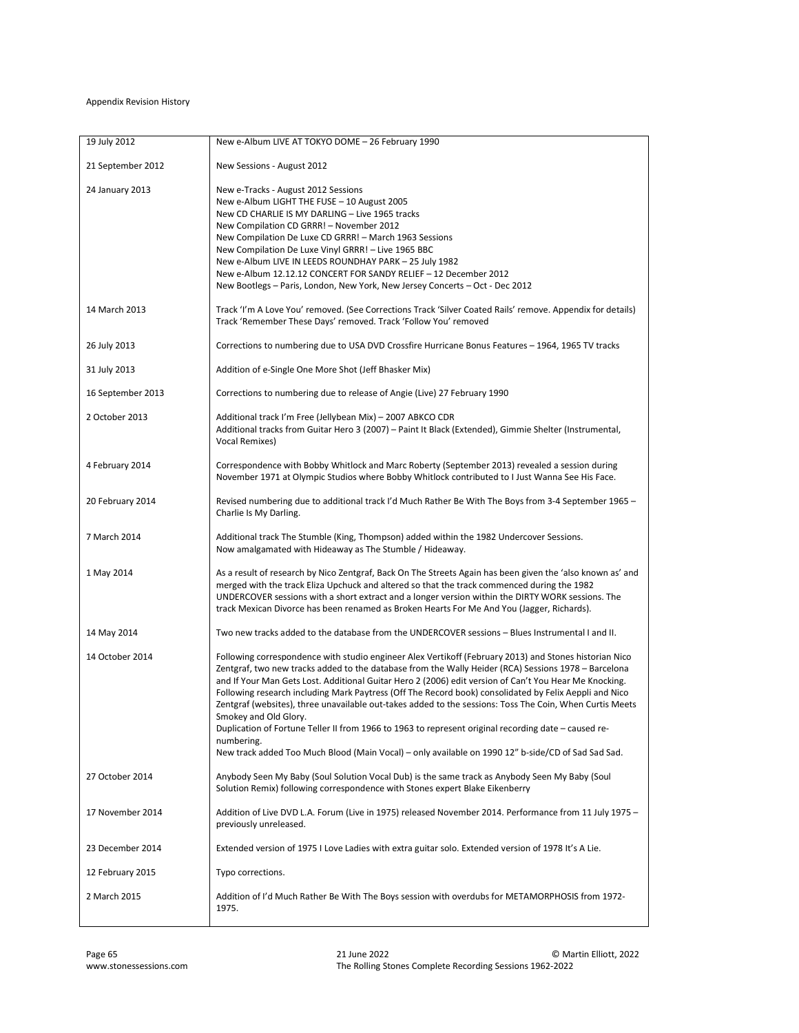Appendix Revision History

| | |
|---|---|
| 19 July 2012 | New e-Album LIVE AT TOKYO DOME – 26 February 1990 |
| 21 September 2012 | New Sessions - August 2012 |
| 24 January 2013 | New e-Tracks - August 2012 Sessions<br>New e-Album LIGHT THE FUSE – 10 August 2005<br>New CD CHARLIE IS MY DARLING – Live 1965 tracks<br>New Compilation CD GRRR! – November 2012<br>New Compilation De Luxe CD GRRR! – March 1963 Sessions<br>New Compilation De Luxe Vinyl GRRR! – Live 1965 BBC<br>New e-Album LIVE IN LEEDS ROUNDHAY PARK – 25 July 1982<br>New e-Album 12.12.12 CONCERT FOR SANDY RELIEF – 12 December 2012<br>New Bootlegs – Paris, London, New York, New Jersey Concerts – Oct - Dec 2012 |
| 14 March 2013 | Track 'I'm A Love You' removed. (See Corrections Track 'Silver Coated Rails' remove. Appendix for details)<br>Track 'Remember These Days' removed. Track 'Follow You' removed |
| 26 July 2013 | Corrections to numbering due to USA DVD Crossfire Hurricane Bonus Features – 1964, 1965 TV tracks |
| 31 July 2013 | Addition of e-Single One More Shot (Jeff Bhasker Mix) |
| 16 September 2013 | Corrections to numbering due to release of Angie (Live) 27 February 1990 |
| 2 October 2013 | Additional track I'm Free (Jellybean Mix) – 2007 ABKCO CDR<br>Additional tracks from Guitar Hero 3 (2007) – Paint It Black (Extended), Gimmie Shelter (Instrumental, Vocal Remixes) |
| 4 February 2014 | Correspondence with Bobby Whitlock and Marc Roberty (September 2013) revealed a session during November 1971 at Olympic Studios where Bobby Whitlock contributed to I Just Wanna See His Face. |
| 20 February 2014 | Revised numbering due to additional track I'd Much Rather Be With The Boys from 3-4 September 1965 – Charlie Is My Darling. |
| 7 March 2014 | Additional track The Stumble (King, Thompson) added within the 1982 Undercover Sessions.<br>Now amalgamated with Hideaway as The Stumble / Hideaway. |
| 1 May 2014 | As a result of research by Nico Zentgraf, Back On The Streets Again has been given the 'also known as' and merged with the track Eliza Upchuck and altered so that the track commenced during the 1982 UNDERCOVER sessions with a short extract and a longer version within the DIRTY WORK sessions. The track Mexican Divorce has been renamed as Broken Hearts For Me And You (Jagger, Richards). |
| 14 May 2014 | Two new tracks added to the database from the UNDERCOVER sessions – Blues Instrumental I and II. |
| 14 October 2014 | Following correspondence with studio engineer Alex Vertikoff (February 2013) and Stones historian Nico Zentgraf, two new tracks added to the database from the Wally Heider (RCA) Sessions 1978 – Barcelona and If Your Man Gets Lost. Additional Guitar Hero 2 (2006) edit version of Can't You Hear Me Knocking.<br>Following research including Mark Paytress (Off The Record book) consolidated by Felix Aeppli and Nico Zentgraf (websites), three unavailable out-takes added to the sessions: Toss The Coin, When Curtis Meets Smokey and Old Glory.<br>Duplication of Fortune Teller II from 1966 to 1963 to represent original recording date – caused re-numbering.<br>New track added Too Much Blood (Main Vocal) – only available on 1990 12" b-side/CD of Sad Sad Sad. |
| 27 October 2014 | Anybody Seen My Baby (Soul Solution Vocal Dub) is the same track as Anybody Seen My Baby (Soul Solution Remix) following correspondence with Stones expert Blake Eikenberry |
| 17 November 2014 | Addition of Live DVD L.A. Forum (Live in 1975) released November 2014. Performance from 11 July 1975 – previously unreleased. |
| 23 December 2014 | Extended version of 1975 I Love Ladies with extra guitar solo. Extended version of 1978 It's A Lie. |
| 12 February 2015 | Typo corrections. |
| 2 March 2015 | Addition of I'd Much Rather Be With The Boys session with overdubs for METAMORPHOSIS from 1972-1975. |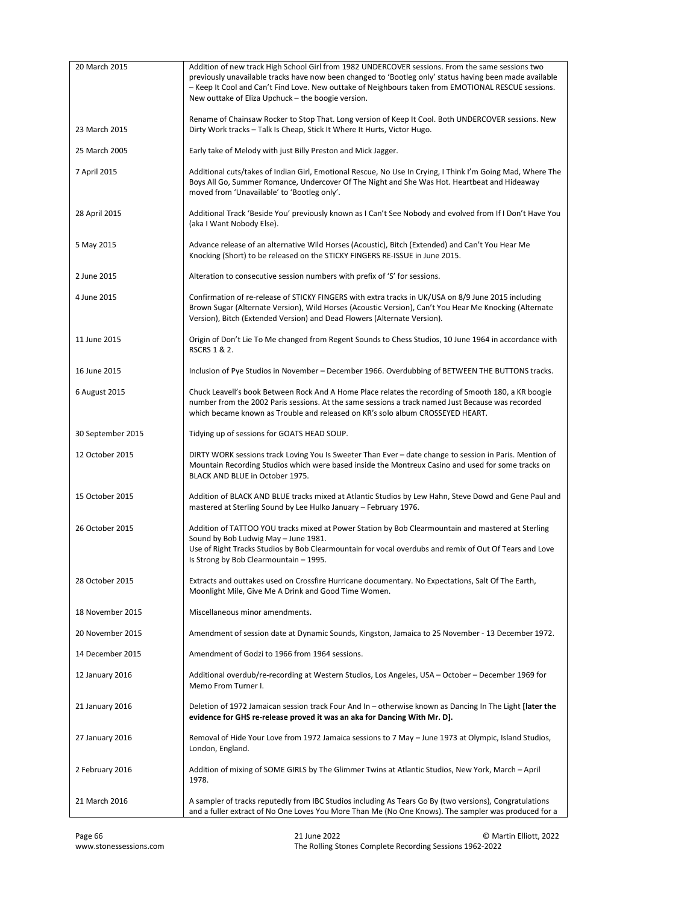| | |
|---|---|
| 20 March 2015 | Addition of new track High School Girl from 1982 UNDERCOVER sessions. From the same sessions two previously unavailable tracks have now been changed to 'Bootleg only' status having been made available – Keep It Cool and Can't Find Love. New outtake of Neighbours taken from EMOTIONAL RESCUE sessions. New outtake of Eliza Upchuck – the boogie version. |
| 23 March 2015 | Rename of Chainsaw Rocker to Stop That. Long version of Keep It Cool. Both UNDERCOVER sessions. New Dirty Work tracks – Talk Is Cheap, Stick It Where It Hurts, Victor Hugo. |
| 25 March 2005 | Early take of Melody with just Billy Preston and Mick Jagger. |
| 7 April 2015 | Additional cuts/takes of Indian Girl, Emotional Rescue, No Use In Crying, I Think I'm Going Mad, Where The Boys All Go, Summer Romance, Undercover Of The Night and She Was Hot. Heartbeat and Hideaway moved from 'Unavailable' to 'Bootleg only'. |
| 28 April 2015 | Additional Track 'Beside You' previously known as I Can't See Nobody and evolved from If I Don't Have You (aka I Want Nobody Else). |
| 5 May 2015 | Advance release of an alternative Wild Horses (Acoustic), Bitch (Extended) and Can't You Hear Me Knocking (Short) to be released on the STICKY FINGERS RE-ISSUE in June 2015. |
| 2 June 2015 | Alteration to consecutive session numbers with prefix of 'S' for sessions. |
| 4 June 2015 | Confirmation of re-release of STICKY FINGERS with extra tracks in UK/USA on 8/9 June 2015 including Brown Sugar (Alternate Version), Wild Horses (Acoustic Version), Can't You Hear Me Knocking (Alternate Version), Bitch (Extended Version) and Dead Flowers (Alternate Version). |
| 11 June 2015 | Origin of Don't Lie To Me changed from Regent Sounds to Chess Studios, 10 June 1964 in accordance with RSCRS 1 & 2. |
| 16 June 2015 | Inclusion of Pye Studios in November – December 1966. Overdubbing of BETWEEN THE BUTTONS tracks. |
| 6 August 2015 | Chuck Leavell's book Between Rock And A Home Place relates the recording of Smooth 180, a KR boogie number from the 2002 Paris sessions. At the same sessions a track named Just Because was recorded which became known as Trouble and released on KR's solo album CROSSEYED HEART. |
| 30 September 2015 | Tidying up of sessions for GOATS HEAD SOUP. |
| 12 October 2015 | DIRTY WORK sessions track Loving You Is Sweeter Than Ever – date change to session in Paris. Mention of Mountain Recording Studios which were based inside the Montreux Casino and used for some tracks on BLACK AND BLUE in October 1975. |
| 15 October 2015 | Addition of BLACK AND BLUE tracks mixed at Atlantic Studios by Lew Hahn, Steve Dowd and Gene Paul and mastered at Sterling Sound by Lee Hulko January – February 1976. |
| 26 October 2015 | Addition of TATTOO YOU tracks mixed at Power Station by Bob Clearmountain and mastered at Sterling Sound by Bob Ludwig May – June 1981. Use of Right Tracks Studios by Bob Clearmountain for vocal overdubs and remix of Out Of Tears and Love Is Strong by Bob Clearmountain – 1995. |
| 28 October 2015 | Extracts and outtakes used on Crossfire Hurricane documentary. No Expectations, Salt Of The Earth, Moonlight Mile, Give Me A Drink and Good Time Women. |
| 18 November 2015 | Miscellaneous minor amendments. |
| 20 November 2015 | Amendment of session date at Dynamic Sounds, Kingston, Jamaica to 25 November - 13 December 1972. |
| 14 December 2015 | Amendment of Godzi to 1966 from 1964 sessions. |
| 12 January 2016 | Additional overdub/re-recording at Western Studios, Los Angeles, USA – October – December 1969 for Memo From Turner I. |
| 21 January 2016 | Deletion of 1972 Jamaican session track Four And In – otherwise known as Dancing In The Light **[later the evidence for GHS re-release proved it was an aka for Dancing With Mr. D].** |
| 27 January 2016 | Removal of Hide Your Love from 1972 Jamaica sessions to 7 May – June 1973 at Olympic, Island Studios, London, England. |
| 2 February 2016 | Addition of mixing of SOME GIRLS by The Glimmer Twins at Atlantic Studios, New York, March – April 1978. |
| 21 March 2016 | A sampler of tracks reputedly from IBC Studios including As Tears Go By (two versions), Congratulations and a fuller extract of No One Loves You More Than Me (No One Knows). The sampler was produced for a |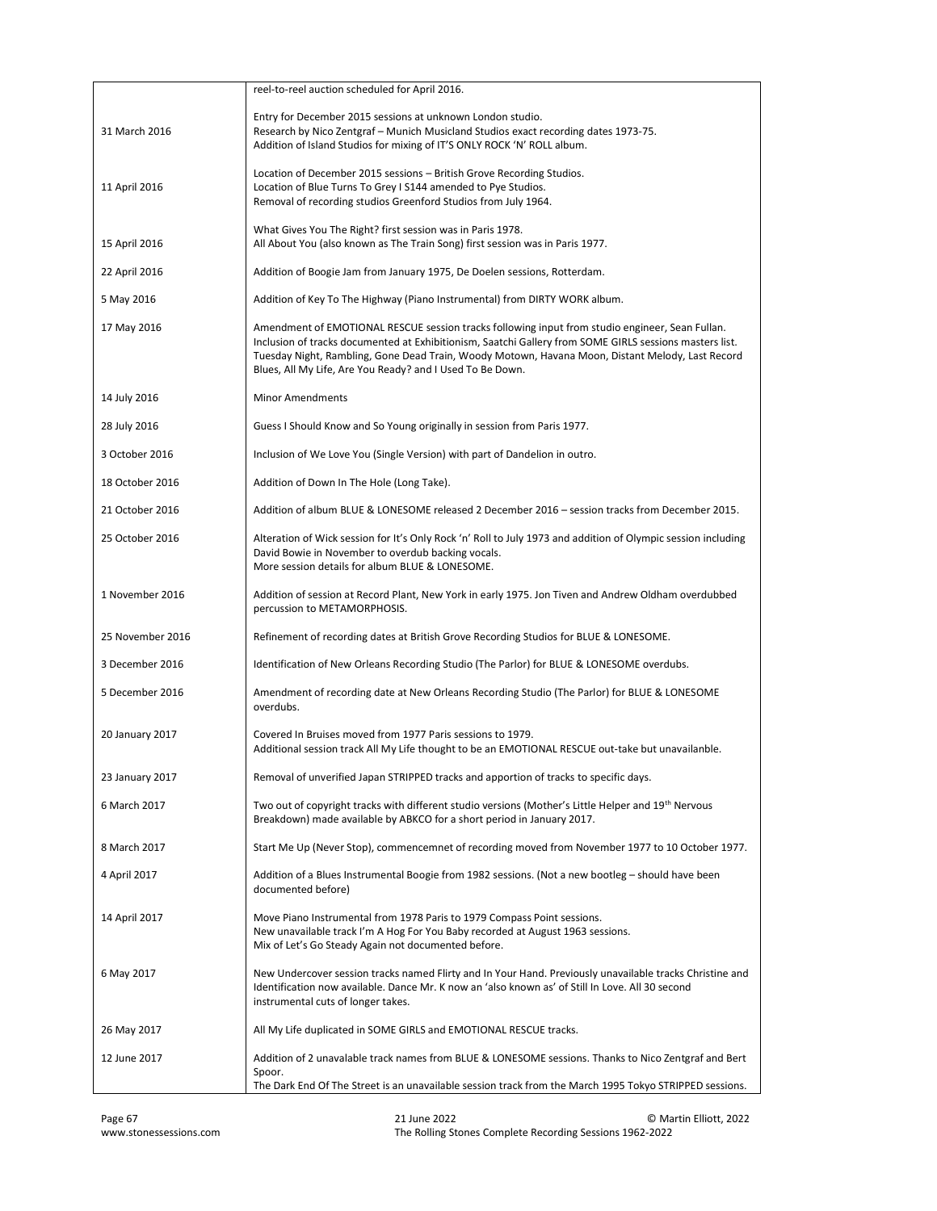| | |
|---|---|
| | reel-to-reel auction scheduled for April 2016. |
| 31 March 2016 | Entry for December 2015 sessions at unknown London studio.<br>Research by Nico Zentgraf – Munich Musicland Studios exact recording dates 1973-75.<br>Addition of Island Studios for mixing of IT'S ONLY ROCK 'N' ROLL album. |
| 11 April 2016 | Location of December 2015 sessions – British Grove Recording Studios.<br>Location of Blue Turns To Grey I S144 amended to Pye Studios.<br>Removal of recording studios Greenford Studios from July 1964. |
| 15 April 2016 | What Gives You The Right? first session was in Paris 1978.<br>All About You (also known as The Train Song) first session was in Paris 1977. |
| 22 April 2016 | Addition of Boogie Jam from January 1975, De Doelen sessions, Rotterdam. |
| 5 May 2016 | Addition of Key To The Highway (Piano Instrumental) from DIRTY WORK album. |
| 17 May 2016 | Amendment of EMOTIONAL RESCUE session tracks following input from studio engineer, Sean Fullan.<br>Inclusion of tracks documented at Exhibitionism, Saatchi Gallery from SOME GIRLS sessions masters list.<br>Tuesday Night, Rambling, Gone Dead Train, Woody Motown, Havana Moon, Distant Melody, Last Record Blues, All My Life, Are You Ready? and I Used To Be Down. |
| 14 July 2016 | Minor Amendments |
| 28 July 2016 | Guess I Should Know and So Young originally in session from Paris 1977. |
| 3 October 2016 | Inclusion of We Love You (Single Version) with part of Dandelion in outro. |
| 18 October 2016 | Addition of Down In The Hole (Long Take). |
| 21 October 2016 | Addition of album BLUE & LONESOME released 2 December 2016 – session tracks from December 2015. |
| 25 October 2016 | Alteration of Wick session for It's Only Rock 'n' Roll to July 1973 and addition of Olympic session including David Bowie in November to overdub backing vocals.<br>More session details for album BLUE & LONESOME. |
| 1 November 2016 | Addition of session at Record Plant, New York in early 1975. Jon Tiven and Andrew Oldham overdubbed percussion to METAMORPHOSIS. |
| 25 November 2016 | Refinement of recording dates at British Grove Recording Studios for BLUE & LONESOME. |
| 3 December 2016 | Identification of New Orleans Recording Studio (The Parlor) for BLUE & LONESOME overdubs. |
| 5 December 2016 | Amendment of recording date at New Orleans Recording Studio (The Parlor) for BLUE & LONESOME overdubs. |
| 20 January 2017 | Covered In Bruises moved from 1977 Paris sessions to 1979.<br>Additional session track All My Life thought to be an EMOTIONAL RESCUE out-take but unavailanble. |
| 23 January 2017 | Removal of unverified Japan STRIPPED tracks and apportion of tracks to specific days. |
| 6 March 2017 | Two out of copyright tracks with different studio versions (Mother's Little Helper and 19th Nervous Breakdown) made available by ABKCO for a short period in January 2017. |
| 8 March 2017 | Start Me Up (Never Stop), commencemnet of recording moved from November 1977 to 10 October 1977. |
| 4 April 2017 | Addition of a Blues Instrumental Boogie from 1982 sessions. (Not a new bootleg – should have been documented before) |
| 14 April 2017 | Move Piano Instrumental from 1978 Paris to 1979 Compass Point sessions.<br>New unavailable track I'm A Hog For You Baby recorded at August 1963 sessions.<br>Mix of Let's Go Steady Again not documented before. |
| 6 May 2017 | New Undercover session tracks named Flirty and In Your Hand. Previously unavailable tracks Christine and Identification now available. Dance Mr. K now an 'also known as' of Still In Love. All 30 second instrumental cuts of longer takes. |
| 26 May 2017 | All My Life duplicated in SOME GIRLS and EMOTIONAL RESCUE tracks. |
| 12 June 2017 | Addition of 2 unavalable track names from BLUE & LONESOME sessions. Thanks to Nico Zentgraf and Bert Spoor.<br>The Dark End Of The Street is an unavailable session track from the March 1995 Tokyo STRIPPED sessions. |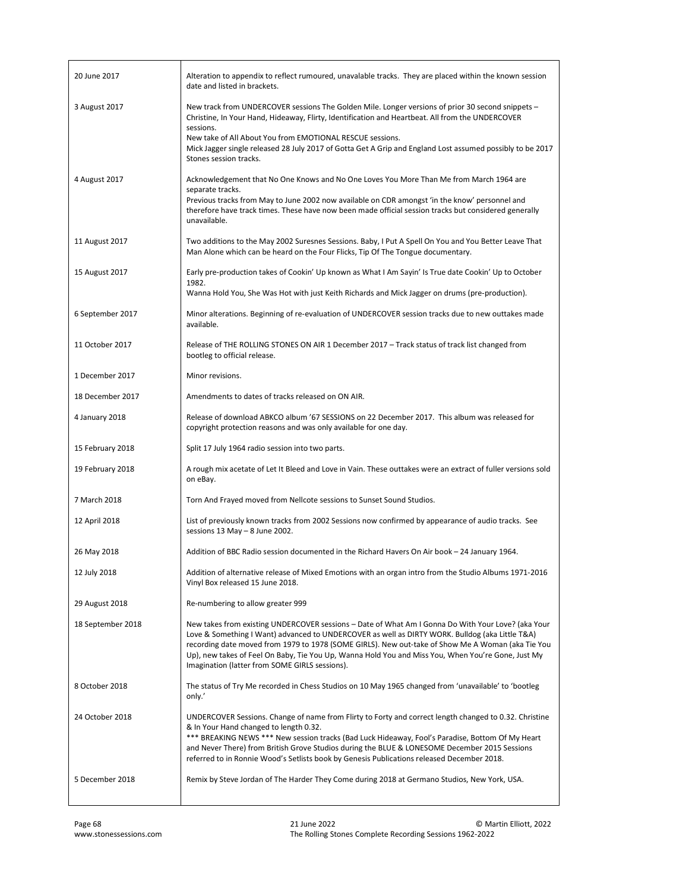| | |
|---|---|
| 20 June 2017 | Alteration to appendix to reflect rumoured, unavalable tracks. They are placed within the known session date and listed in brackets. |
| 3 August 2017 | New track from UNDERCOVER sessions The Golden Mile. Longer versions of prior 30 second snippets – Christine, In Your Hand, Hideaway, Flirty, Identification and Heartbeat. All from the UNDERCOVER sessions.<br>New take of All About You from EMOTIONAL RESCUE sessions.<br>Mick Jagger single released 28 July 2017 of Gotta Get A Grip and England Lost assumed possibly to be 2017 Stones session tracks. |
| 4 August 2017 | Acknowledgement that No One Knows and No One Loves You More Than Me from March 1964 are separate tracks.<br>Previous tracks from May to June 2002 now available on CDR amongst 'in the know' personnel and therefore have track times. These have now been made official session tracks but considered generally unavailable. |
| 11 August 2017 | Two additions to the May 2002 Suresnes Sessions. Baby, I Put A Spell On You and You Better Leave That Man Alone which can be heard on the Four Flicks, Tip Of The Tongue documentary. |
| 15 August 2017 | Early pre-production takes of Cookin' Up known as What I Am Sayin' Is True date Cookin' Up to October 1982.<br>Wanna Hold You, She Was Hot with just Keith Richards and Mick Jagger on drums (pre-production). |
| 6 September 2017 | Minor alterations. Beginning of re-evaluation of UNDERCOVER session tracks due to new outtakes made available. |
| 11 October 2017 | Release of THE ROLLING STONES ON AIR 1 December 2017 – Track status of track list changed from bootleg to official release. |
| 1 December 2017 | Minor revisions. |
| 18 December 2017 | Amendments to dates of tracks released on ON AIR. |
| 4 January 2018 | Release of download ABKCO album '67 SESSIONS on 22 December 2017. This album was released for copyright protection reasons and was only available for one day. |
| 15 February 2018 | Split 17 July 1964 radio session into two parts. |
| 19 February 2018 | A rough mix acetate of Let It Bleed and Love in Vain. These outtakes were an extract of fuller versions sold on eBay. |
| 7 March 2018 | Torn And Frayed moved from Nellcote sessions to Sunset Sound Studios. |
| 12 April 2018 | List of previously known tracks from 2002 Sessions now confirmed by appearance of audio tracks. See sessions 13 May – 8 June 2002. |
| 26 May 2018 | Addition of BBC Radio session documented in the Richard Havers On Air book – 24 January 1964. |
| 12 July 2018 | Addition of alternative release of Mixed Emotions with an organ intro from the Studio Albums 1971-2016 Vinyl Box released 15 June 2018. |
| 29 August 2018 | Re-numbering to allow greater 999 |
| 18 September 2018 | New takes from existing UNDERCOVER sessions – Date of What Am I Gonna Do With Your Love? (aka Your Love & Something I Want) advanced to UNDERCOVER as well as DIRTY WORK. Bulldog (aka Little T&A) recording date moved from 1979 to 1978 (SOME GIRLS). New out-take of Show Me A Woman (aka Tie You Up), new takes of Feel On Baby, Tie You Up, Wanna Hold You and Miss You, When You're Gone, Just My Imagination (latter from SOME GIRLS sessions). |
| 8 October 2018 | The status of Try Me recorded in Chess Studios on 10 May 1965 changed from 'unavailable' to 'bootleg only.' |
| 24 October 2018 | UNDERCOVER Sessions. Change of name from Flirty to Forty and correct length changed to 0.32. Christine & In Your Hand changed to length 0.32.<br>*** BREAKING NEWS *** New session tracks (Bad Luck Hideaway, Fool's Paradise, Bottom Of My Heart and Never There) from British Grove Studios during the BLUE & LONESOME December 2015 Sessions referred to in Ronnie Wood's Setlists book by Genesis Publications released December 2018. |
| 5 December 2018 | Remix by Steve Jordan of The Harder They Come during 2018 at Germano Studios, New York, USA. |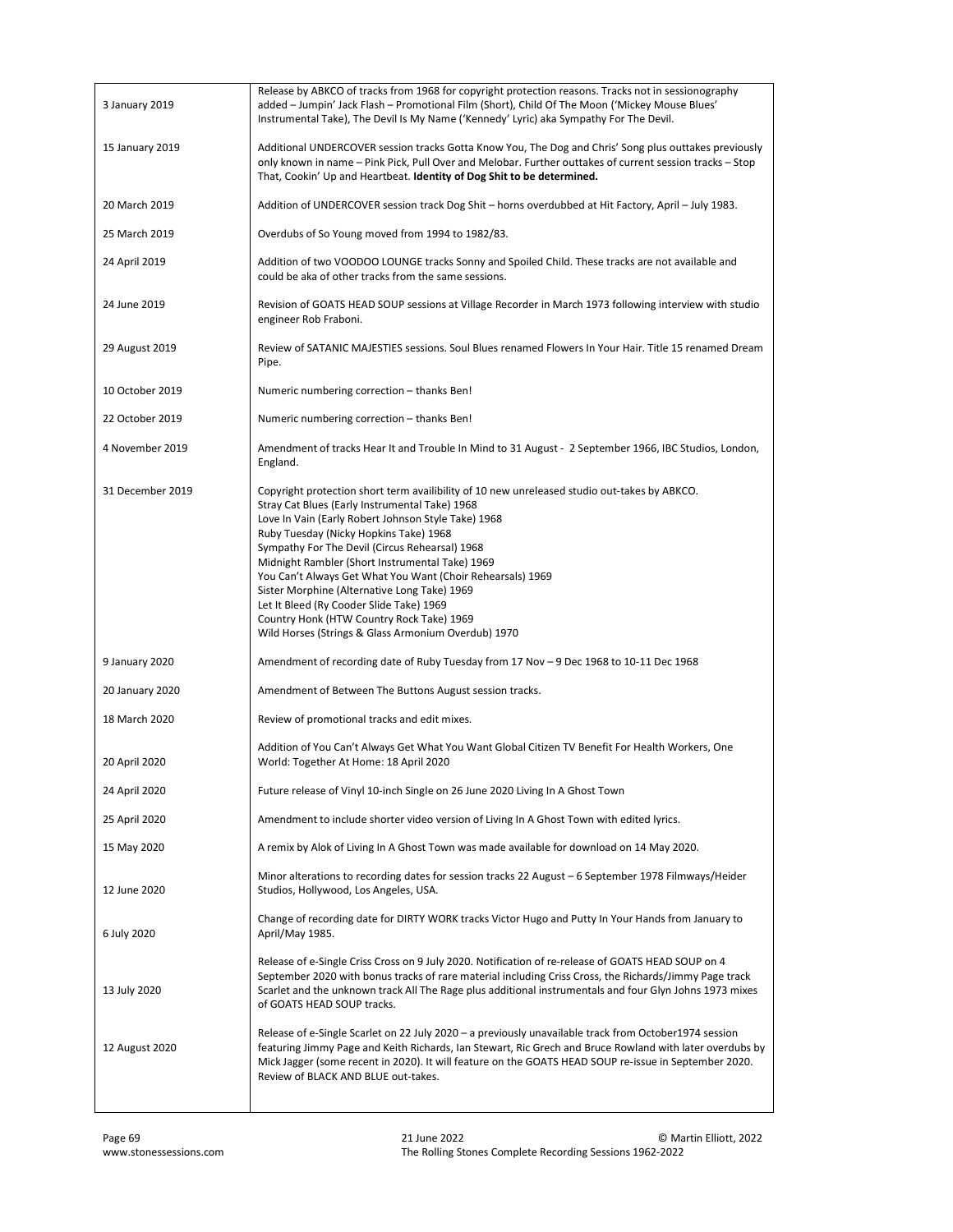| | |
|---|---|
| 3 January 2019 | Release by ABKCO of tracks from 1968 for copyright protection reasons. Tracks not in sessionography added – Jumpin' Jack Flash – Promotional Film (Short), Child Of The Moon ('Mickey Mouse Blues' Instrumental Take), The Devil Is My Name ('Kennedy' Lyric) aka Sympathy For The Devil. |
| 15 January 2019 | Additional UNDERCOVER session tracks Gotta Know You, The Dog and Chris' Song plus outtakes previously only known in name – Pink Pick, Pull Over and Melobar. Further outtakes of current session tracks – Stop That, Cookin' Up and Heartbeat. **Identity of Dog Shit to be determined.** |
| 20 March 2019 | Addition of UNDERCOVER session track Dog Shit – horns overdubbed at Hit Factory, April – July 1983. |
| 25 March 2019 | Overdubs of So Young moved from 1994 to 1982/83. |
| 24 April 2019 | Addition of two VOODOO LOUNGE tracks Sonny and Spoiled Child. These tracks are not available and could be aka of other tracks from the same sessions. |
| 24 June 2019 | Revision of GOATS HEAD SOUP sessions at Village Recorder in March 1973 following interview with studio engineer Rob Fraboni. |
| 29 August 2019 | Review of SATANIC MAJESTIES sessions. Soul Blues renamed Flowers In Your Hair. Title 15 renamed Dream Pipe. |
| 10 October 2019 | Numeric numbering correction – thanks Ben! |
| 22 October 2019 | Numeric numbering correction – thanks Ben! |
| 4 November 2019 | Amendment of tracks Hear It and Trouble In Mind to 31 August - 2 September 1966, IBC Studios, London, England. |
| 31 December 2019 | Copyright protection short term availibility of 10 new unreleased studio out-takes by ABKCO.<br>Stray Cat Blues (Early Instrumental Take) 1968<br>Love In Vain (Early Robert Johnson Style Take) 1968<br>Ruby Tuesday (Nicky Hopkins Take) 1968<br>Sympathy For The Devil (Circus Rehearsal) 1968<br>Midnight Rambler (Short Instrumental Take) 1969<br>You Can't Always Get What You Want (Choir Rehearsals) 1969<br>Sister Morphine (Alternative Long Take) 1969<br>Let It Bleed (Ry Cooder Slide Take) 1969<br>Country Honk (HTW Country Rock Take) 1969<br>Wild Horses (Strings & Glass Armonium Overdub) 1970 |
| 9 January 2020 | Amendment of recording date of Ruby Tuesday from 17 Nov – 9 Dec 1968 to 10-11 Dec 1968 |
| 20 January 2020 | Amendment of Between The Buttons August session tracks. |
| 18 March 2020 | Review of promotional tracks and edit mixes. |
| 20 April 2020 | Addition of You Can't Always Get What You Want Global Citizen TV Benefit For Health Workers, One World: Together At Home: 18 April 2020 |
| 24 April 2020 | Future release of Vinyl 10-inch Single on 26 June 2020 Living In A Ghost Town |
| 25 April 2020 | Amendment to include shorter video version of Living In A Ghost Town with edited lyrics. |
| 15 May 2020 | A remix by Alok of Living In A Ghost Town was made available for download on 14 May 2020. |
| 12 June 2020 | Minor alterations to recording dates for session tracks 22 August – 6 September 1978 Filmways/Heider Studios, Hollywood, Los Angeles, USA. |
| 6 July 2020 | Change of recording date for DIRTY WORK tracks Victor Hugo and Putty In Your Hands from January to April/May 1985. |
| 13 July 2020 | Release of e-Single Criss Cross on 9 July 2020. Notification of re-release of GOATS HEAD SOUP on 4 September 2020 with bonus tracks of rare material including Criss Cross, the Richards/Jimmy Page track Scarlet and the unknown track All The Rage plus additional instrumentals and four Glyn Johns 1973 mixes of GOATS HEAD SOUP tracks. |
| 12 August 2020 | Release of e-Single Scarlet on 22 July 2020 – a previously unavailable track from October1974 session featuring Jimmy Page and Keith Richards, Ian Stewart, Ric Grech and Bruce Rowland with later overdubs by Mick Jagger (some recent in 2020). It will feature on the GOATS HEAD SOUP re-issue in September 2020. Review of BLACK AND BLUE out-takes. |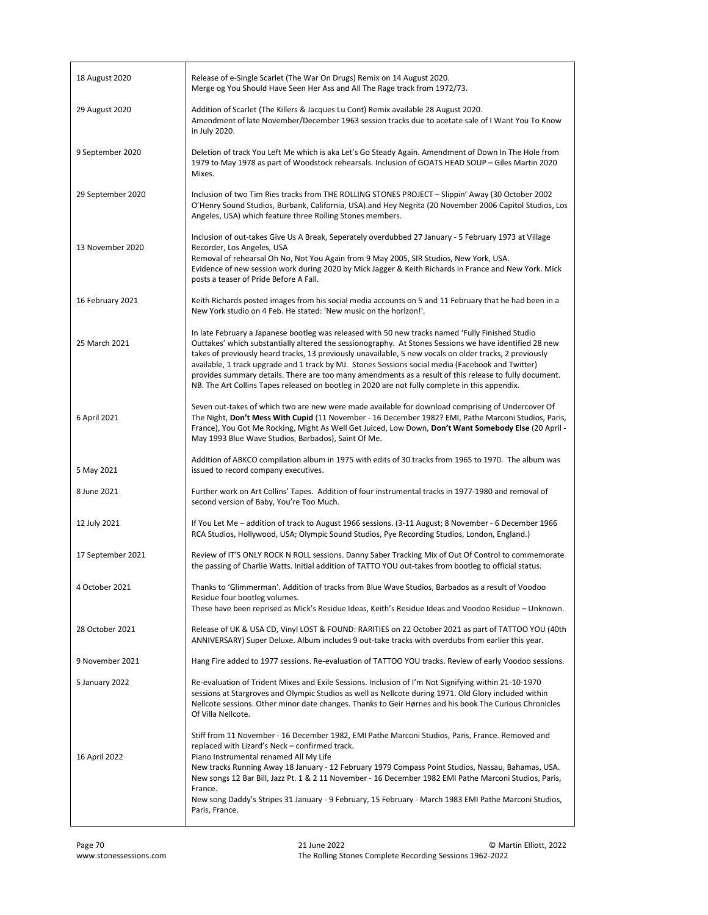| | |
|---|---|
| 18 August 2020 | Release of e-Single Scarlet (The War On Drugs) Remix on 14 August 2020. Merge og You Should Have Seen Her Ass and All The Rage track from 1972/73. |
| 29 August 2020 | Addition of Scarlet (The Killers & Jacques Lu Cont) Remix available 28 August 2020. Amendment of late November/December 1963 session tracks due to acetate sale of I Want You To Know in July 2020. |
| 9 September 2020 | Deletion of track You Left Me which is aka Let's Go Steady Again. Amendment of Down In The Hole from 1979 to May 1978 as part of Woodstock rehearsals. Inclusion of GOATS HEAD SOUP – Giles Martin 2020 Mixes. |
| 29 September 2020 | Inclusion of two Tim Ries tracks from THE ROLLING STONES PROJECT – Slippin' Away (30 October 2002 O'Henry Sound Studios, Burbank, California, USA).and Hey Negrita (20 November 2006 Capitol Studios, Los Angeles, USA) which feature three Rolling Stones members. |
| 13 November 2020 | Inclusion of out-takes Give Us A Break, Seperately overdubbed 27 January - 5 February 1973 at Village Recorder, Los Angeles, USA<br>Removal of rehearsal Oh No, Not You Again from 9 May 2005, SIR Studios, New York, USA.<br>Evidence of new session work during 2020 by Mick Jagger & Keith Richards in France and New York. Mick posts a teaser of Pride Before A Fall. |
| 16 February 2021 | Keith Richards posted images from his social media accounts on 5 and 11 February that he had been in a New York studio on 4 Feb. He stated: 'New music on the horizon!'. |
| 25 March 2021 | In late February a Japanese bootleg was released with 50 new tracks named 'Fully Finished Studio Outtakes' which substantially altered the sessionography. At Stones Sessions we have identified 28 new takes of previously heard tracks, 13 previously unavailable, 5 new vocals on older tracks, 2 previously available, 1 track upgrade and 1 track by MJ. Stones Sessions social media (Facebook and Twitter) provides summary details. There are too many amendments as a result of this release to fully document. NB. The Art Collins Tapes released on bootleg in 2020 are not fully complete in this appendix. |
| 6 April 2021 | Seven out-takes of which two are new were made available for download comprising of Undercover Of The Night, **Don't Mess With Cupid** (11 November - 16 December 1982? EMI, Pathe Marconi Studios, Paris, France), You Got Me Rocking, Might As Well Get Juiced, Low Down, **Don't Want Somebody Else** (20 April - May 1993 Blue Wave Studios, Barbados), Saint Of Me. |
| 5 May 2021 | Addition of ABKCO compilation album in 1975 with edits of 30 tracks from 1965 to 1970. The album was issued to record company executives. |
| 8 June 2021 | Further work on Art Collins' Tapes. Addition of four instrumental tracks in 1977-1980 and removal of second version of Baby, You're Too Much. |
| 12 July 2021 | If You Let Me – addition of track to August 1966 sessions. (3-11 August; 8 November - 6 December 1966 RCA Studios, Hollywood, USA; Olympic Sound Studios, Pye Recording Studios, London, England.) |
| 17 September 2021 | Review of IT'S ONLY ROCK N ROLL sessions. Danny Saber Tracking Mix of Out Of Control to commemorate the passing of Charlie Watts. Initial addition of TATTO YOU out-takes from bootleg to official status. |
| 4 October 2021 | Thanks to 'Glimmerman'. Addition of tracks from Blue Wave Studios, Barbados as a result of Voodoo Residue four bootleg volumes.<br>These have been reprised as Mick's Residue Ideas, Keith's Residue Ideas and Voodoo Residue – Unknown. |
| 28 October 2021 | Release of UK & USA CD, Vinyl LOST & FOUND: RARITIES on 22 October 2021 as part of TATTOO YOU (40th ANNIVERSARY) Super Deluxe. Album includes 9 out-take tracks with overdubs from earlier this year. |
| 9 November 2021 | Hang Fire added to 1977 sessions. Re-evaluation of TATTOO YOU tracks. Review of early Voodoo sessions. |
| 5 January 2022 | Re-evaluation of Trident Mixes and Exile Sessions. Inclusion of I'm Not Signifying within 21-10-1970 sessions at Stargroves and Olympic Studios as well as Nellcote during 1971. Old Glory included within Nellcote sessions. Other minor date changes. Thanks to Geir Hørnes and his book The Curious Chronicles Of Villa Nellcote. |
| 16 April 2022 | Stiff from 11 November - 16 December 1982, EMI Pathe Marconi Studios, Paris, France. Removed and replaced with Lizard's Neck – confirmed track.<br>Piano Instrumental renamed All My Life<br>New tracks Running Away 18 January - 12 February 1979 Compass Point Studios, Nassau, Bahamas, USA.<br>New songs 12 Bar Bill, Jazz Pt. 1 & 2 11 November - 16 December 1982 EMI Pathe Marconi Studios, Paris, France.<br>New song Daddy's Stripes 31 January - 9 February, 15 February - March 1983 EMI Pathe Marconi Studios, Paris, France. |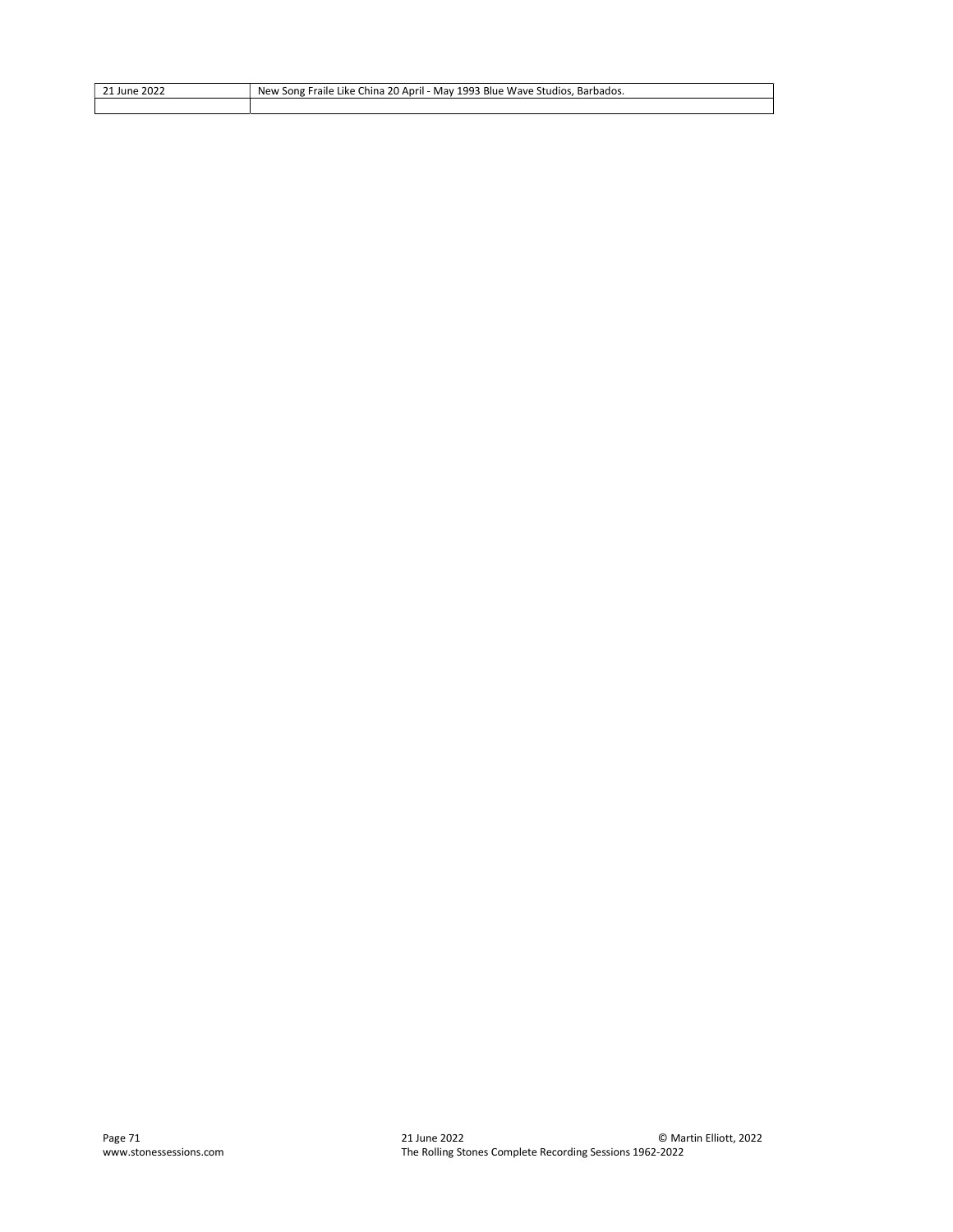| | |
|---|---|
| 21 June 2022 | New Song Fraile Like China 20 April - May 1993 Blue Wave Studios, Barbados. |
| | |